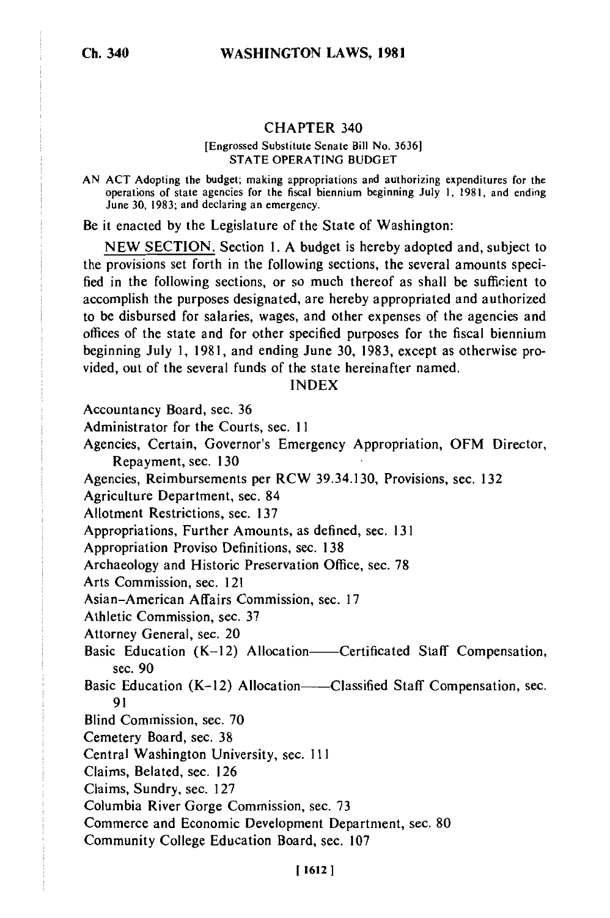# CHAPTER 340

[Engrossed Substitute Senate Bill No. 3636]

STATE OPERATING BUDGET

AN ACT Adopting the budget; making appropriations and authorizing expenditures for the operations of state agencies for the fiscal biennium beginning July 1, 1981, and ending June 30, 1983; and declaring an emergency.

Be it enacted by the Legislature of the State of Washington:

NEW SECTION. Section 1. A budget is hereby adopted and, subject to the provisions set forth in the following sections, the several amounts specified in the following sections, or so much thereof as shall be sufficient to accomplish the purposes designated, are hereby appropriated and authorized to be disbursed for salaries, wages, and other expenses of the agencies and offices of the state and for other specified purposes for the fiscal biennium beginning July 1, 1981, and ending June 30, 1983, except as otherwise provided, out of the several funds of the state hereinafter named.

## INDEX

Accountancy Board, sec. 36
Administrator for the Courts, sec. 11
Agencies, Certain, Governor's Emergency Appropriation, OFM Director, Repayment, sec. 130
Agencies, Reimbursements per RCW 39.34.130, Provisions, sec. 132
Agriculture Department, sec. 84
Allotment Restrictions, sec. 137
Appropriations, Further Amounts, as defined, sec. 131
Appropriation Proviso Definitions, sec. 138
Archaeology and Historic Preservation Office, sec. 78
Arts Commission, sec. 121
Asian-American Affairs Commission, sec. 17
Athletic Commission, sec. 37
Attorney General, sec. 20
Basic Education (K-12) Allocation——Certificated Staff Compensation, sec. 90
Basic Education (K-12) Allocation——Classified Staff Compensation, sec. 91
Blind Commission, sec. 70
Cemetery Board, sec. 38
Central Washington University, sec. 111
Claims, Belated, sec. 126
Claims, Sundry, sec. 127
Columbia River Gorge Commission, sec. 73
Commerce and Economic Development Department, sec. 80
Community College Education Board, sec. 107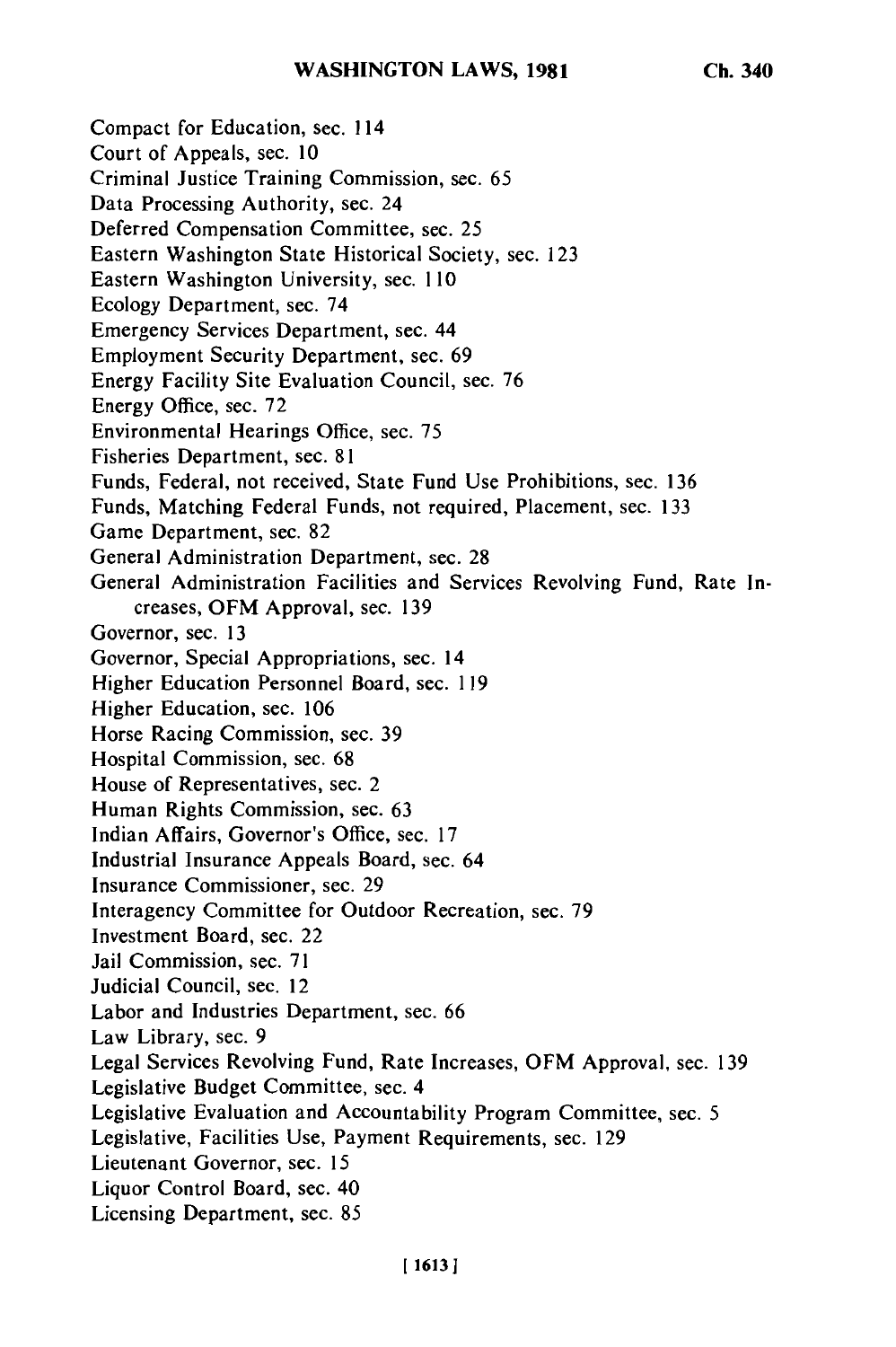Compact for Education, sec. 114
Court of Appeals, sec. 10
Criminal Justice Training Commission, sec. 65
Data Processing Authority, sec. 24
Deferred Compensation Committee, sec. 25
Eastern Washington State Historical Society, sec. 123
Eastern Washington University, sec. 110
Ecology Department, sec. 74
Emergency Services Department, sec. 44
Employment Security Department, sec. 69
Energy Facility Site Evaluation Council, sec. 76
Energy Office, sec. 72
Environmental Hearings Office, sec. 75
Fisheries Department, sec. 81
Funds, Federal, not received, State Fund Use Prohibitions, sec. 136
Funds, Matching Federal Funds, not required, Placement, sec. 133
Game Department, sec. 82
General Administration Department, sec. 28
General Administration Facilities and Services Revolving Fund, Rate Increases, OFM Approval, sec. 139
Governor, sec. 13
Governor, Special Appropriations, sec. 14
Higher Education Personnel Board, sec. 119
Higher Education, sec. 106
Horse Racing Commission, sec. 39
Hospital Commission, sec. 68
House of Representatives, sec. 2
Human Rights Commission, sec. 63
Indian Affairs, Governor's Office, sec. 17
Industrial Insurance Appeals Board, sec. 64
Insurance Commissioner, sec. 29
Interagency Committee for Outdoor Recreation, sec. 79
Investment Board, sec. 22
Jail Commission, sec. 71
Judicial Council, sec. 12
Labor and Industries Department, sec. 66
Law Library, sec. 9
Legal Services Revolving Fund, Rate Increases, OFM Approval, sec. 139
Legislative Budget Committee, sec. 4
Legislative Evaluation and Accountability Program Committee, sec. 5
Legislative, Facilities Use, Payment Requirements, sec. 129
Lieutenant Governor, sec. 15
Liquor Control Board, sec. 40
Licensing Department, sec. 85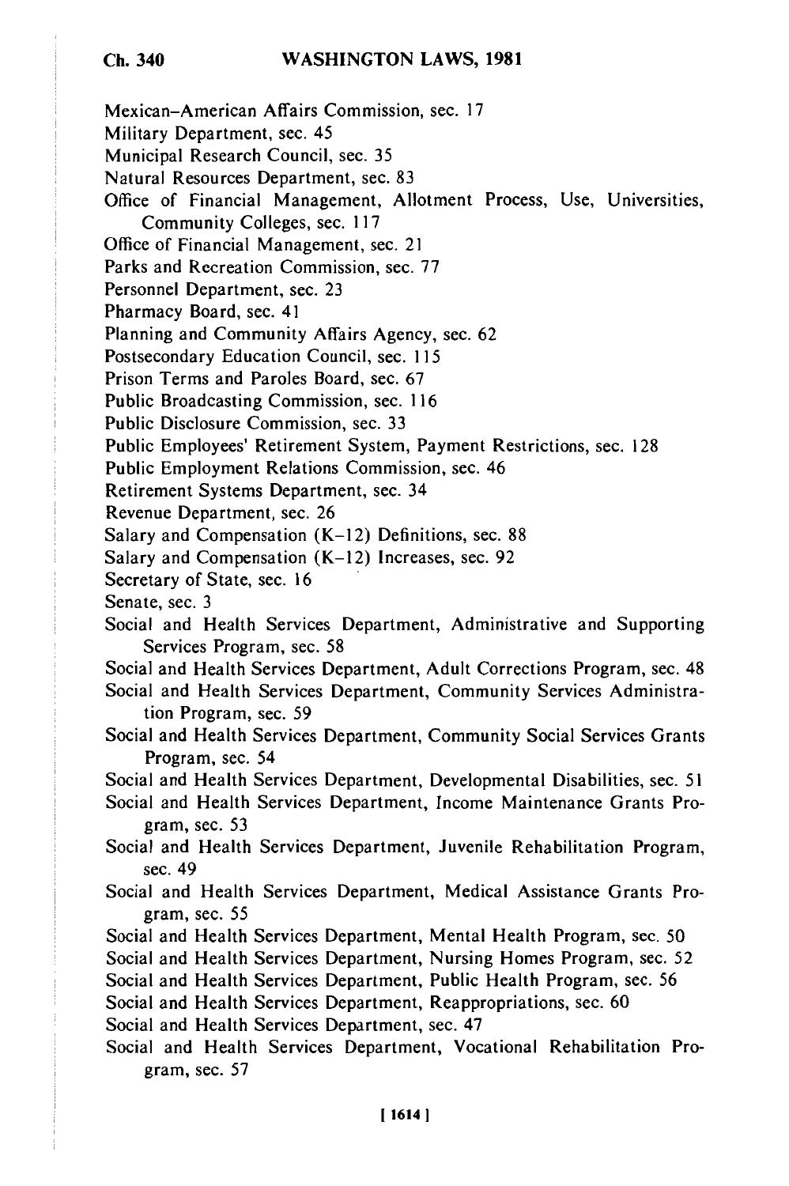Mexican–American Affairs Commission, sec. 17

Military Department, sec. 45

Municipal Research Council, sec. 35

Natural Resources Department, sec. 83

Office of Financial Management, Allotment Process, Use, Universities, Community Colleges, sec. 117

Office of Financial Management, sec. 21

Parks and Recreation Commission, sec. 77

Personnel Department, sec. 23

Pharmacy Board, sec. 41

Planning and Community Affairs Agency, sec. 62

Postsecondary Education Council, sec. 115

Prison Terms and Paroles Board, sec. 67

Public Broadcasting Commission, sec. 116

Public Disclosure Commission, sec. 33

Public Employees' Retirement System, Payment Restrictions, sec. 128

Public Employment Relations Commission, sec. 46

Retirement Systems Department, sec. 34

Revenue Department, sec. 26

Salary and Compensation (K–12) Definitions, sec. 88

Salary and Compensation (K–12) Increases, sec. 92

Secretary of State, sec. 16

Senate, sec. 3

Social and Health Services Department, Administrative and Supporting Services Program, sec. 58

Social and Health Services Department, Adult Corrections Program, sec. 48

Social and Health Services Department, Community Services Administration Program, sec. 59

Social and Health Services Department, Community Social Services Grants Program, sec. 54

Social and Health Services Department, Developmental Disabilities, sec. 51

Social and Health Services Department, Income Maintenance Grants Program, sec. 53

Social and Health Services Department, Juvenile Rehabilitation Program, sec. 49

Social and Health Services Department, Medical Assistance Grants Program, sec. 55

Social and Health Services Department, Mental Health Program, sec. 50

Social and Health Services Department, Nursing Homes Program, sec. 52

Social and Health Services Department, Public Health Program, sec. 56

Social and Health Services Department, Reappropriations, sec. 60

Social and Health Services Department, sec. 47

Social and Health Services Department, Vocational Rehabilitation Program, sec. 57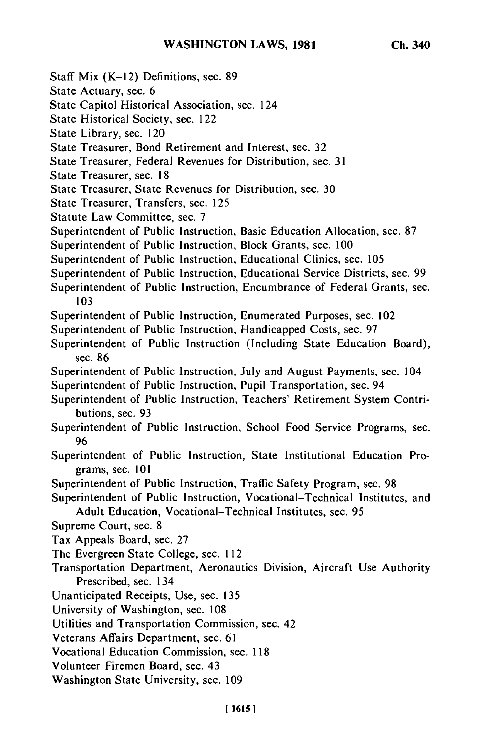Staff Mix (K–12) Definitions, sec. 89

State Actuary, sec. 6

State Capitol Historical Association, sec. 124

State Historical Society, sec. 122

State Library, sec. 120

State Treasurer, Bond Retirement and Interest, sec. 32

State Treasurer, Federal Revenues for Distribution, sec. 31

State Treasurer, sec. 18

State Treasurer, State Revenues for Distribution, sec. 30

State Treasurer, Transfers, sec. 125

Statute Law Committee, sec. 7

Superintendent of Public Instruction, Basic Education Allocation, sec. 87

Superintendent of Public Instruction, Block Grants, sec. 100

Superintendent of Public Instruction, Educational Clinics, sec. 105

Superintendent of Public Instruction, Educational Service Districts, sec. 99

Superintendent of Public Instruction, Encumbrance of Federal Grants, sec. 103

Superintendent of Public Instruction, Enumerated Purposes, sec. 102

Superintendent of Public Instruction, Handicapped Costs, sec. 97

Superintendent of Public Instruction (Including State Education Board), sec. 86

Superintendent of Public Instruction, July and August Payments, sec. 104

Superintendent of Public Instruction, Pupil Transportation, sec. 94

Superintendent of Public Instruction, Teachers' Retirement System Contributions, sec. 93

Superintendent of Public Instruction, School Food Service Programs, sec. 96

Superintendent of Public Instruction, State Institutional Education Programs, sec. 101

Superintendent of Public Instruction, Traffic Safety Program, sec. 98

Superintendent of Public Instruction, Vocational–Technical Institutes, and Adult Education, Vocational–Technical Institutes, sec. 95

Supreme Court, sec. 8

Tax Appeals Board, sec. 27

The Evergreen State College, sec. 112

Transportation Department, Aeronautics Division, Aircraft Use Authority Prescribed, sec. 134

Unanticipated Receipts, Use, sec. 135

University of Washington, sec. 108

Utilities and Transportation Commission, sec. 42

Veterans Affairs Department, sec. 61

Vocational Education Commission, sec. 118

Volunteer Firemen Board, sec. 43

Washington State University, sec. 109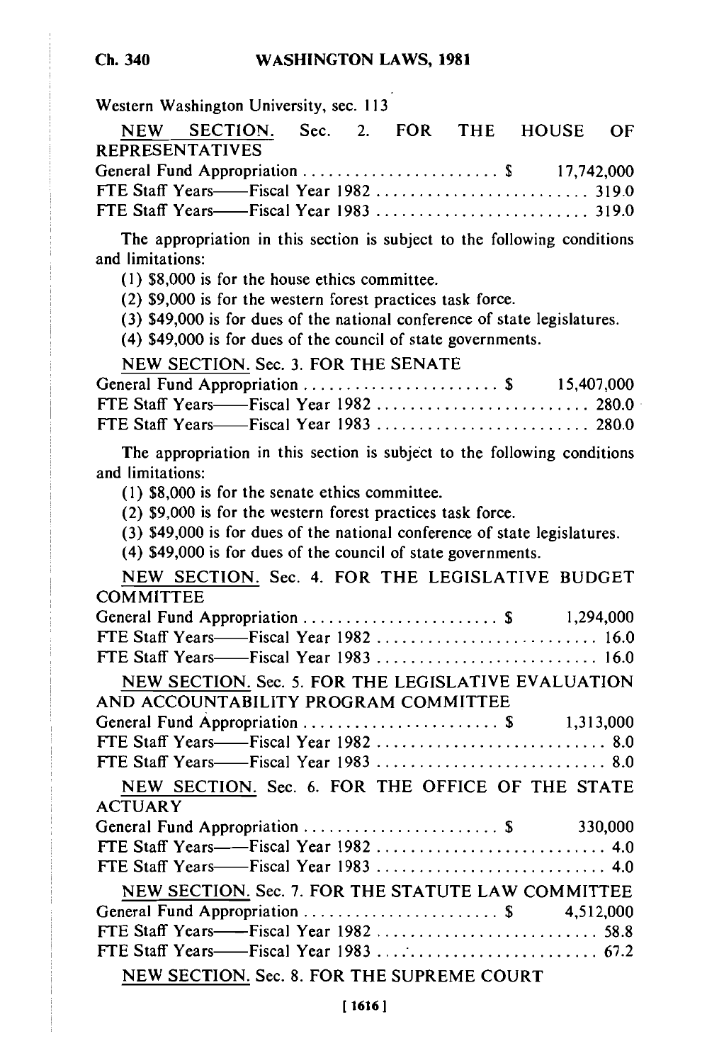Western Washington University, sec. 113

NEW SECTION. Sec. 2. FOR THE HOUSE OF REPRESENTATIVES

General Fund Appropriation ........................ $ 17,742,000
FTE Staff Years——Fiscal Year 1982 .......................... 319.0
FTE Staff Years——Fiscal Year 1983 .......................... 319.0

The appropriation in this section is subject to the following conditions and limitations:

(1) $8,000 is for the house ethics committee.

(2) $9,000 is for the western forest practices task force.

(3) $49,000 is for dues of the national conference of state legislatures.

(4) $49,000 is for dues of the council of state governments.

NEW SECTION. Sec. 3. FOR THE SENATE

General Fund Appropriation ........................ $ 15,407,000
FTE Staff Years——Fiscal Year 1982 .......................... 280.0
FTE Staff Years——Fiscal Year 1983 .......................... 280.0

The appropriation in this section is subject to the following conditions and limitations:

(1) $8,000 is for the senate ethics committee.

(2) $9,000 is for the western forest practices task force.

(3) $49,000 is for dues of the national conference of state legislatures.

(4) $49,000 is for dues of the council of state governments.

NEW SECTION. Sec. 4. FOR THE LEGISLATIVE BUDGET COMMITTEE

General Fund Appropriation ........................ $ 1,294,000
FTE Staff Years——Fiscal Year 1982 .......................... 16.0
FTE Staff Years——Fiscal Year 1983 .......................... 16.0

NEW SECTION. Sec. 5. FOR THE LEGISLATIVE EVALUATION AND ACCOUNTABILITY PROGRAM COMMITTEE

General Fund Appropriation ........................ $ 1,313,000
FTE Staff Years——Fiscal Year 1982 .......................... 8.0
FTE Staff Years——Fiscal Year 1983 .......................... 8.0

NEW SECTION. Sec. 6. FOR THE OFFICE OF THE STATE ACTUARY

General Fund Appropriation ........................ $ 330,000
FTE Staff Years——Fiscal Year 1982 .......................... 4.0
FTE Staff Years——Fiscal Year 1983 .......................... 4.0

NEW SECTION. Sec. 7. FOR THE STATUTE LAW COMMITTEE

General Fund Appropriation ........................ $ 4,512,000
FTE Staff Years——Fiscal Year 1982 .......................... 58.8
FTE Staff Years——Fiscal Year 1983 .......................... 67.2

NEW SECTION. Sec. 8. FOR THE SUPREME COURT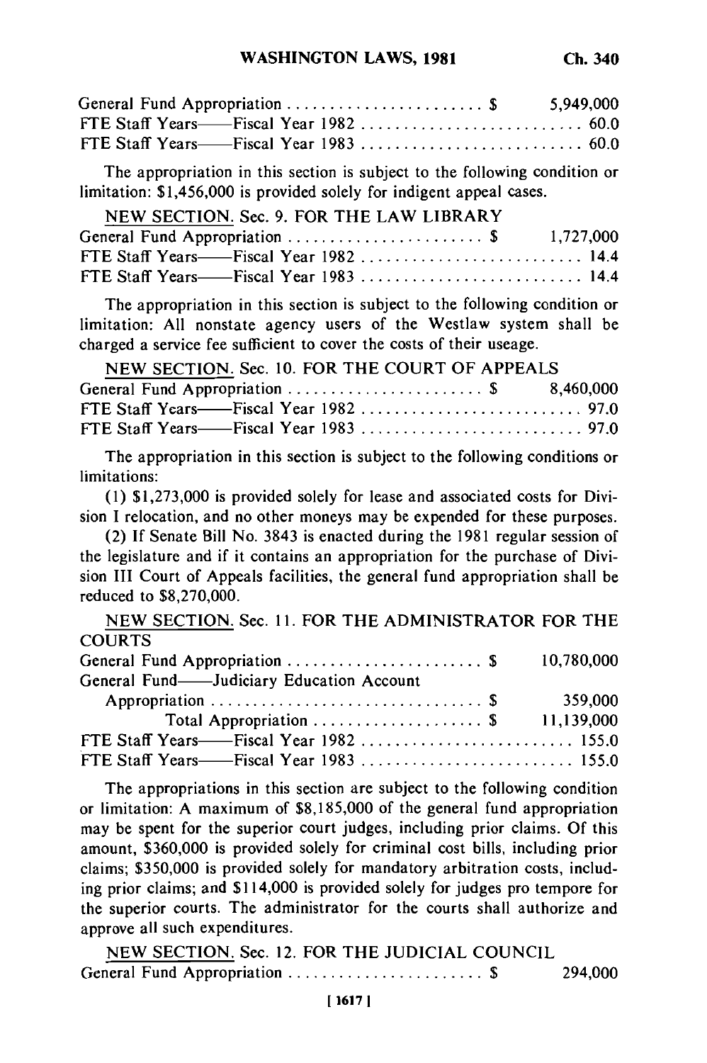General Fund Appropriation . . . . . . . . . . . . . . . . . . . . . . . $ 5,949,000
FTE Staff Years——Fiscal Year 1982 . . . . . . . . . . . . . . . . . . . . . . . . . . 60.0
FTE Staff Years——Fiscal Year 1983 . . . . . . . . . . . . . . . . . . . . . . . . . . 60.0

The appropriation in this section is subject to the following condition or limitation: $1,456,000 is provided solely for indigent appeal cases.

NEW SECTION. Sec. 9. FOR THE LAW LIBRARY

General Fund Appropriation . . . . . . . . . . . . . . . . . . . . . . . $ 1,727,000
FTE Staff Years——Fiscal Year 1982 . . . . . . . . . . . . . . . . . . . . . . . . . . 14.4
FTE Staff Years——Fiscal Year 1983 . . . . . . . . . . . . . . . . . . . . . . . . . . 14.4

The appropriation in this section is subject to the following condition or limitation: All nonstate agency users of the Westlaw system shall be charged a service fee sufficient to cover the costs of their useage.

NEW SECTION. Sec. 10. FOR THE COURT OF APPEALS

General Fund Appropriation . . . . . . . . . . . . . . . . . . . . . . . $ 8,460,000
FTE Staff Years——Fiscal Year 1982 . . . . . . . . . . . . . . . . . . . . . . . . . . 97.0
FTE Staff Years——Fiscal Year 1983 . . . . . . . . . . . . . . . . . . . . . . . . . . 97.0

The appropriation in this section is subject to the following conditions or limitations:

(1) $1,273,000 is provided solely for lease and associated costs for Division I relocation, and no other moneys may be expended for these purposes.

(2) If Senate Bill No. 3843 is enacted during the 1981 regular session of the legislature and if it contains an appropriation for the purchase of Division III Court of Appeals facilities, the general fund appropriation shall be reduced to $8,270,000.

NEW SECTION. Sec. 11. FOR THE ADMINISTRATOR FOR THE COURTS

General Fund Appropriation . . . . . . . . . . . . . . . . . . . . . . . $ 10,780,000
General Fund——Judiciary Education Account
Appropriation . . . . . . . . . . . . . . . . . . . . . . . . . . . . . . . . $ 359,000
Total Appropriation . . . . . . . . . . . . . . . . . . . . $ 11,139,000
FTE Staff Years——Fiscal Year 1982 . . . . . . . . . . . . . . . . . . . . . . . . . . 155.0
FTE Staff Years——Fiscal Year 1983 . . . . . . . . . . . . . . . . . . . . . . . . . . 155.0

The appropriations in this section are subject to the following condition or limitation: A maximum of $8,185,000 of the general fund appropriation may be spent for the superior court judges, including prior claims. Of this amount, $360,000 is provided solely for criminal cost bills, including prior claims; $350,000 is provided solely for mandatory arbitration costs, including prior claims; and $114,000 is provided solely for judges pro tempore for the superior courts. The administrator for the courts shall authorize and approve all such expenditures.

NEW SECTION. Sec. 12. FOR THE JUDICIAL COUNCIL

General Fund Appropriation . . . . . . . . . . . . . . . . . . . . . . . $ 294,000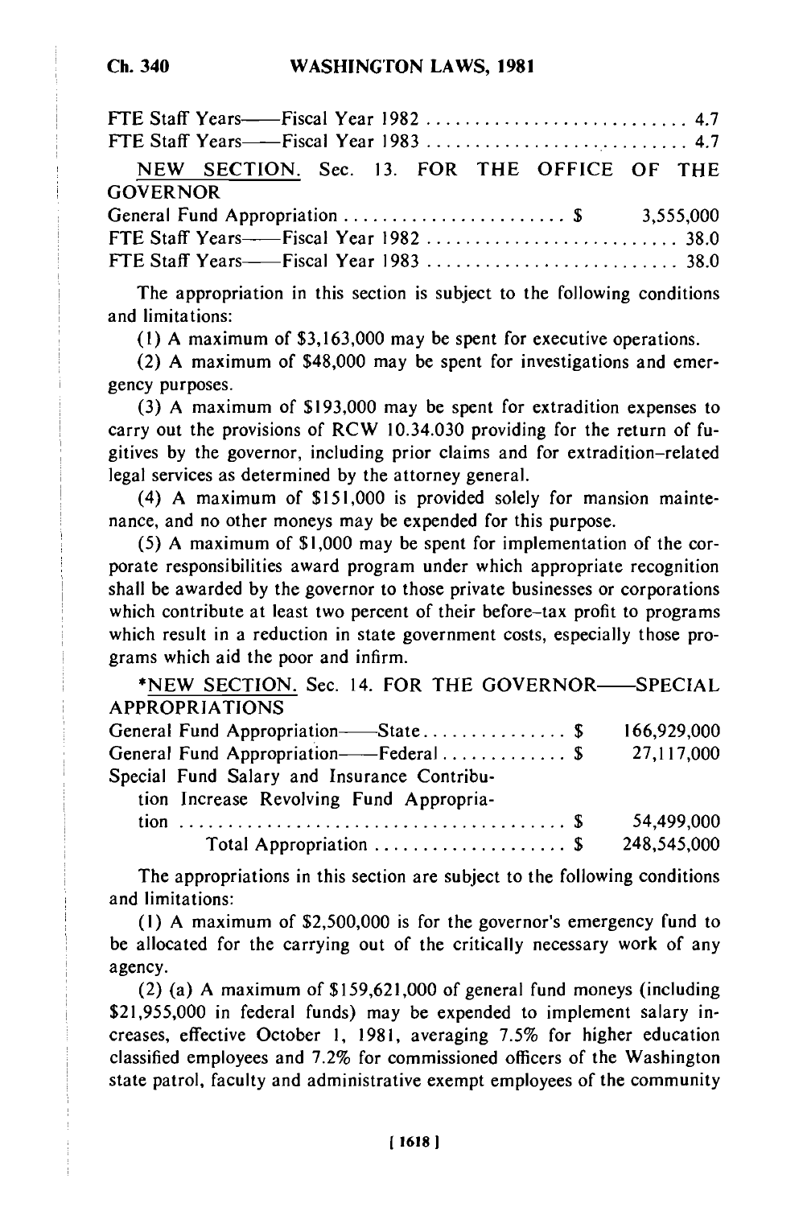FTE Staff Years——Fiscal Year 1982 .......................... 4.7
FTE Staff Years——Fiscal Year 1983 .......................... 4.7

NEW SECTION. Sec. 13. FOR THE OFFICE OF THE GOVERNOR

General Fund Appropriation ....................... $ 3,555,000
FTE Staff Years——Fiscal Year 1982 .......................... 38.0
FTE Staff Years——Fiscal Year 1983 .......................... 38.0

The appropriation in this section is subject to the following conditions and limitations:

(1) A maximum of $3,163,000 may be spent for executive operations.

(2) A maximum of $48,000 may be spent for investigations and emergency purposes.

(3) A maximum of $193,000 may be spent for extradition expenses to carry out the provisions of RCW 10.34.030 providing for the return of fugitives by the governor, including prior claims and for extradition-related legal services as determined by the attorney general.

(4) A maximum of $151,000 is provided solely for mansion maintenance, and no other moneys may be expended for this purpose.

(5) A maximum of $1,000 may be spent for implementation of the corporate responsibilities award program under which appropriate recognition shall be awarded by the governor to those private businesses or corporations which contribute at least two percent of their before-tax profit to programs which result in a reduction in state government costs, especially those programs which aid the poor and infirm.

*NEW SECTION. Sec. 14. FOR THE GOVERNOR——SPECIAL APPROPRIATIONS

General Fund Appropriation——State............... $ 166,929,000
General Fund Appropriation——Federal............. $ 27,117,000
Special Fund Salary and Insurance Contribution Increase Revolving Fund Appropriation ....................................... $ 54,499,000
Total Appropriation .................... $ 248,545,000

The appropriations in this section are subject to the following conditions and limitations:

(1) A maximum of $2,500,000 is for the governor's emergency fund to be allocated for the carrying out of the critically necessary work of any agency.

(2) (a) A maximum of $159,621,000 of general fund moneys (including $21,955,000 in federal funds) may be expended to implement salary increases, effective October 1, 1981, averaging 7.5% for higher education classified employees and 7.2% for commissioned officers of the Washington state patrol, faculty and administrative exempt employees of the community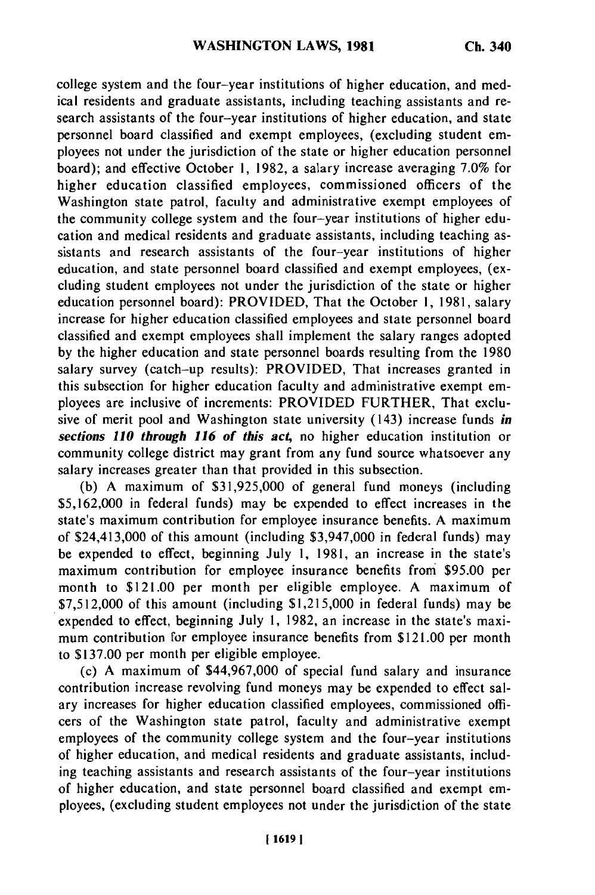college system and the four-year institutions of higher education, and medical residents and graduate assistants, including teaching assistants and research assistants of the four-year institutions of higher education, and state personnel board classified and exempt employees, (excluding student employees not under the jurisdiction of the state or higher education personnel board); and effective October 1, 1982, a salary increase averaging 7.0% for higher education classified employees, commissioned officers of the Washington state patrol, faculty and administrative exempt employees of the community college system and the four-year institutions of higher education and medical residents and graduate assistants, including teaching assistants and research assistants of the four-year institutions of higher education, and state personnel board classified and exempt employees, (excluding student employees not under the jurisdiction of the state or higher education personnel board): PROVIDED, That the October 1, 1981, salary increase for higher education classified employees and state personnel board classified and exempt employees shall implement the salary ranges adopted by the higher education and state personnel boards resulting from the 1980 salary survey (catch-up results): PROVIDED, That increases granted in this subsection for higher education faculty and administrative exempt employees are inclusive of increments: PROVIDED FURTHER, That exclusive of merit pool and Washington state university (143) increase funds ***in sections 110 through 116 of this act,*** no higher education institution or community college district may grant from any fund source whatsoever any salary increases greater than that provided in this subsection.

(b) A maximum of $31,925,000 of general fund moneys (including $5,162,000 in federal funds) may be expended to effect increases in the state's maximum contribution for employee insurance benefits. A maximum of $24,413,000 of this amount (including $3,947,000 in federal funds) may be expended to effect, beginning July 1, 1981, an increase in the state's maximum contribution for employee insurance benefits from $95.00 per month to $121.00 per month per eligible employee. A maximum of $7,512,000 of this amount (including $1,215,000 in federal funds) may be expended to effect, beginning July 1, 1982, an increase in the state's maximum contribution for employee insurance benefits from $121.00 per month to $137.00 per month per eligible employee.

(c) A maximum of $44,967,000 of special fund salary and insurance contribution increase revolving fund moneys may be expended to effect salary increases for higher education classified employees, commissioned officers of the Washington state patrol, faculty and administrative exempt employees of the community college system and the four-year institutions of higher education, and medical residents and graduate assistants, including teaching assistants and research assistants of the four-year institutions of higher education, and state personnel board classified and exempt employees, (excluding student employees not under the jurisdiction of the state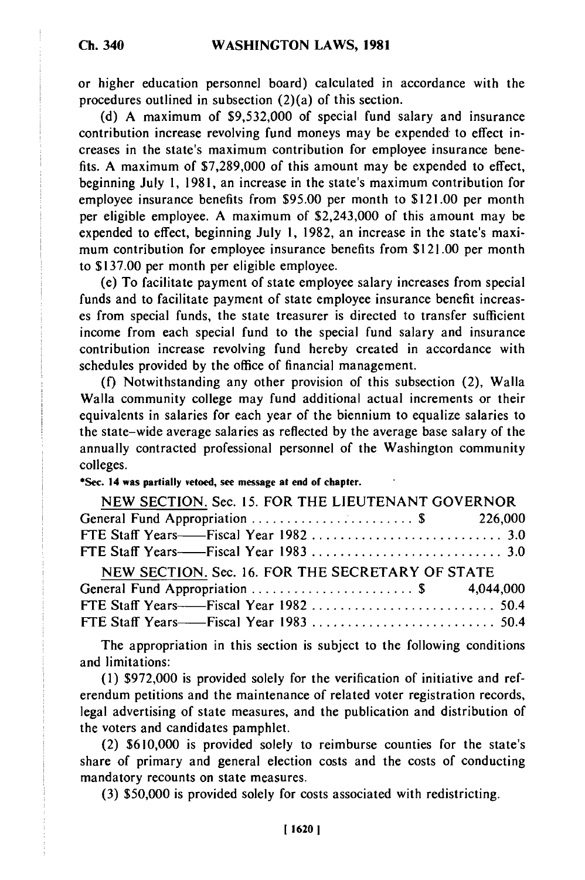or higher education personnel board) calculated in accordance with the procedures outlined in subsection (2)(a) of this section.

(d) A maximum of $9,532,000 of special fund salary and insurance contribution increase revolving fund moneys may be expended to effect increases in the state's maximum contribution for employee insurance benefits. A maximum of $7,289,000 of this amount may be expended to effect, beginning July 1, 1981, an increase in the state's maximum contribution for employee insurance benefits from $95.00 per month to $121.00 per month per eligible employee. A maximum of $2,243,000 of this amount may be expended to effect, beginning July 1, 1982, an increase in the state's maximum contribution for employee insurance benefits from $121.00 per month to $137.00 per month per eligible employee.

(e) To facilitate payment of state employee salary increases from special funds and to facilitate payment of state employee insurance benefit increases from special funds, the state treasurer is directed to transfer sufficient income from each special fund to the special fund salary and insurance contribution increase revolving fund hereby created in accordance with schedules provided by the office of financial management.

(f) Notwithstanding any other provision of this subsection (2), Walla Walla community college may fund additional actual increments or their equivalents in salaries for each year of the biennium to equalize salaries to the state-wide average salaries as reflected by the average base salary of the annually contracted professional personnel of the Washington community colleges.

*Sec. 14 was partially vetoed, see message at end of chapter.

NEW SECTION. Sec. 15. FOR THE LIEUTENANT GOVERNOR

| | | |
|---|---|---|
| General Fund Appropriation | $ | 226,000 |
| FTE Staff Years——Fiscal Year 1982 | | 3.0 |
| FTE Staff Years——Fiscal Year 1983 | | 3.0 |

NEW SECTION. Sec. 16. FOR THE SECRETARY OF STATE

| | | |
|---|---|---|
| General Fund Appropriation | $ | 4,044,000 |
| FTE Staff Years——Fiscal Year 1982 | | 50.4 |
| FTE Staff Years——Fiscal Year 1983 | | 50.4 |

The appropriation in this section is subject to the following conditions and limitations:

(1) $972,000 is provided solely for the verification of initiative and referendum petitions and the maintenance of related voter registration records, legal advertising of state measures, and the publication and distribution of the voters and candidates pamphlet.

(2) $610,000 is provided solely to reimburse counties for the state's share of primary and general election costs and the costs of conducting mandatory recounts on state measures.

(3) $50,000 is provided solely for costs associated with redistricting.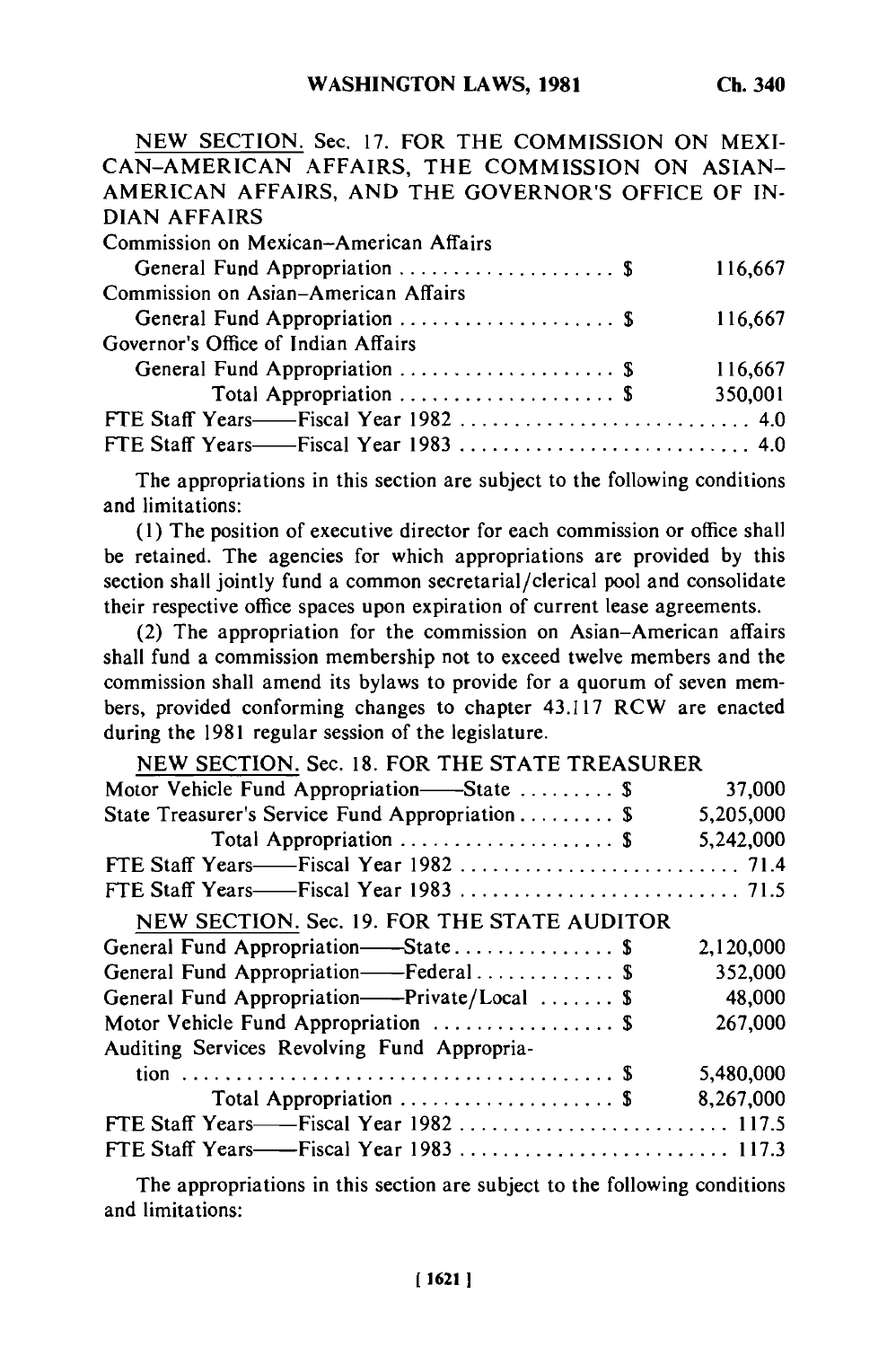NEW SECTION. Sec. 17. FOR THE COMMISSION ON MEXICAN-AMERICAN AFFAIRS, THE COMMISSION ON ASIAN-AMERICAN AFFAIRS, AND THE GOVERNOR'S OFFICE OF INDIAN AFFAIRS

| | |
|---|---|
| Commission on Mexican-American Affairs | |
| General Fund Appropriation . . . . . . . . . . . . . . . . . . . . $ | 116,667 |
| Commission on Asian-American Affairs | |
| General Fund Appropriation . . . . . . . . . . . . . . . . . . . . $ | 116,667 |
| Governor's Office of Indian Affairs | |
| General Fund Appropriation . . . . . . . . . . . . . . . . . . . . $ | 116,667 |
| Total Appropriation . . . . . . . . . . . . . . . . . . . . $ | 350,001 |
| FTE Staff Years——Fiscal Year 1982 . . . . . . . . . . . . . . . . . . . . . . . . . . . | 4.0 |
| FTE Staff Years——Fiscal Year 1983 . . . . . . . . . . . . . . . . . . . . . . . . . . . | 4.0 |

The appropriations in this section are subject to the following conditions and limitations:

(1) The position of executive director for each commission or office shall be retained. The agencies for which appropriations are provided by this section shall jointly fund a common secretarial/clerical pool and consolidate their respective office spaces upon expiration of current lease agreements.

(2) The appropriation for the commission on Asian-American affairs shall fund a commission membership not to exceed twelve members and the commission shall amend its bylaws to provide for a quorum of seven members, provided conforming changes to chapter 43.117 RCW are enacted during the 1981 regular session of the legislature.

NEW SECTION. Sec. 18. FOR THE STATE TREASURER

| | |
|---|---|
| Motor Vehicle Fund Appropriation——State . . . . . . . . . $ | 37,000 |
| State Treasurer's Service Fund Appropriation . . . . . . . . . $ | 5,205,000 |
| Total Appropriation . . . . . . . . . . . . . . . . . . . . $ | 5,242,000 |
| FTE Staff Years——Fiscal Year 1982 . . . . . . . . . . . . . . . . . . . . . . . . . . | 71.4 |
| FTE Staff Years——Fiscal Year 1983 . . . . . . . . . . . . . . . . . . . . . . . . . . | 71.5 |

NEW SECTION. Sec. 19. FOR THE STATE AUDITOR

| | |
|---|---|
| General Fund Appropriation——State . . . . . . . . . . . . . . . $ | 2,120,000 |
| General Fund Appropriation——Federal . . . . . . . . . . . . . $ | 352,000 |
| General Fund Appropriation——Private/Local . . . . . . . $ | 48,000 |
| Motor Vehicle Fund Appropriation . . . . . . . . . . . . . . . . $ | 267,000 |
| Auditing Services Revolving Fund Appropriation . . . . . . . . . . . . . . . . . . . . . . . . . . . . . . . . . . . . . . . $ | 5,480,000 |
| Total Appropriation . . . . . . . . . . . . . . . . . . . . $ | 8,267,000 |
| FTE Staff Years——Fiscal Year 1982 . . . . . . . . . . . . . . . . . . . . . . . . . | 117.5 |
| FTE Staff Years——Fiscal Year 1983 . . . . . . . . . . . . . . . . . . . . . . . . . | 117.3 |

The appropriations in this section are subject to the following conditions and limitations: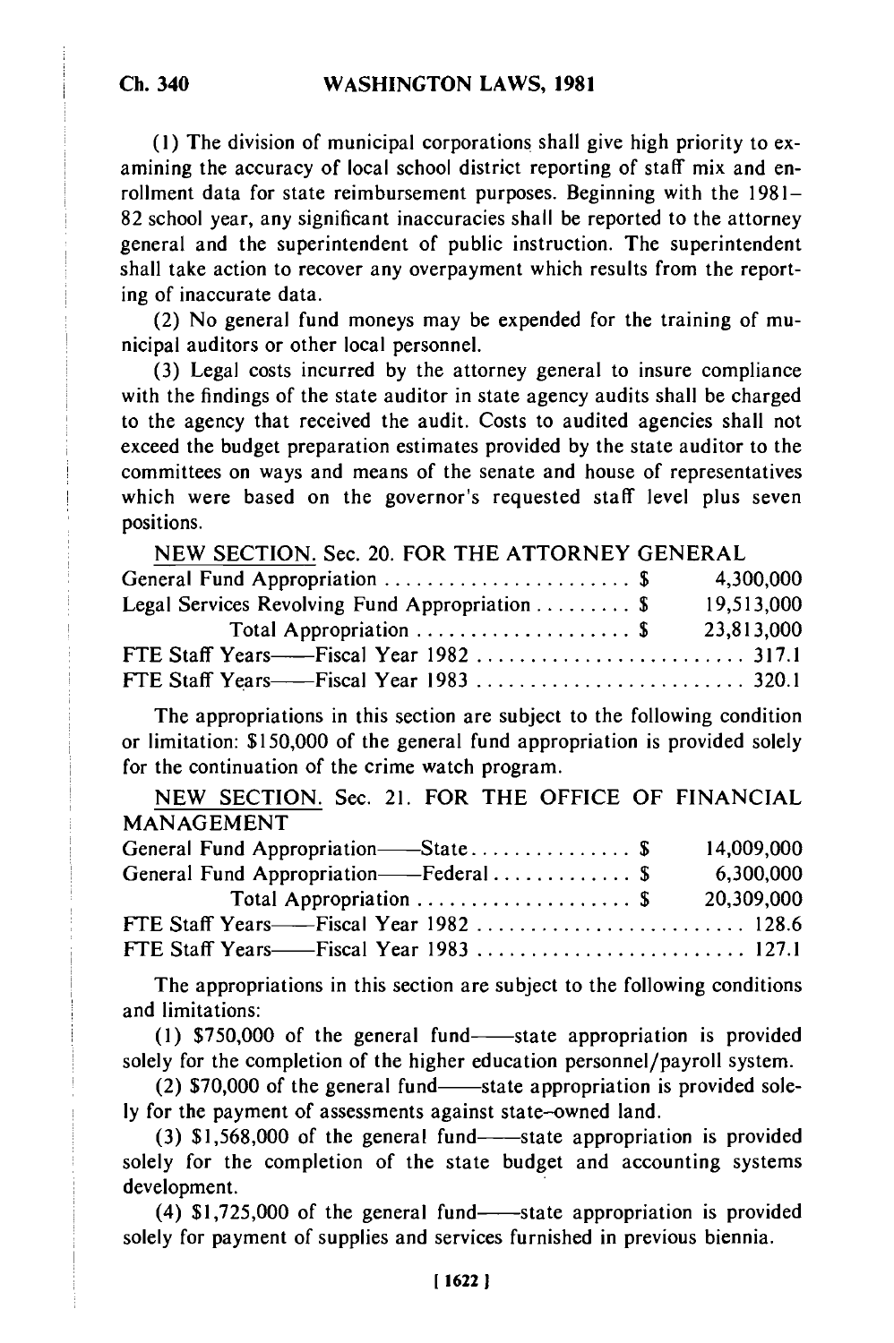(1) The division of municipal corporations shall give high priority to examining the accuracy of local school district reporting of staff mix and enrollment data for state reimbursement purposes. Beginning with the 1981–82 school year, any significant inaccuracies shall be reported to the attorney general and the superintendent of public instruction. The superintendent shall take action to recover any overpayment which results from the reporting of inaccurate data.

(2) No general fund moneys may be expended for the training of municipal auditors or other local personnel.

(3) Legal costs incurred by the attorney general to insure compliance with the findings of the state auditor in state agency audits shall be charged to the agency that received the audit. Costs to audited agencies shall not exceed the budget preparation estimates provided by the state auditor to the committees on ways and means of the senate and house of representatives which were based on the governor's requested staff level plus seven positions.

NEW SECTION. Sec. 20. FOR THE ATTORNEY GENERAL

| | |
|---|---|
| General Fund Appropriation . . . . . . . . . . . . . . . . . . . . . . . $ | 4,300,000 |
| Legal Services Revolving Fund Appropriation . . . . . . . . . $ | 19,513,000 |
| Total Appropriation . . . . . . . . . . . . . . . . . . . . $ | 23,813,000 |
| FTE Staff Years——Fiscal Year 1982 . . . . . . . . . . . . . . . . . . . . . . . . . . | 317.1 |
| FTE Staff Years——Fiscal Year 1983 . . . . . . . . . . . . . . . . . . . . . . . . . . | 320.1 |

The appropriations in this section are subject to the following condition or limitation: $150,000 of the general fund appropriation is provided solely for the continuation of the crime watch program.

NEW SECTION. Sec. 21. FOR THE OFFICE OF FINANCIAL MANAGEMENT

| | |
|---|---|
| General Fund Appropriation——State . . . . . . . . . . . . . . . $ | 14,009,000 |
| General Fund Appropriation——Federal . . . . . . . . . . . . . $ | 6,300,000 |
| Total Appropriation . . . . . . . . . . . . . . . . . . . . $ | 20,309,000 |
| FTE Staff Years——Fiscal Year 1982 . . . . . . . . . . . . . . . . . . . . . . . . . . | 128.6 |
| FTE Staff Years——Fiscal Year 1983 . . . . . . . . . . . . . . . . . . . . . . . . . . | 127.1 |

The appropriations in this section are subject to the following conditions and limitations:

(1) $750,000 of the general fund——state appropriation is provided solely for the completion of the higher education personnel/payroll system.

(2) $70,000 of the general fund——state appropriation is provided solely for the payment of assessments against state-owned land.

(3) $1,568,000 of the general fund——state appropriation is provided solely for the completion of the state budget and accounting systems development.

(4) $1,725,000 of the general fund——state appropriation is provided solely for payment of supplies and services furnished in previous biennia.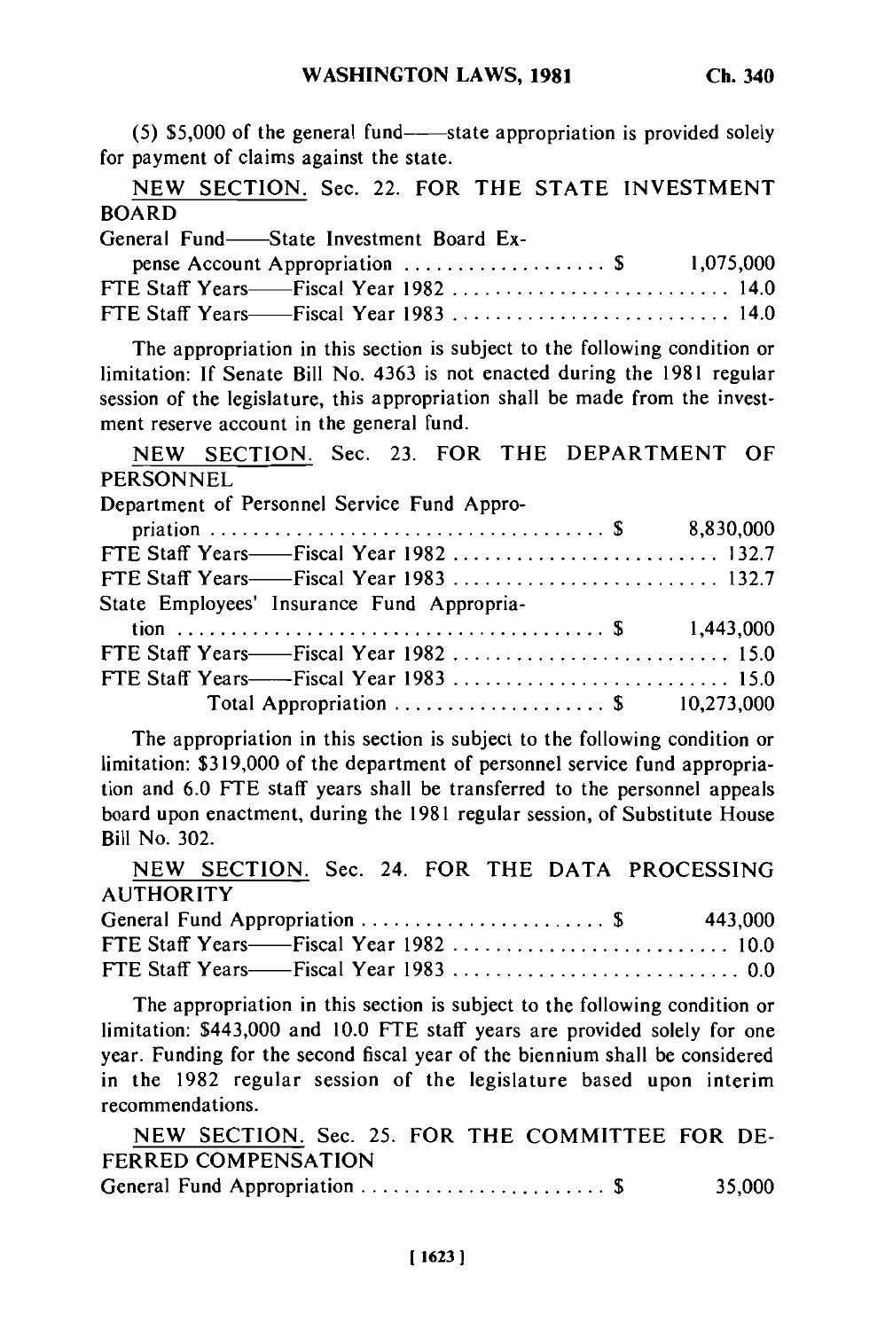(5) $5,000 of the general fund——state appropriation is provided solely for payment of claims against the state.

NEW SECTION. Sec. 22. FOR THE STATE INVESTMENT BOARD

| | |
|---|---|
| General Fund——State Investment Board Expense Account Appropriation .................. $ | 1,075,000 |
| FTE Staff Years——Fiscal Year 1982 .......................... | 14.0 |
| FTE Staff Years——Fiscal Year 1983 .......................... | 14.0 |

The appropriation in this section is subject to the following condition or limitation: If Senate Bill No. 4363 is not enacted during the 1981 regular session of the legislature, this appropriation shall be made from the investment reserve account in the general fund.

NEW SECTION. Sec. 23. FOR THE DEPARTMENT OF PERSONNEL

| | |
|---|---|
| Department of Personnel Service Fund Appropriation .................................... $ | 8,830,000 |
| FTE Staff Years——Fiscal Year 1982 .......................... | 132.7 |
| FTE Staff Years——Fiscal Year 1983 .......................... | 132.7 |
| State Employees' Insurance Fund Appropriation ...................................... $ | 1,443,000 |
| FTE Staff Years——Fiscal Year 1982 .......................... | 15.0 |
| FTE Staff Years——Fiscal Year 1983 .......................... | 15.0 |
| Total Appropriation .................... $ | 10,273,000 |

The appropriation in this section is subject to the following condition or limitation: $319,000 of the department of personnel service fund appropriation and 6.0 FTE staff years shall be transferred to the personnel appeals board upon enactment, during the 1981 regular session, of Substitute House Bill No. 302.

NEW SECTION. Sec. 24. FOR THE DATA PROCESSING AUTHORITY

| | |
|---|---|
| General Fund Appropriation ...................... $ | 443,000 |
| FTE Staff Years——Fiscal Year 1982 .......................... | 10.0 |
| FTE Staff Years——Fiscal Year 1983 .......................... | 0.0 |

The appropriation in this section is subject to the following condition or limitation: $443,000 and 10.0 FTE staff years are provided solely for one year. Funding for the second fiscal year of the biennium shall be considered in the 1982 regular session of the legislature based upon interim recommendations.

NEW SECTION. Sec. 25. FOR THE COMMITTEE FOR DEFERRED COMPENSATION

| | |
|---|---|
| General Fund Appropriation ....................... $ | 35,000 |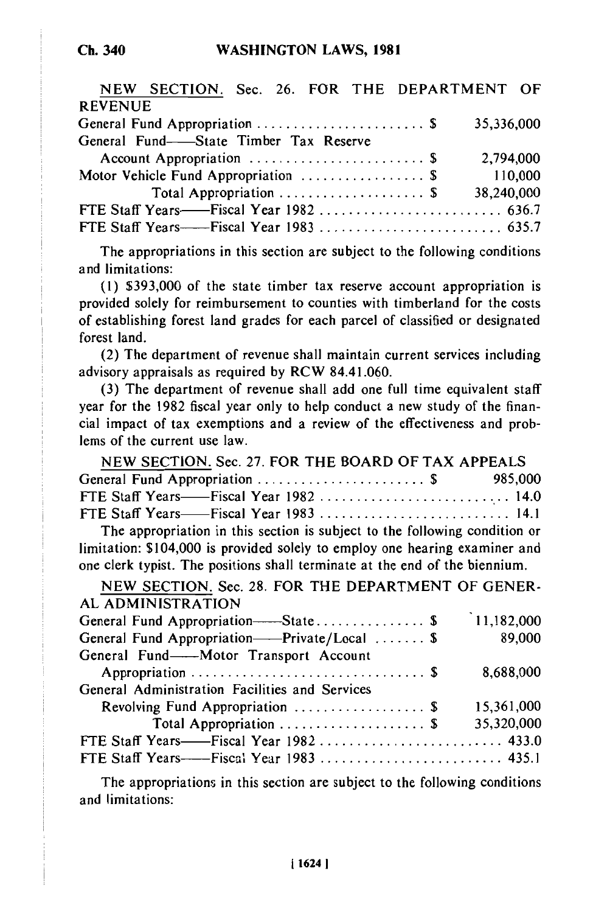NEW SECTION. Sec. 26. FOR THE DEPARTMENT OF REVENUE

| | |
|---|---|
| General Fund Appropriation . . . . . . . . . . . . . . . . . . . . . . . $ | 35,336,000 |
| General Fund——State Timber Tax Reserve Account Appropriation . . . . . . . . . . . . . . . . . . . . . . . . $ | 2,794,000 |
| Motor Vehicle Fund Appropriation . . . . . . . . . . . . . . . . . $ | 110,000 |
| Total Appropriation . . . . . . . . . . . . . . . . . . . . $ | 38,240,000 |
| FTE Staff Years——Fiscal Year 1982 . . . . . . . . . . . . . . . . . . . . . . . . . . | 636.7 |
| FTE Staff Years——Fiscal Year 1983 . . . . . . . . . . . . . . . . . . . . . . . . . . | 635.7 |

The appropriations in this section are subject to the following conditions and limitations:

(1) $393,000 of the state timber tax reserve account appropriation is provided solely for reimbursement to counties with timberland for the costs of establishing forest land grades for each parcel of classified or designated forest land.

(2) The department of revenue shall maintain current services including advisory appraisals as required by RCW 84.41.060.

(3) The department of revenue shall add one full time equivalent staff year for the 1982 fiscal year only to help conduct a new study of the financial impact of tax exemptions and a review of the effectiveness and problems of the current use law.

NEW SECTION. Sec. 27. FOR THE BOARD OF TAX APPEALS

| | |
|---|---|
| General Fund Appropriation . . . . . . . . . . . . . . . . . . . . . . . $ | 985,000 |
| FTE Staff Years——Fiscal Year 1982 . . . . . . . . . . . . . . . . . . . . . . . . . . | 14.0 |
| FTE Staff Years——Fiscal Year 1983 . . . . . . . . . . . . . . . . . . . . . . . . . . | 14.1 |

The appropriation in this section is subject to the following condition or limitation: $104,000 is provided solely to employ one hearing examiner and one clerk typist. The positions shall terminate at the end of the biennium.

NEW SECTION. Sec. 28. FOR THE DEPARTMENT OF GENERAL ADMINISTRATION

| | |
|---|---|
| General Fund Appropriation——State . . . . . . . . . . . . . . . $ | 11,182,000 |
| General Fund Appropriation——Private/Local . . . . . . . $ | 89,000 |
| General Fund——Motor Transport Account Appropriation . . . . . . . . . . . . . . . . . . . . . . . . . . . . . . $ | 8,688,000 |
| General Administration Facilities and Services Revolving Fund Appropriation . . . . . . . . . . . . . . . . . . $ | 15,361,000 |
| Total Appropriation . . . . . . . . . . . . . . . . . . . . $ | 35,320,000 |
| FTE Staff Years——Fiscal Year 1982 . . . . . . . . . . . . . . . . . . . . . . . . . . | 433.0 |
| FTE Staff Years——Fiscal Year 1983 . . . . . . . . . . . . . . . . . . . . . . . . . . | 435.1 |

The appropriations in this section are subject to the following conditions and limitations: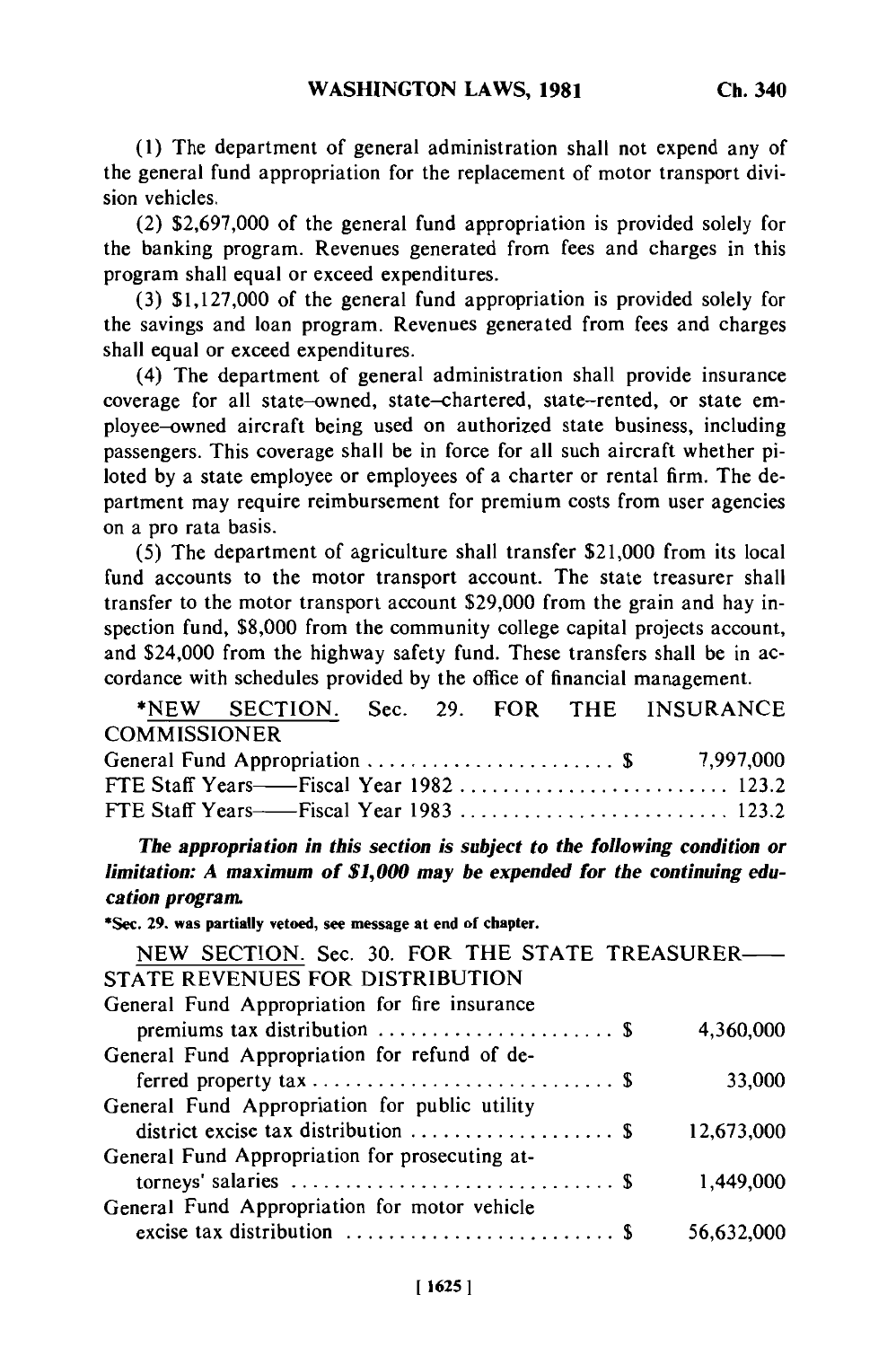(1) The department of general administration shall not expend any of the general fund appropriation for the replacement of motor transport division vehicles.

(2) $2,697,000 of the general fund appropriation is provided solely for the banking program. Revenues generated from fees and charges in this program shall equal or exceed expenditures.

(3) $1,127,000 of the general fund appropriation is provided solely for the savings and loan program. Revenues generated from fees and charges shall equal or exceed expenditures.

(4) The department of general administration shall provide insurance coverage for all state-owned, state-chartered, state-rented, or state employee-owned aircraft being used on authorized state business, including passengers. This coverage shall be in force for all such aircraft whether piloted by a state employee or employees of a charter or rental firm. The department may require reimbursement for premium costs from user agencies on a pro rata basis.

(5) The department of agriculture shall transfer $21,000 from its local fund accounts to the motor transport account. The state treasurer shall transfer to the motor transport account $29,000 from the grain and hay inspection fund, $8,000 from the community college capital projects account, and $24,000 from the highway safety fund. These transfers shall be in accordance with schedules provided by the office of financial management.

*NEW SECTION. Sec. 29. FOR THE INSURANCE COMMISSIONER

| | |
|---|---|
| General Fund Appropriation . . . . . . . . . . . . . . . . . . . . . . . $ | 7,997,000 |
| FTE Staff Years——Fiscal Year 1982 . . . . . . . . . . . . . . . . . . . . . . . . . | 123.2 |
| FTE Staff Years——Fiscal Year 1983 . . . . . . . . . . . . . . . . . . . . . . . . . | 123.2 |

***The appropriation in this section is subject to the following condition or limitation: A maximum of $1,000 may be expended for the continuing education program.***

*Sec. 29. was partially vetoed, see message at end of chapter.

NEW SECTION. Sec. 30. FOR THE STATE TREASURER—— STATE REVENUES FOR DISTRIBUTION

| | |
|---|---|
| General Fund Appropriation for fire insurance premiums tax distribution . . . . . . . . . . . . . . . . . . . . . . $ | 4,360,000 |
| General Fund Appropriation for refund of deferred property tax . . . . . . . . . . . . . . . . . . . . . . . . . . . . $ | 33,000 |
| General Fund Appropriation for public utility district excise tax distribution . . . . . . . . . . . . . . . . . . . $ | 12,673,000 |
| General Fund Appropriation for prosecuting attorneys' salaries . . . . . . . . . . . . . . . . . . . . . . . . . . . . . $ | 1,449,000 |
| General Fund Appropriation for motor vehicle excise tax distribution . . . . . . . . . . . . . . . . . . . . . . . . $ | 56,632,000 |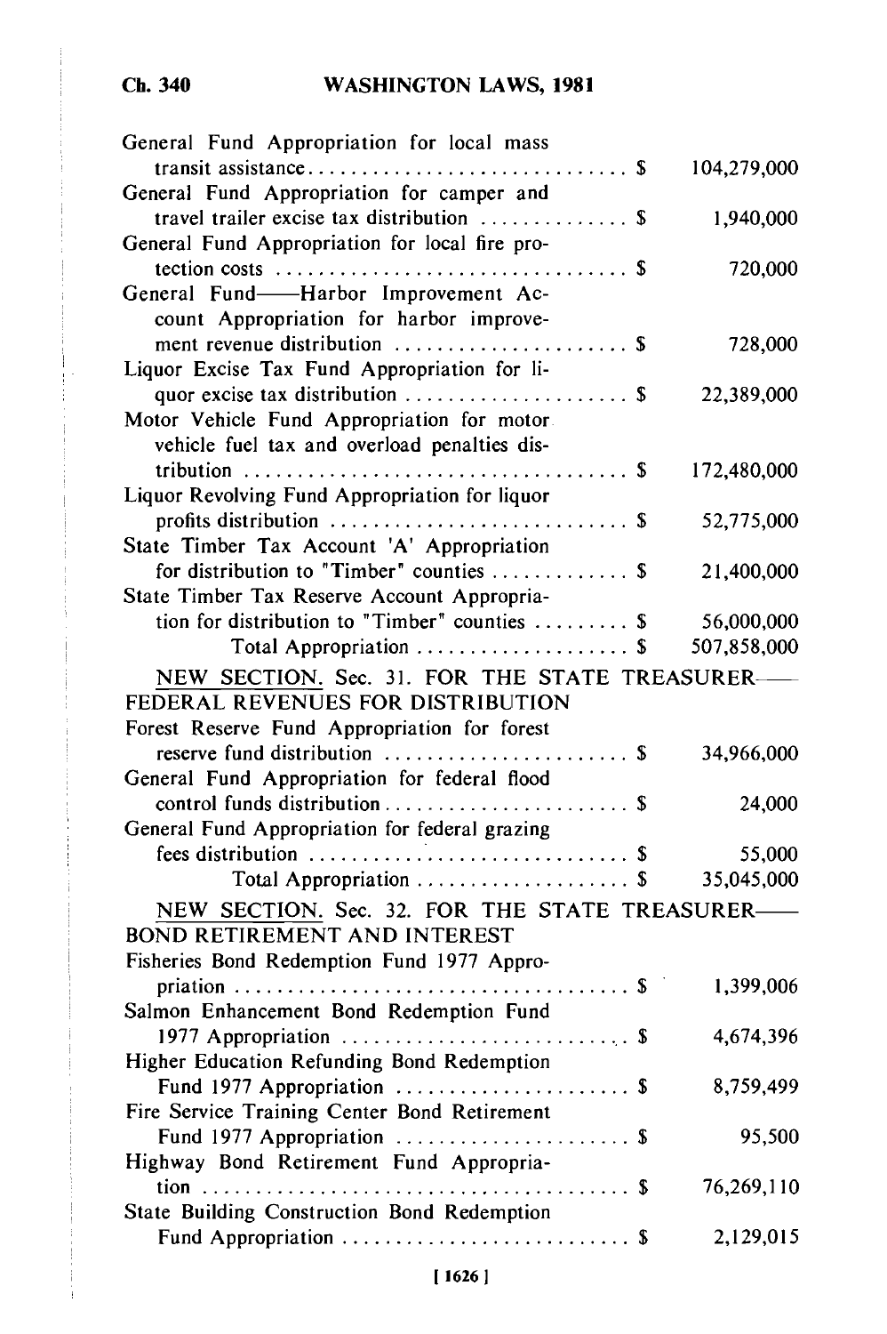| | |
|---|---|
| General Fund Appropriation for local mass transit assistance . . . . . . . . . . . . . . . . . . . . . . . . . . . . . $ | 104,279,000 |
| General Fund Appropriation for camper and travel trailer excise tax distribution . . . . . . . . . . . . . $ | 1,940,000 |
| General Fund Appropriation for local fire protection costs . . . . . . . . . . . . . . . . . . . . . . . . . . . . . . . $ | 720,000 |
| General Fund——Harbor Improvement Account Appropriation for harbor improvement revenue distribution . . . . . . . . . . . . . . . . . . . . . $ | 728,000 |
| Liquor Excise Tax Fund Appropriation for liquor excise tax distribution . . . . . . . . . . . . . . . . . . . . $ | 22,389,000 |
| Motor Vehicle Fund Appropriation for motor vehicle fuel tax and overload penalties distribution . . . . . . . . . . . . . . . . . . . . . . . . . . . . . . . . . . $ | 172,480,000 |
| Liquor Revolving Fund Appropriation for liquor profits distribution . . . . . . . . . . . . . . . . . . . . . . . . . . $ | 52,775,000 |
| State Timber Tax Account 'A' Appropriation for distribution to "Timber" counties . . . . . . . . . . . . $ | 21,400,000 |
| State Timber Tax Reserve Account Appropriation for distribution to "Timber" counties . . . . . . . . $ | 56,000,000 |
| Total Appropriation . . . . . . . . . . . . . . . . . . . . $ | 507,858,000 |

NEW SECTION. Sec. 31. FOR THE STATE TREASURER——FEDERAL REVENUES FOR DISTRIBUTION

| | |
|---|---|
| Forest Reserve Fund Appropriation for forest reserve fund distribution . . . . . . . . . . . . . . . . . . . . . . $ | 34,966,000 |
| General Fund Appropriation for federal flood control funds distribution . . . . . . . . . . . . . . . . . . . . . . . $ | 24,000 |
| General Fund Appropriation for federal grazing fees distribution . . . . . . . . . . . . . . . . . . . . . . . . . . . . . $ | 55,000 |
| Total Appropriation . . . . . . . . . . . . . . . . . . . . $ | 35,045,000 |

NEW SECTION. Sec. 32. FOR THE STATE TREASURER——BOND RETIREMENT AND INTEREST

| | |
|---|---|
| Fisheries Bond Redemption Fund 1977 Appropriation . . . . . . . . . . . . . . . . . . . . . . . . . . . . . . . . . . . . $ | 1,399,006 |
| Salmon Enhancement Bond Redemption Fund 1977 Appropriation . . . . . . . . . . . . . . . . . . . . . . . . . . $ | 4,674,396 |
| Higher Education Refunding Bond Redemption Fund 1977 Appropriation . . . . . . . . . . . . . . . . . . . . . . $ | 8,759,499 |
| Fire Service Training Center Bond Retirement Fund 1977 Appropriation . . . . . . . . . . . . . . . . . . . . . . $ | 95,500 |
| Highway Bond Retirement Fund Appropriation . . . . . . . . . . . . . . . . . . . . . . . . . . . . . . . . . . . . . . . $ | 76,269,110 |
| State Building Construction Bond Redemption Fund Appropriation . . . . . . . . . . . . . . . . . . . . . . . . . . . $ | 2,129,015 |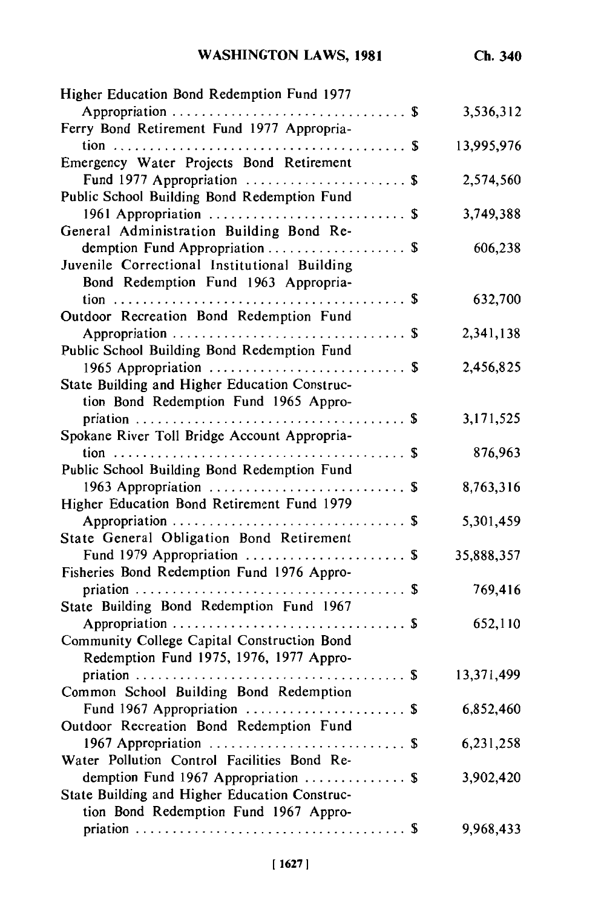| | |
|---|---|
| Higher Education Bond Redemption Fund 1977 Appropriation . . . . . . . . . . . . . . . . . . . . . . . . . . . . . . . $ | 3,536,312 |
| Ferry Bond Retirement Fund 1977 Appropriation . . . . . . . . . . . . . . . . . . . . . . . . . . . . . . . . . . . . . . . $ | 13,995,976 |
| Emergency Water Projects Bond Retirement Fund 1977 Appropriation . . . . . . . . . . . . . . . . . . . . . $ | 2,574,560 |
| Public School Building Bond Redemption Fund 1961 Appropriation . . . . . . . . . . . . . . . . . . . . . . . . . . $ | 3,749,388 |
| General Administration Building Bond Redemption Fund Appropriation . . . . . . . . . . . . . . . . . . . $ | 606,238 |
| Juvenile Correctional Institutional Building Bond Redemption Fund 1963 Appropriation . . . . . . . . . . . . . . . . . . . . . . . . . . . . . . . . . . . . . . . $ | 632,700 |
| Outdoor Recreation Bond Redemption Fund Appropriation . . . . . . . . . . . . . . . . . . . . . . . . . . . . . . . $ | 2,341,138 |
| Public School Building Bond Redemption Fund 1965 Appropriation . . . . . . . . . . . . . . . . . . . . . . . . . . $ | 2,456,825 |
| State Building and Higher Education Construction Bond Redemption Fund 1965 Appropriation . . . . . . . . . . . . . . . . . . . . . . . . . . . . . . . . . . . . $ | 3,171,525 |
| Spokane River Toll Bridge Account Appropriation . . . . . . . . . . . . . . . . . . . . . . . . . . . . . . . . . . . . . . . $ | 876,963 |
| Public School Building Bond Redemption Fund 1963 Appropriation . . . . . . . . . . . . . . . . . . . . . . . . . . $ | 8,763,316 |
| Higher Education Bond Retirement Fund 1979 Appropriation . . . . . . . . . . . . . . . . . . . . . . . . . . . . . . . $ | 5,301,459 |
| State General Obligation Bond Retirement Fund 1979 Appropriation . . . . . . . . . . . . . . . . . . . . . $ | 35,888,357 |
| Fisheries Bond Redemption Fund 1976 Appropriation . . . . . . . . . . . . . . . . . . . . . . . . . . . . . . . . . . . . $ | 769,416 |
| State Building Bond Redemption Fund 1967 Appropriation . . . . . . . . . . . . . . . . . . . . . . . . . . . . . . . $ | 652,110 |
| Community College Capital Construction Bond Redemption Fund 1975, 1976, 1977 Appropriation . . . . . . . . . . . . . . . . . . . . . . . . . . . . . . . . . . . . $ | 13,371,499 |
| Common School Building Bond Redemption Fund 1967 Appropriation . . . . . . . . . . . . . . . . . . . . . $ | 6,852,460 |
| Outdoor Recreation Bond Redemption Fund 1967 Appropriation . . . . . . . . . . . . . . . . . . . . . . . . . . $ | 6,231,258 |
| Water Pollution Control Facilities Bond Redemption Fund 1967 Appropriation . . . . . . . . . . . . . $ | 3,902,420 |
| State Building and Higher Education Construction Bond Redemption Fund 1967 Appropriation . . . . . . . . . . . . . . . . . . . . . . . . . . . . . . . . . . . . $ | 9,968,433 |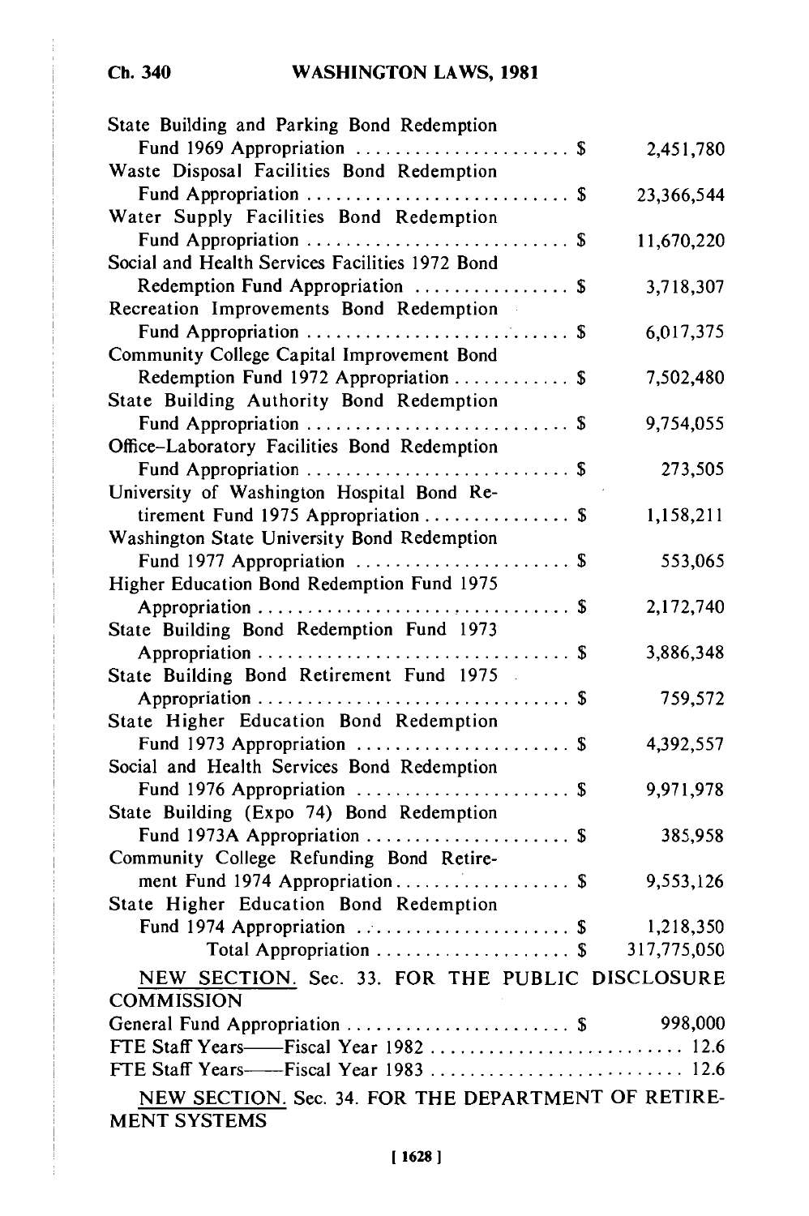| | |
|---|---|
| State Building and Parking Bond Redemption Fund 1969 Appropriation . . . . . . . . . . . . . . . . . . . . . . $ | 2,451,780 |
| Waste Disposal Facilities Bond Redemption Fund Appropriation . . . . . . . . . . . . . . . . . . . . . . . . . . . $ | 23,366,544 |
| Water Supply Facilities Bond Redemption Fund Appropriation . . . . . . . . . . . . . . . . . . . . . . . . . . . $ | 11,670,220 |
| Social and Health Services Facilities 1972 Bond Redemption Fund Appropriation . . . . . . . . . . . . . . . . $ | 3,718,307 |
| Recreation Improvements Bond Redemption Fund Appropriation . . . . . . . . . . . . . . . . . . . . . . . . . . . $ | 6,017,375 |
| Community College Capital Improvement Bond Redemption Fund 1972 Appropriation . . . . . . . . . . . . $ | 7,502,480 |
| State Building Authority Bond Redemption Fund Appropriation . . . . . . . . . . . . . . . . . . . . . . . . . . . $ | 9,754,055 |
| Office-Laboratory Facilities Bond Redemption Fund Appropriation . . . . . . . . . . . . . . . . . . . . . . . . . . . $ | 273,505 |
| University of Washington Hospital Bond Retirement Fund 1975 Appropriation . . . . . . . . . . . . . . . $ | 1,158,211 |
| Washington State University Bond Redemption Fund 1977 Appropriation . . . . . . . . . . . . . . . . . . . . . . $ | 553,065 |
| Higher Education Bond Redemption Fund 1975 Appropriation . . . . . . . . . . . . . . . . . . . . . . . . . . . . . . . $ | 2,172,740 |
| State Building Bond Redemption Fund 1973 Appropriation . . . . . . . . . . . . . . . . . . . . . . . . . . . . . . . $ | 3,886,348 |
| State Building Bond Retirement Fund 1975 Appropriation . . . . . . . . . . . . . . . . . . . . . . . . . . . . . . . $ | 759,572 |
| State Higher Education Bond Redemption Fund 1973 Appropriation . . . . . . . . . . . . . . . . . . . . . . $ | 4,392,557 |
| Social and Health Services Bond Redemption Fund 1976 Appropriation . . . . . . . . . . . . . . . . . . . . . . $ | 9,971,978 |
| State Building (Expo 74) Bond Redemption Fund 1973A Appropriation . . . . . . . . . . . . . . . . . . . . . $ | 385,958 |
| Community College Refunding Bond Retirement Fund 1974 Appropriation . . . . . . . . . . . . . . . . . . $ | 9,553,126 |
| State Higher Education Bond Redemption Fund 1974 Appropriation . . . . . . . . . . . . . . . . . . . . . . $ | 1,218,350 |
| Total Appropriation . . . . . . . . . . . . . . . . . . . . $ | 317,775,050 |

NEW SECTION. Sec. 33. FOR THE PUBLIC DISCLOSURE COMMISSION

| | |
|---|---|
| General Fund Appropriation . . . . . . . . . . . . . . . . . . . . . . . $ | 998,000 |
| FTE Staff Years——Fiscal Year 1982 . . . . . . . . . . . . . . . . . . . . . . . . . . | 12.6 |
| FTE Staff Years——Fiscal Year 1983 . . . . . . . . . . . . . . . . . . . . . . . . . . | 12.6 |

NEW SECTION. Sec. 34. FOR THE DEPARTMENT OF RETIREMENT SYSTEMS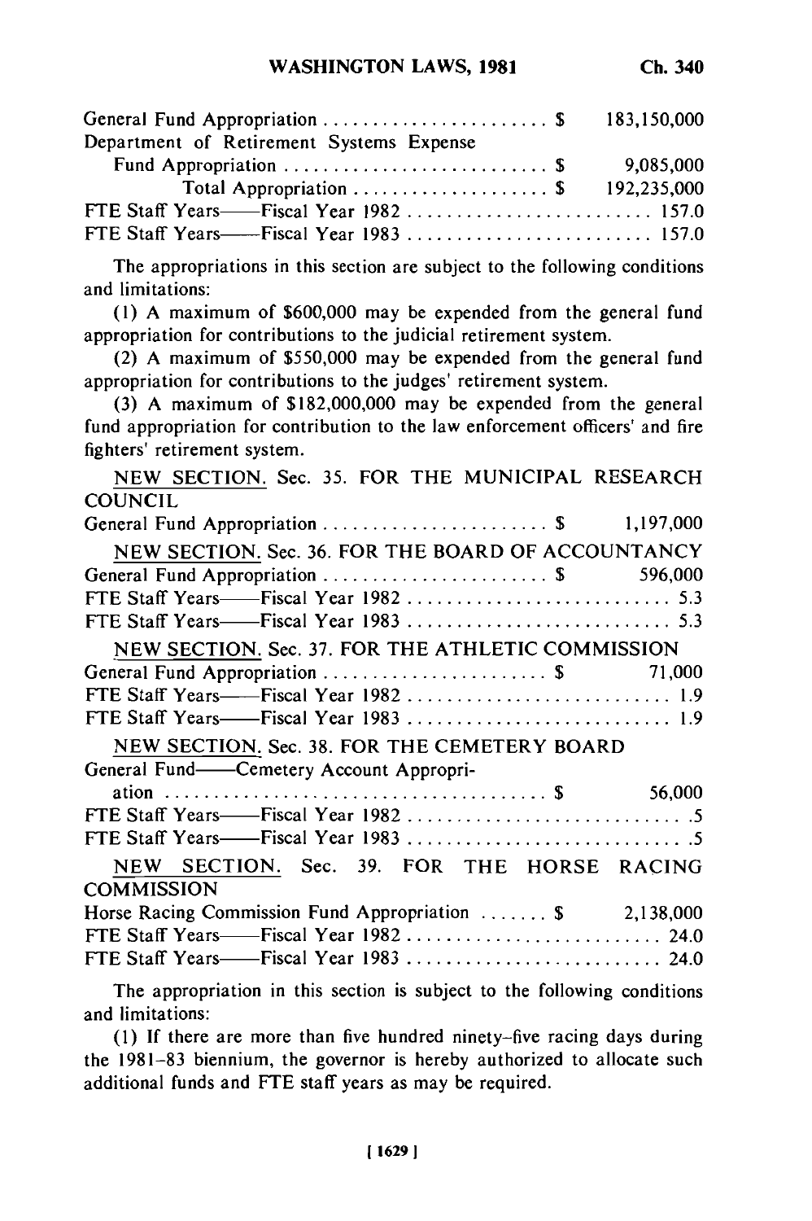General Fund Appropriation . . . . . . . . . . . . . . . . . . . . . . . $ 183,150,000
Department of Retirement Systems Expense
Fund Appropriation . . . . . . . . . . . . . . . . . . . . . . . . . . . $ 9,085,000
Total Appropriation . . . . . . . . . . . . . . . . . . . . $ 192,235,000
FTE Staff Years——Fiscal Year 1982 . . . . . . . . . . . . . . . . . . . . . . . . . . 157.0
FTE Staff Years——Fiscal Year 1983 . . . . . . . . . . . . . . . . . . . . . . . . . . 157.0

The appropriations in this section are subject to the following conditions and limitations:

(1) A maximum of $600,000 may be expended from the general fund appropriation for contributions to the judicial retirement system.

(2) A maximum of $550,000 may be expended from the general fund appropriation for contributions to the judges' retirement system.

(3) A maximum of $182,000,000 may be expended from the general fund appropriation for contribution to the law enforcement officers' and fire fighters' retirement system.

NEW SECTION. Sec. 35. FOR THE MUNICIPAL RESEARCH COUNCIL
General Fund Appropriation . . . . . . . . . . . . . . . . . . . . . . . $ 1,197,000

NEW SECTION. Sec. 36. FOR THE BOARD OF ACCOUNTANCY
General Fund Appropriation . . . . . . . . . . . . . . . . . . . . . . . $ 596,000
FTE Staff Years——Fiscal Year 1982 . . . . . . . . . . . . . . . . . . . . . . . . . . . 5.3
FTE Staff Years——Fiscal Year 1983 . . . . . . . . . . . . . . . . . . . . . . . . . . . 5.3

NEW SECTION. Sec. 37. FOR THE ATHLETIC COMMISSION
General Fund Appropriation . . . . . . . . . . . . . . . . . . . . . . . $ 71,000
FTE Staff Years——Fiscal Year 1982 . . . . . . . . . . . . . . . . . . . . . . . . . . . 1.9
FTE Staff Years——Fiscal Year 1983 . . . . . . . . . . . . . . . . . . . . . . . . . . . 1.9

NEW SECTION. Sec. 38. FOR THE CEMETERY BOARD
General Fund——Cemetery Account Appropriation . . . . . . . . . . . . . . . . . . . . . . . . . . . . . . . . . . . . . . $ 56,000
FTE Staff Years——Fiscal Year 1982 . . . . . . . . . . . . . . . . . . . . . . . . . . . . .5
FTE Staff Years——Fiscal Year 1983 . . . . . . . . . . . . . . . . . . . . . . . . . . . . .5

NEW SECTION. Sec. 39. FOR THE HORSE RACING COMMISSION
Horse Racing Commission Fund Appropriation . . . . . . . $ 2,138,000
FTE Staff Years——Fiscal Year 1982 . . . . . . . . . . . . . . . . . . . . . . . . . . 24.0
FTE Staff Years——Fiscal Year 1983 . . . . . . . . . . . . . . . . . . . . . . . . . . 24.0

The appropriation in this section is subject to the following conditions and limitations:

(1) If there are more than five hundred ninety-five racing days during the 1981-83 biennium, the governor is hereby authorized to allocate such additional funds and FTE staff years as may be required.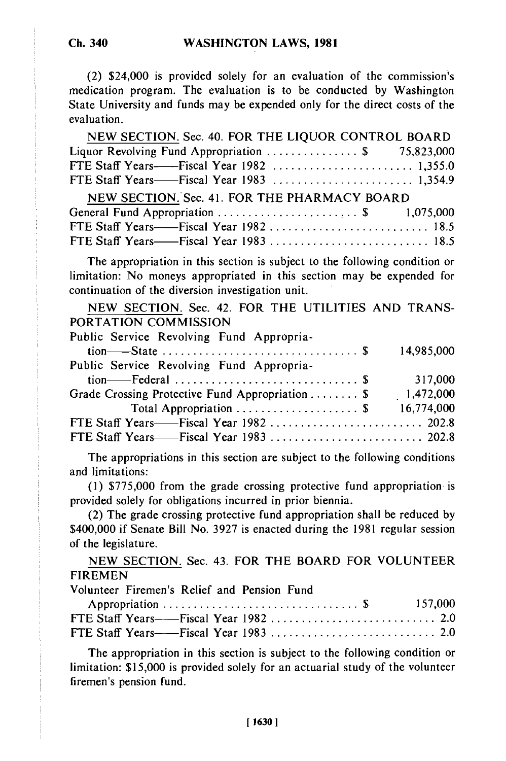(2) $24,000 is provided solely for an evaluation of the commission's medication program. The evaluation is to be conducted by Washington State University and funds may be expended only for the direct costs of the evaluation.

NEW SECTION. Sec. 40. FOR THE LIQUOR CONTROL BOARD

| | |
|---|---|
| Liquor Revolving Fund Appropriation . . . . . . . . . . . . . . . $ | 75,823,000 |
| FTE Staff Years——Fiscal Year 1982 . . . . . . . . . . . . . . . . . . . . . . . | 1,355.0 |
| FTE Staff Years——Fiscal Year 1983 . . . . . . . . . . . . . . . . . . . . . . . | 1,354.9 |

NEW SECTION. Sec. 41. FOR THE PHARMACY BOARD

| | |
|---|---|
| General Fund Appropriation . . . . . . . . . . . . . . . . . . . . . . $ | 1,075,000 |
| FTE Staff Years——Fiscal Year 1982 . . . . . . . . . . . . . . . . . . . . . . . . . . | 18.5 |
| FTE Staff Years——Fiscal Year 1983 . . . . . . . . . . . . . . . . . . . . . . . . . . | 18.5 |

The appropriation in this section is subject to the following condition or limitation: No moneys appropriated in this section may be expended for continuation of the diversion investigation unit.

NEW SECTION. Sec. 42. FOR THE UTILITIES AND TRANSPORTATION COMMISSION

| | |
|---|---|
| Public Service Revolving Fund Appropriation——State . . . . . . . . . . . . . . . . . . . . . . . . . . . . . . . $ | 14,985,000 |
| Public Service Revolving Fund Appropriation——Federal . . . . . . . . . . . . . . . . . . . . . . . . . . . . . $ | 317,000 |
| Grade Crossing Protective Fund Appropriation . . . . . . . . $ | 1,472,000 |
| Total Appropriation . . . . . . . . . . . . . . . . . . . . $ | 16,774,000 |
| FTE Staff Years——Fiscal Year 1982 . . . . . . . . . . . . . . . . . . . . . . . . . | 202.8 |
| FTE Staff Years——Fiscal Year 1983 . . . . . . . . . . . . . . . . . . . . . . . . . | 202.8 |

The appropriations in this section are subject to the following conditions and limitations:

(1) $775,000 from the grade crossing protective fund appropriation is provided solely for obligations incurred in prior biennia.

(2) The grade crossing protective fund appropriation shall be reduced by $400,000 if Senate Bill No. 3927 is enacted during the 1981 regular session of the legislature.

NEW SECTION. Sec. 43. FOR THE BOARD FOR VOLUNTEER FIREMEN

| | |
|---|---|
| Volunteer Firemen's Relief and Pension Fund Appropriation . . . . . . . . . . . . . . . . . . . . . . . . . . . . . . . $ | 157,000 |
| FTE Staff Years——Fiscal Year 1982 . . . . . . . . . . . . . . . . . . . . . . . . . . . | 2.0 |
| FTE Staff Years——Fiscal Year 1983 . . . . . . . . . . . . . . . . . . . . . . . . . . . | 2.0 |

The appropriation in this section is subject to the following condition or limitation: $15,000 is provided solely for an actuarial study of the volunteer firemen's pension fund.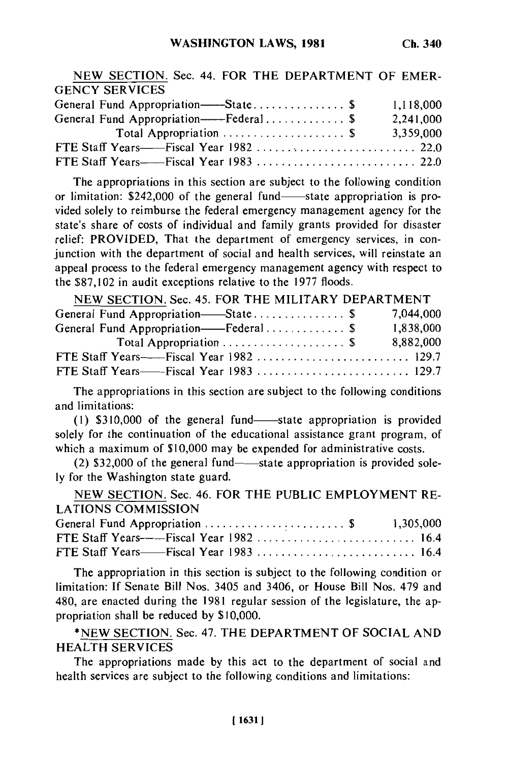NEW SECTION. Sec. 44. FOR THE DEPARTMENT OF EMERGENCY SERVICES

| | |
|---|---|
| General Fund Appropriation——State . . . . . . . . . . . . . . . $ | 1,118,000 |
| General Fund Appropriation——Federal . . . . . . . . . . . . . $ | 2,241,000 |
| Total Appropriation . . . . . . . . . . . . . . . . . . . . $ | 3,359,000 |
| FTE Staff Years——Fiscal Year 1982 . . . . . . . . . . . . . . . . . . . . . . . . . | 22.0 |
| FTE Staff Years——Fiscal Year 1983 . . . . . . . . . . . . . . . . . . . . . . . . . | 22.0 |

The appropriations in this section are subject to the following condition or limitation: $242,000 of the general fund——state appropriation is provided solely to reimburse the federal emergency management agency for the state's share of costs of individual and family grants provided for disaster relief: PROVIDED, That the department of emergency services, in conjunction with the department of social and health services, will reinstate an appeal process to the federal emergency management agency with respect to the $87,102 in audit exceptions relative to the 1977 floods.

NEW SECTION. Sec. 45. FOR THE MILITARY DEPARTMENT

| | |
|---|---|
| General Fund Appropriation——State . . . . . . . . . . . . . . . $ | 7,044,000 |
| General Fund Appropriation——Federal . . . . . . . . . . . . . $ | 1,838,000 |
| Total Appropriation . . . . . . . . . . . . . . . . . . . . $ | 8,882,000 |
| FTE Staff Years——Fiscal Year 1982 . . . . . . . . . . . . . . . . . . . . . . . . . | 129.7 |
| FTE Staff Years——Fiscal Year 1983 . . . . . . . . . . . . . . . . . . . . . . . . . | 129.7 |

The appropriations in this section are subject to the following conditions and limitations:

(1) $310,000 of the general fund——state appropriation is provided solely for the continuation of the educational assistance grant program, of which a maximum of $10,000 may be expended for administrative costs.

(2) $32,000 of the general fund——state appropriation is provided solely for the Washington state guard.

NEW SECTION. Sec. 46. FOR THE PUBLIC EMPLOYMENT RELATIONS COMMISSION

| | |
|---|---|
| General Fund Appropriation . . . . . . . . . . . . . . . . . . . . . . . $ | 1,305,000 |
| FTE Staff Years——Fiscal Year 1982 . . . . . . . . . . . . . . . . . . . . . . . . . | 16.4 |
| FTE Staff Years——Fiscal Year 1983 . . . . . . . . . . . . . . . . . . . . . . . . . | 16.4 |

The appropriation in this section is subject to the following condition or limitation: If Senate Bill Nos. 3405 and 3406, or House Bill Nos. 479 and 480, are enacted during the 1981 regular session of the legislature, the appropriation shall be reduced by $10,000.

*NEW SECTION. Sec. 47. THE DEPARTMENT OF SOCIAL AND HEALTH SERVICES

The appropriations made by this act to the department of social and health services are subject to the following conditions and limitations: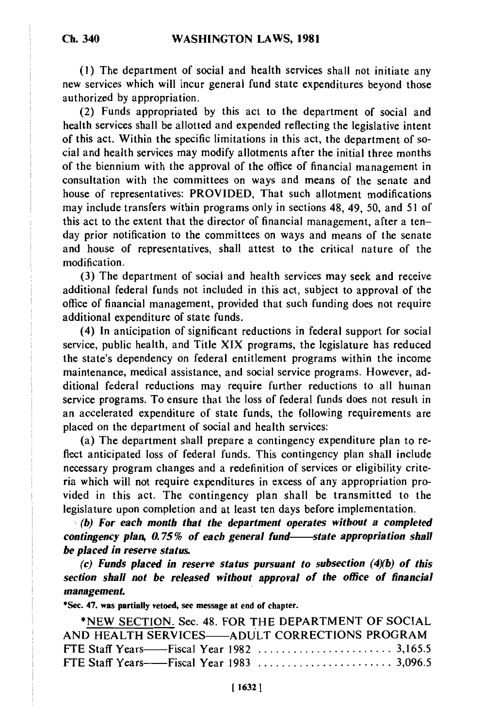(1) The department of social and health services shall not initiate any new services which will incur general fund state expenditures beyond those authorized by appropriation.

(2) Funds appropriated by this act to the department of social and health services shall be allotted and expended reflecting the legislative intent of this act. Within the specific limitations in this act, the department of social and health services may modify allotments after the initial three months of the biennium with the approval of the office of financial management in consultation with the committees on ways and means of the senate and house of representatives: PROVIDED, That such allotment modifications may include transfers within programs only in sections 48, 49, 50, and 51 of this act to the extent that the director of financial management, after a ten-day prior notification to the committees on ways and means of the senate and house of representatives, shall attest to the critical nature of the modification.

(3) The department of social and health services may seek and receive additional federal funds not included in this act, subject to approval of the office of financial management, provided that such funding does not require additional expenditure of state funds.

(4) In anticipation of significant reductions in federal support for social service, public health, and Title XIX programs, the legislature has reduced the state's dependency on federal entitlement programs within the income maintenance, medical assistance, and social service programs. However, additional federal reductions may require further reductions to all human service programs. To ensure that the loss of federal funds does not result in an accelerated expenditure of state funds, the following requirements are placed on the department of social and health services:

(a) The department shall prepare a contingency expenditure plan to reflect anticipated loss of federal funds. This contingency plan shall include necessary program changes and a redefinition of services or eligibility criteria which will not require expenditures in excess of any appropriation provided in this act. The contingency plan shall be transmitted to the legislature upon completion and at least ten days before implementation.

***(b) For each month that the department operates without a completed contingency plan, 0.75% of each general fund—state appropriation shall be placed in reserve status.***

***(c) Funds placed in reserve status pursuant to subsection (4)(b) of this section shall not be released without approval of the office of financial management.***

**\*Sec. 47. was partially vetoed, see message at end of chapter.**

\*NEW SECTION. Sec. 48. FOR THE DEPARTMENT OF SOCIAL AND HEALTH SERVICES—ADULT CORRECTIONS PROGRAM

| | |
|---|---|
| FTE Staff Years—Fiscal Year 1982 | 3,165.5 |
| FTE Staff Years—Fiscal Year 1983 | 3,096.5 |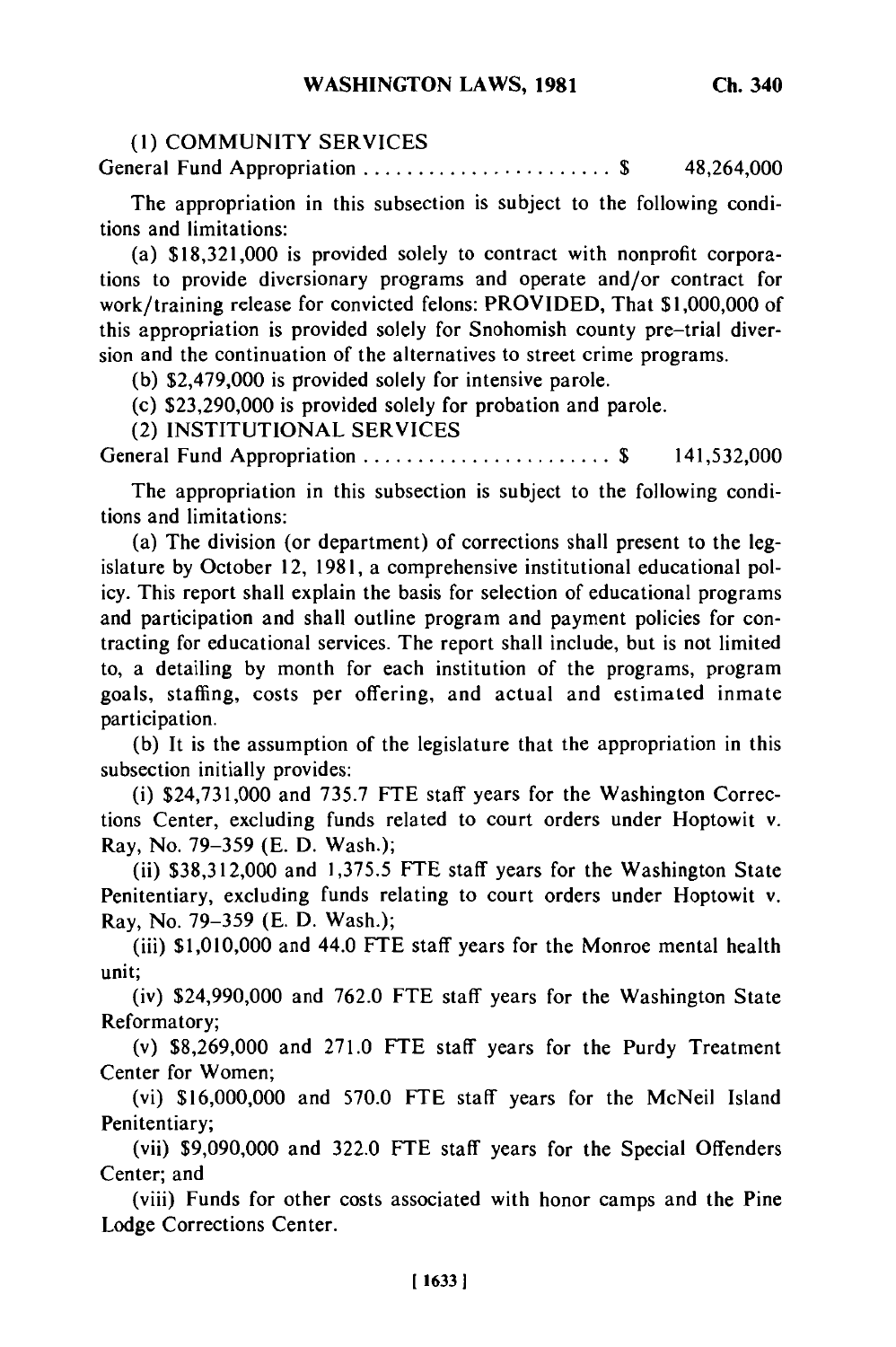(1) COMMUNITY SERVICES

General Fund Appropriation . . . . . . . . . . . . . . . . . . . . . . . . \$ 48,264,000

The appropriation in this subsection is subject to the following conditions and limitations:

(a) \$18,321,000 is provided solely to contract with nonprofit corporations to provide diversionary programs and operate and/or contract for work/training release for convicted felons: PROVIDED, That \$1,000,000 of this appropriation is provided solely for Snohomish county pre-trial diversion and the continuation of the alternatives to street crime programs.

(b) \$2,479,000 is provided solely for intensive parole.

(c) \$23,290,000 is provided solely for probation and parole.

(2) INSTITUTIONAL SERVICES

General Fund Appropriation . . . . . . . . . . . . . . . . . . . . . . . . \$ 141,532,000

The appropriation in this subsection is subject to the following conditions and limitations:

(a) The division (or department) of corrections shall present to the legislature by October 12, 1981, a comprehensive institutional educational policy. This report shall explain the basis for selection of educational programs and participation and shall outline program and payment policies for contracting for educational services. The report shall include, but is not limited to, a detailing by month for each institution of the programs, program goals, staffing, costs per offering, and actual and estimated inmate participation.

(b) It is the assumption of the legislature that the appropriation in this subsection initially provides:

(i) \$24,731,000 and 735.7 FTE staff years for the Washington Corrections Center, excluding funds related to court orders under Hoptowit v. Ray, No. 79-359 (E. D. Wash.);

(ii) \$38,312,000 and 1,375.5 FTE staff years for the Washington State Penitentiary, excluding funds relating to court orders under Hoptowit v. Ray, No. 79-359 (E. D. Wash.);

(iii) \$1,010,000 and 44.0 FTE staff years for the Monroe mental health unit;

(iv) \$24,990,000 and 762.0 FTE staff years for the Washington State Reformatory;

(v) \$8,269,000 and 271.0 FTE staff years for the Purdy Treatment Center for Women;

(vi) \$16,000,000 and 570.0 FTE staff years for the McNeil Island Penitentiary;

(vii) \$9,090,000 and 322.0 FTE staff years for the Special Offenders Center; and

(viii) Funds for other costs associated with honor camps and the Pine Lodge Corrections Center.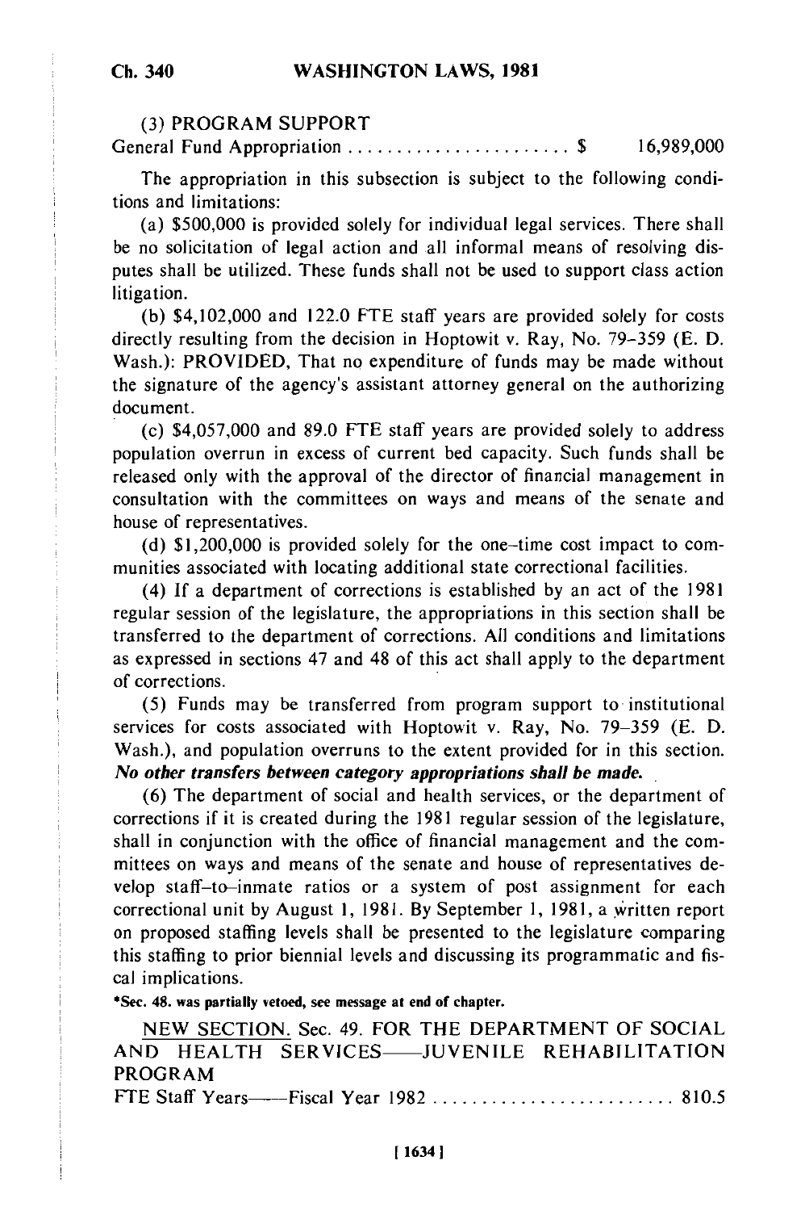(3) PROGRAM SUPPORT

General Fund Appropriation ........................ $ 16,989,000

The appropriation in this subsection is subject to the following conditions and limitations:

(a) $500,000 is provided solely for individual legal services. There shall be no solicitation of legal action and all informal means of resolving disputes shall be utilized. These funds shall not be used to support class action litigation.

(b) $4,102,000 and 122.0 FTE staff years are provided solely for costs directly resulting from the decision in Hoptowit v. Ray, No. 79–359 (E. D. Wash.): PROVIDED, That no expenditure of funds may be made without the signature of the agency's assistant attorney general on the authorizing document.

(c) $4,057,000 and 89.0 FTE staff years are provided solely to address population overrun in excess of current bed capacity. Such funds shall be released only with the approval of the director of financial management in consultation with the committees on ways and means of the senate and house of representatives.

(d) $1,200,000 is provided solely for the one–time cost impact to communities associated with locating additional state correctional facilities.

(4) If a department of corrections is established by an act of the 1981 regular session of the legislature, the appropriations in this section shall be transferred to the department of corrections. All conditions and limitations as expressed in sections 47 and 48 of this act shall apply to the department of corrections.

(5) Funds may be transferred from program support to institutional services for costs associated with Hoptowit v. Ray, No. 79–359 (E. D. Wash.), and population overruns to the extent provided for in this section. ***No other transfers between category appropriations shall be made.***

(6) The department of social and health services, or the department of corrections if it is created during the 1981 regular session of the legislature, shall in conjunction with the office of financial management and the committees on ways and means of the senate and house of representatives develop staff–to–inmate ratios or a system of post assignment for each correctional unit by August 1, 1981. By September 1, 1981, a written report on proposed staffing levels shall be presented to the legislature comparing this staffing to prior biennial levels and discussing its programmatic and fiscal implications.

**\*Sec. 48. was partially vetoed, see message at end of chapter.**

NEW SECTION. Sec. 49. FOR THE DEPARTMENT OF SOCIAL AND HEALTH SERVICES——JUVENILE REHABILITATION PROGRAM

FTE Staff Years——Fiscal Year 1982 .......................... 810.5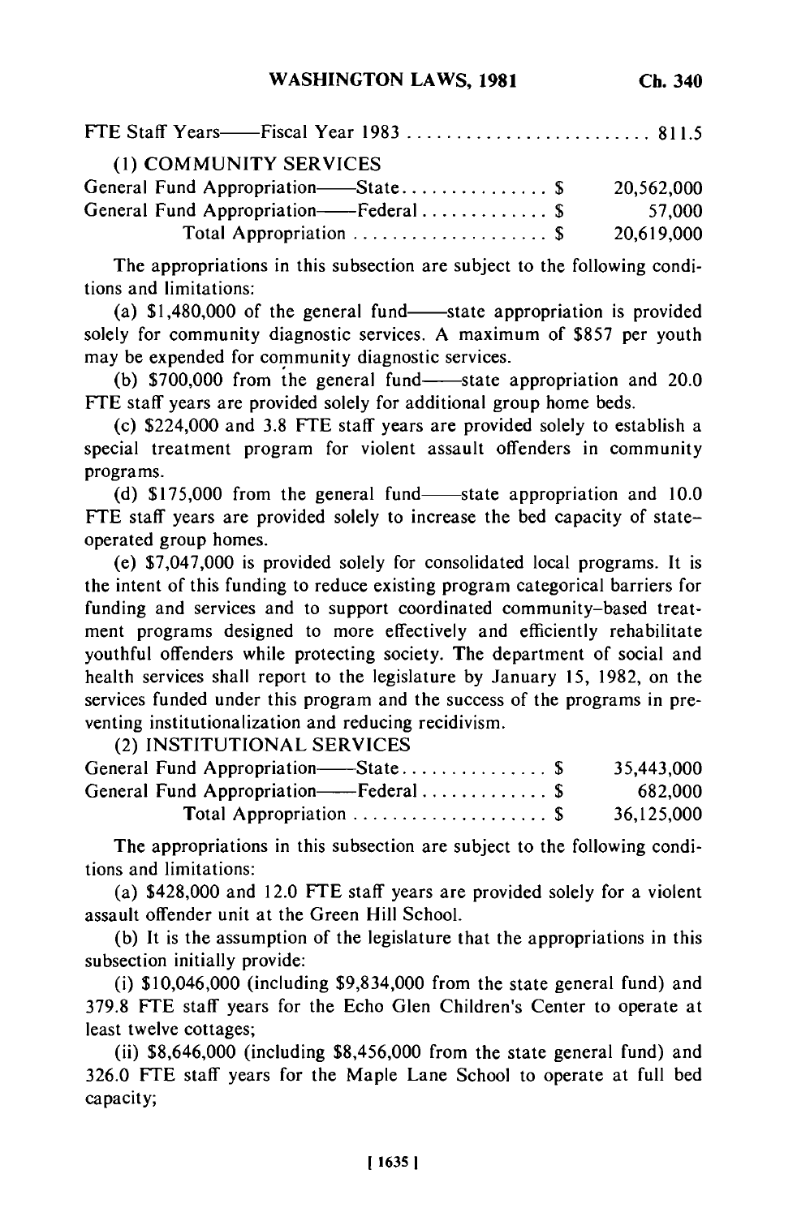FTE Staff Years——Fiscal Year 1983 .......................... 811.5

(1) COMMUNITY SERVICES

| | |
|---|---|
| General Fund Appropriation——State................ $ | 20,562,000 |
| General Fund Appropriation——Federal............. $ | 57,000 |
| Total Appropriation ..................... $ | 20,619,000 |

The appropriations in this subsection are subject to the following conditions and limitations:

(a) $1,480,000 of the general fund——state appropriation is provided solely for community diagnostic services. A maximum of $857 per youth may be expended for community diagnostic services.

(b) $700,000 from the general fund——state appropriation and 20.0 FTE staff years are provided solely for additional group home beds.

(c) $224,000 and 3.8 FTE staff years are provided solely to establish a special treatment program for violent assault offenders in community programs.

(d) $175,000 from the general fund——state appropriation and 10.0 FTE staff years are provided solely to increase the bed capacity of state-operated group homes.

(e) $7,047,000 is provided solely for consolidated local programs. It is the intent of this funding to reduce existing program categorical barriers for funding and services and to support coordinated community-based treatment programs designed to more effectively and efficiently rehabilitate youthful offenders while protecting society. The department of social and health services shall report to the legislature by January 15, 1982, on the services funded under this program and the success of the programs in preventing institutionalization and reducing recidivism.

(2) INSTITUTIONAL SERVICES

| | |
|---|---|
| General Fund Appropriation——State................ $ | 35,443,000 |
| General Fund Appropriation——Federal............. $ | 682,000 |
| Total Appropriation ..................... $ | 36,125,000 |

The appropriations in this subsection are subject to the following conditions and limitations:

(a) $428,000 and 12.0 FTE staff years are provided solely for a violent assault offender unit at the Green Hill School.

(b) It is the assumption of the legislature that the appropriations in this subsection initially provide:

(i) $10,046,000 (including $9,834,000 from the state general fund) and 379.8 FTE staff years for the Echo Glen Children's Center to operate at least twelve cottages;

(ii) $8,646,000 (including $8,456,000 from the state general fund) and 326.0 FTE staff years for the Maple Lane School to operate at full bed capacity;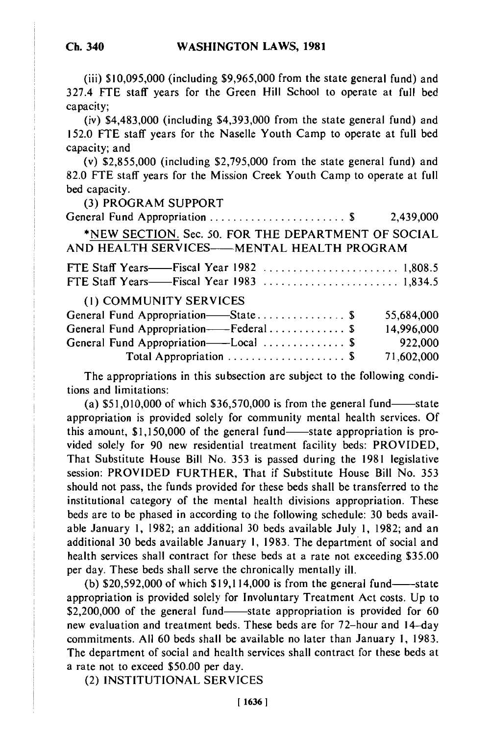(iii) $10,095,000 (including $9,965,000 from the state general fund) and 327.4 FTE staff years for the Green Hill School to operate at full bed capacity;

(iv) $4,483,000 (including $4,393,000 from the state general fund) and 152.0 FTE staff years for the Naselle Youth Camp to operate at full bed capacity; and

(v) $2,855,000 (including $2,795,000 from the state general fund) and 82.0 FTE staff years for the Mission Creek Youth Camp to operate at full bed capacity.

(3) PROGRAM SUPPORT

| | |
|---|---|
| General Fund Appropriation . . . . . . . . . . . . . . . . . . . . . . . $ | 2,439,000 |

*NEW SECTION. Sec. 50. FOR THE DEPARTMENT OF SOCIAL AND HEALTH SERVICES——MENTAL HEALTH PROGRAM

| | |
|---|---|
| FTE Staff Years——Fiscal Year 1982 . . . . . . . . . . . . . . . . . . . . . . . | 1,808.5 |
| FTE Staff Years——Fiscal Year 1983 . . . . . . . . . . . . . . . . . . . . . . . | 1,834.5 |

(1) COMMUNITY SERVICES

| | |
|---|---|
| General Fund Appropriation——State . . . . . . . . . . . . . . . $ | 55,684,000 |
| General Fund Appropriation——Federal . . . . . . . . . . . . . $ | 14,996,000 |
| General Fund Appropriation——Local . . . . . . . . . . . . . . $ | 922,000 |
| Total Appropriation . . . . . . . . . . . . . . . . . . . . $ | 71,602,000 |

The appropriations in this subsection are subject to the following conditions and limitations:

(a) $51,010,000 of which $36,570,000 is from the general fund——state appropriation is provided solely for community mental health services. Of this amount, $1,150,000 of the general fund——state appropriation is provided solely for 90 new residential treatment facility beds: PROVIDED, That Substitute House Bill No. 353 is passed during the 1981 legislative session: PROVIDED FURTHER, That if Substitute House Bill No. 353 should not pass, the funds provided for these beds shall be transferred to the institutional category of the mental health divisions appropriation. These beds are to be phased in according to the following schedule: 30 beds available January 1, 1982; an additional 30 beds available July 1, 1982; and an additional 30 beds available January 1, 1983. The department of social and health services shall contract for these beds at a rate not exceeding $35.00 per day. These beds shall serve the chronically mentally ill.

(b) $20,592,000 of which $19,114,000 is from the general fund——state appropriation is provided solely for Involuntary Treatment Act costs. Up to $2,200,000 of the general fund——state appropriation is provided for 60 new evaluation and treatment beds. These beds are for 72–hour and 14–day commitments. All 60 beds shall be available no later than January 1, 1983. The department of social and health services shall contract for these beds at a rate not to exceed $50.00 per day.

(2) INSTITUTIONAL SERVICES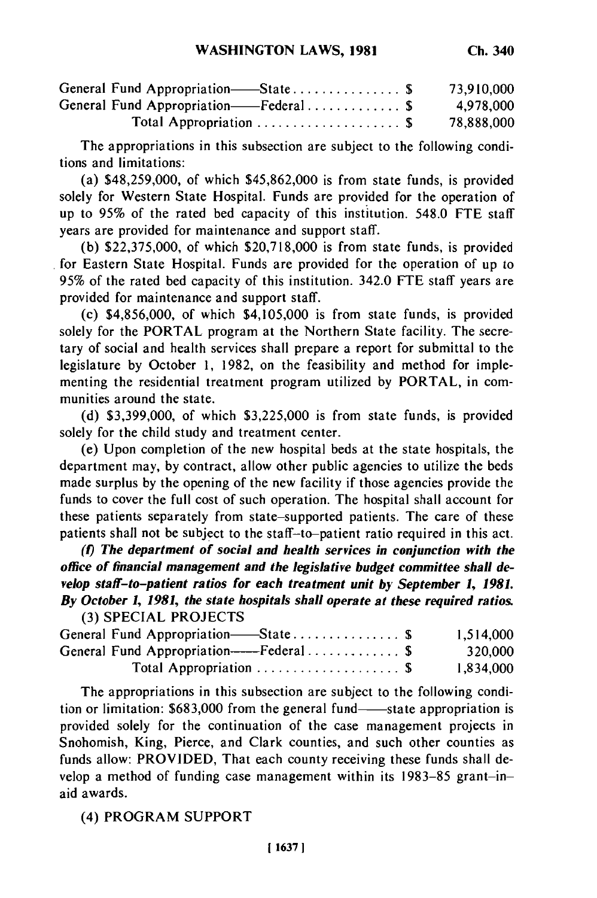| | |
|---|---|
| General Fund Appropriation——State . . . . . . . . . . . . . . . $ | 73,910,000 |
| General Fund Appropriation——Federal . . . . . . . . . . . . . $ | 4,978,000 |
| Total Appropriation . . . . . . . . . . . . . . . . . . . . . $ | 78,888,000 |

The appropriations in this subsection are subject to the following conditions and limitations:

(a) $48,259,000, of which $45,862,000 is from state funds, is provided solely for Western State Hospital. Funds are provided for the operation of up to 95% of the rated bed capacity of this institution. 548.0 FTE staff years are provided for maintenance and support staff.

(b) $22,375,000, of which $20,718,000 is from state funds, is provided for Eastern State Hospital. Funds are provided for the operation of up to 95% of the rated bed capacity of this institution. 342.0 FTE staff years are provided for maintenance and support staff.

(c) $4,856,000, of which $4,105,000 is from state funds, is provided solely for the PORTAL program at the Northern State facility. The secretary of social and health services shall prepare a report for submittal to the legislature by October 1, 1982, on the feasibility and method for implementing the residential treatment program utilized by PORTAL, in communities around the state.

(d) $3,399,000, of which $3,225,000 is from state funds, is provided solely for the child study and treatment center.

(e) Upon completion of the new hospital beds at the state hospitals, the department may, by contract, allow other public agencies to utilize the beds made surplus by the opening of the new facility if those agencies provide the funds to cover the full cost of such operation. The hospital shall account for these patients separately from state–supported patients. The care of these patients shall not be subject to the staff–to–patient ratio required in this act.

***(f) The department of social and health services in conjunction with the office of financial management and the legislative budget committee shall develop staff–to–patient ratios for each treatment unit by September 1, 1981. By October 1, 1981, the state hospitals shall operate at these required ratios.***

(3) SPECIAL PROJECTS

| | |
|---|---|
| General Fund Appropriation——State . . . . . . . . . . . . . . . $ | 1,514,000 |
| General Fund Appropriation——Federal . . . . . . . . . . . . . $ | 320,000 |
| Total Appropriation . . . . . . . . . . . . . . . . . . . . . $ | 1,834,000 |

The appropriations in this subsection are subject to the following condition or limitation: $683,000 from the general fund——state appropriation is provided solely for the continuation of the case management projects in Snohomish, King, Pierce, and Clark counties, and such other counties as funds allow: PROVIDED, That each county receiving these funds shall develop a method of funding case management within its 1983–85 grant–in–aid awards.

(4) PROGRAM SUPPORT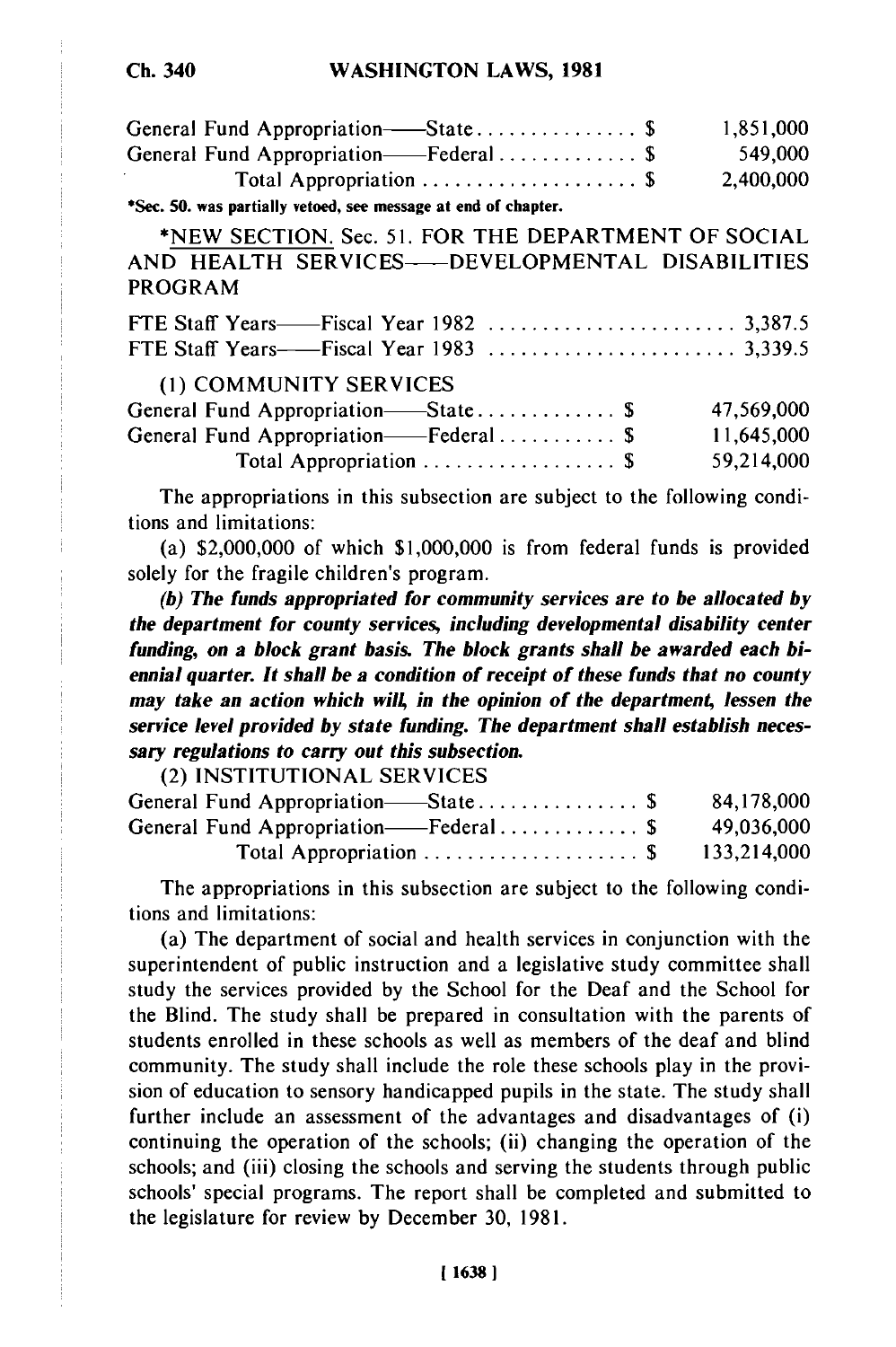| | |
|---|---|
| General Fund Appropriation——State . . . . . . . . . . . . . . . $ | 1,851,000 |
| General Fund Appropriation——Federal . . . . . . . . . . . . . $ | 549,000 |
| Total Appropriation . . . . . . . . . . . . . . . . . . . . $ | 2,400,000 |

*Sec. 50. was partially vetoed, see message at end of chapter.

*NEW SECTION. Sec. 51. FOR THE DEPARTMENT OF SOCIAL AND HEALTH SERVICES——DEVELOPMENTAL DISABILITIES PROGRAM

| | |
|---|---|
| FTE Staff Years——Fiscal Year 1982 . . . . . . . . . . . . . . . . . . . . . . . | 3,387.5 |
| FTE Staff Years——Fiscal Year 1983 . . . . . . . . . . . . . . . . . . . . . . . | 3,339.5 |

(1) COMMUNITY SERVICES

| | |
|---|---|
| General Fund Appropriation——State . . . . . . . . . . . . . $ | 47,569,000 |
| General Fund Appropriation——Federal . . . . . . . . . . . $ | 11,645,000 |
| Total Appropriation . . . . . . . . . . . . . . . . . . $ | 59,214,000 |

The appropriations in this subsection are subject to the following conditions and limitations:

(a) $2,000,000 of which $1,000,000 is from federal funds is provided solely for the fragile children's program.

***(b) The funds appropriated for community services are to be allocated by the department for county services, including developmental disability center funding, on a block grant basis. The block grants shall be awarded each biennial quarter. It shall be a condition of receipt of these funds that no county may take an action which will, in the opinion of the department, lessen the service level provided by state funding. The department shall establish necessary regulations to carry out this subsection.***

(2) INSTITUTIONAL SERVICES

| | |
|---|---|
| General Fund Appropriation——State . . . . . . . . . . . . . . . $ | 84,178,000 |
| General Fund Appropriation——Federal . . . . . . . . . . . . . $ | 49,036,000 |
| Total Appropriation . . . . . . . . . . . . . . . . . . . . $ | 133,214,000 |

The appropriations in this subsection are subject to the following conditions and limitations:

(a) The department of social and health services in conjunction with the superintendent of public instruction and a legislative study committee shall study the services provided by the School for the Deaf and the School for the Blind. The study shall be prepared in consultation with the parents of students enrolled in these schools as well as members of the deaf and blind community. The study shall include the role these schools play in the provision of education to sensory handicapped pupils in the state. The study shall further include an assessment of the advantages and disadvantages of (i) continuing the operation of the schools; (ii) changing the operation of the schools; and (iii) closing the schools and serving the students through public schools' special programs. The report shall be completed and submitted to the legislature for review by December 30, 1981.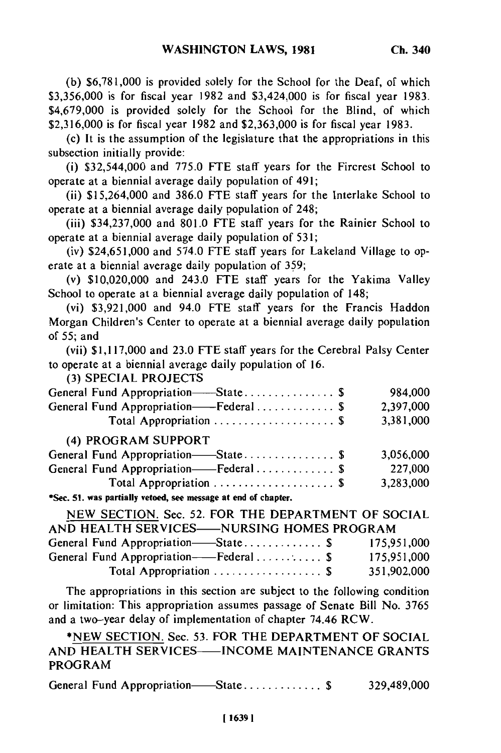(b) $6,781,000 is provided solely for the School for the Deaf, of which $3,356,000 is for fiscal year 1982 and $3,424,000 is for fiscal year 1983. $4,679,000 is provided solely for the School for the Blind, of which $2,316,000 is for fiscal year 1982 and $2,363,000 is for fiscal year 1983.

(c) It is the assumption of the legislature that the appropriations in this subsection initially provide:

(i) $32,544,000 and 775.0 FTE staff years for the Fircrest School to operate at a biennial average daily population of 491;

(ii) $15,264,000 and 386.0 FTE staff years for the Interlake School to operate at a biennial average daily population of 248;

(iii) $34,237,000 and 801.0 FTE staff years for the Rainier School to operate at a biennial average daily population of 531;

(iv) $24,651,000 and 574.0 FTE staff years for Lakeland Village to operate at a biennial average daily population of 359;

(v) $10,020,000 and 243.0 FTE staff years for the Yakima Valley School to operate at a biennial average daily population of 148;

(vi) $3,921,000 and 94.0 FTE staff years for the Francis Haddon Morgan Children's Center to operate at a biennial average daily population of 55; and

(vii) $1,117,000 and 23.0 FTE staff years for the Cerebral Palsy Center to operate at a biennial average daily population of 16.

(3) SPECIAL PROJECTS

| | |
|---|---|
| General Fund Appropriation——State . . . . . . . . . . . . . . . $ | 984,000 |
| General Fund Appropriation——Federal . . . . . . . . . . . . . $ | 2,397,000 |
| Total Appropriation . . . . . . . . . . . . . . . . . . . . $ | 3,381,000 |

(4) PROGRAM SUPPORT

| | |
|---|---|
| General Fund Appropriation——State . . . . . . . . . . . . . . . $ | 3,056,000 |
| General Fund Appropriation——Federal . . . . . . . . . . . . . $ | 227,000 |
| Total Appropriation . . . . . . . . . . . . . . . . . . . . $ | 3,283,000 |

*Sec. 51. was partially vetoed, see message at end of chapter.

NEW SECTION. Sec. 52. FOR THE DEPARTMENT OF SOCIAL AND HEALTH SERVICES——NURSING HOMES PROGRAM

| | |
|---|---|
| General Fund Appropriation——State . . . . . . . . . . . . . $ | 175,951,000 |
| General Fund Appropriation——Federal . . . . . . . . . . $ | 175,951,000 |
| Total Appropriation . . . . . . . . . . . . . . . . . . $ | 351,902,000 |

The appropriations in this section are subject to the following condition or limitation: This appropriation assumes passage of Senate Bill No. 3765 and a two-year delay of implementation of chapter 74.46 RCW.

*NEW SECTION. Sec. 53. FOR THE DEPARTMENT OF SOCIAL AND HEALTH SERVICES——INCOME MAINTENANCE GRANTS PROGRAM

| | |
|---|---|
| General Fund Appropriation——State . . . . . . . . . . . . . $ | 329,489,000 |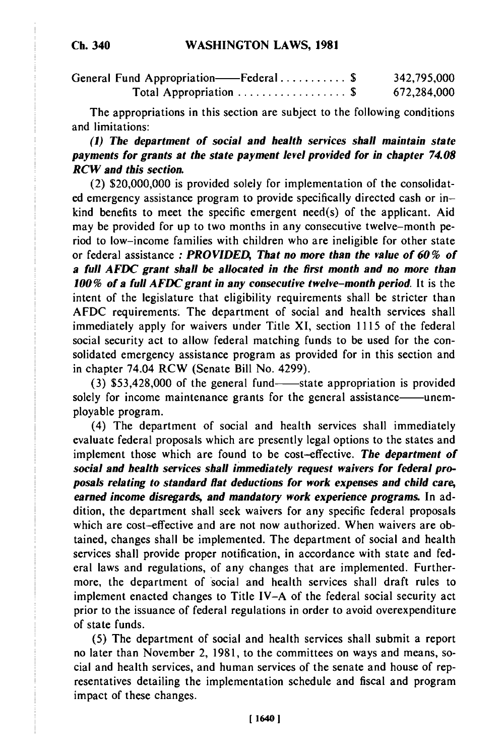| | |
|---|---|
| General Fund Appropriation——Federal . . . . . . . . . . . $ | 342,795,000 |
| Total Appropriation . . . . . . . . . . . . . . . . . . $ | 672,284,000 |

The appropriations in this section are subject to the following conditions and limitations:

***(1) The department of social and health services shall maintain state payments for grants at the state payment level provided for in chapter 74.08 RCW and this section.***

(2) $20,000,000 is provided solely for implementation of the consolidated emergency assistance program to provide specifically directed cash or in-kind benefits to meet the specific emergent need(s) of the applicant. Aid may be provided for up to two months in any consecutive twelve-month period to low-income families with children who are ineligible for other state or federal assistance ***: PROVIDED, That no more than the value of 60% of a full AFDC grant shall be allocated in the first month and no more than 100% of a full AFDC grant in any consecutive twelve-month period.*** It is the intent of the legislature that eligibility requirements shall be stricter than AFDC requirements. The department of social and health services shall immediately apply for waivers under Title XI, section 1115 of the federal social security act to allow federal matching funds to be used for the consolidated emergency assistance program as provided for in this section and in chapter 74.04 RCW (Senate Bill No. 4299).

(3) $53,428,000 of the general fund——state appropriation is provided solely for income maintenance grants for the general assistance——unemployable program.

(4) The department of social and health services shall immediately evaluate federal proposals which are presently legal options to the states and implement those which are found to be cost-effective. ***The department of social and health services shall immediately request waivers for federal proposals relating to standard flat deductions for work expenses and child care, earned income disregards, and mandatory work experience programs.*** In addition, the department shall seek waivers for any specific federal proposals which are cost-effective and are not now authorized. When waivers are obtained, changes shall be implemented. The department of social and health services shall provide proper notification, in accordance with state and federal laws and regulations, of any changes that are implemented. Furthermore, the department of social and health services shall draft rules to implement enacted changes to Title IV-A of the federal social security act prior to the issuance of federal regulations in order to avoid overexpenditure of state funds.

(5) The department of social and health services shall submit a report no later than November 2, 1981, to the committees on ways and means, social and health services, and human services of the senate and house of representatives detailing the implementation schedule and fiscal and program impact of these changes.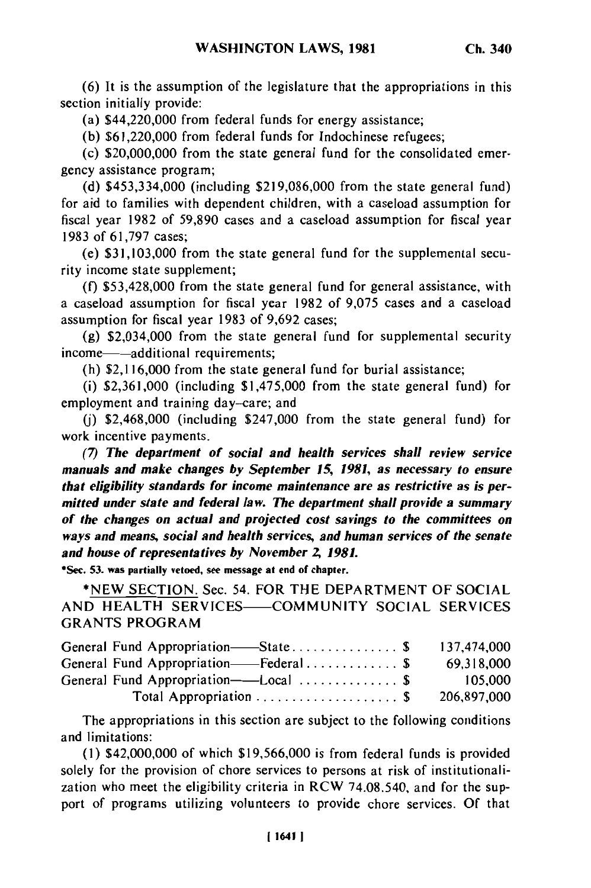(6) It is the assumption of the legislature that the appropriations in this section initially provide:

(a) $44,220,000 from federal funds for energy assistance;

(b) $61,220,000 from federal funds for Indochinese refugees;

(c) $20,000,000 from the state general fund for the consolidated emergency assistance program;

(d) $453,334,000 (including $219,086,000 from the state general fund) for aid to families with dependent children, with a caseload assumption for fiscal year 1982 of 59,890 cases and a caseload assumption for fiscal year 1983 of 61,797 cases;

(e) $31,103,000 from the state general fund for the supplemental security income state supplement;

(f) $53,428,000 from the state general fund for general assistance, with a caseload assumption for fiscal year 1982 of 9,075 cases and a caseload assumption for fiscal year 1983 of 9,692 cases;

(g) $2,034,000 from the state general fund for supplemental security income——additional requirements;

(h) $2,116,000 from the state general fund for burial assistance;

(i) $2,361,000 (including $1,475,000 from the state general fund) for employment and training day-care; and

(j) $2,468,000 (including $247,000 from the state general fund) for work incentive payments.

***(7) The department of social and health services shall review service manuals and make changes by September 15, 1981, as necessary to ensure that eligibility standards for income maintenance are as restrictive as is permitted under state and federal law. The department shall provide a summary of the changes on actual and projected cost savings to the committees on ways and means, social and health services, and human services of the senate and house of representatives by November 2, 1981.***

**\*Sec. 53. was partially vetoed, see message at end of chapter.**

\*NEW SECTION. Sec. 54. FOR THE DEPARTMENT OF SOCIAL AND HEALTH SERVICES——COMMUNITY SOCIAL SERVICES GRANTS PROGRAM

| | |
|---|---|
| General Fund Appropriation——State . . . . . . . . . . . . . . . $ | 137,474,000 |
| General Fund Appropriation——Federal . . . . . . . . . . . . . $ | 69,318,000 |
| General Fund Appropriation——Local . . . . . . . . . . . . . . $ | 105,000 |
| Total Appropriation . . . . . . . . . . . . . . . . . . . . $ | 206,897,000 |

The appropriations in this section are subject to the following conditions and limitations:

(1) $42,000,000 of which $19,566,000 is from federal funds is provided solely for the provision of chore services to persons at risk of institutionalization who meet the eligibility criteria in RCW 74.08.540, and for the support of programs utilizing volunteers to provide chore services. Of that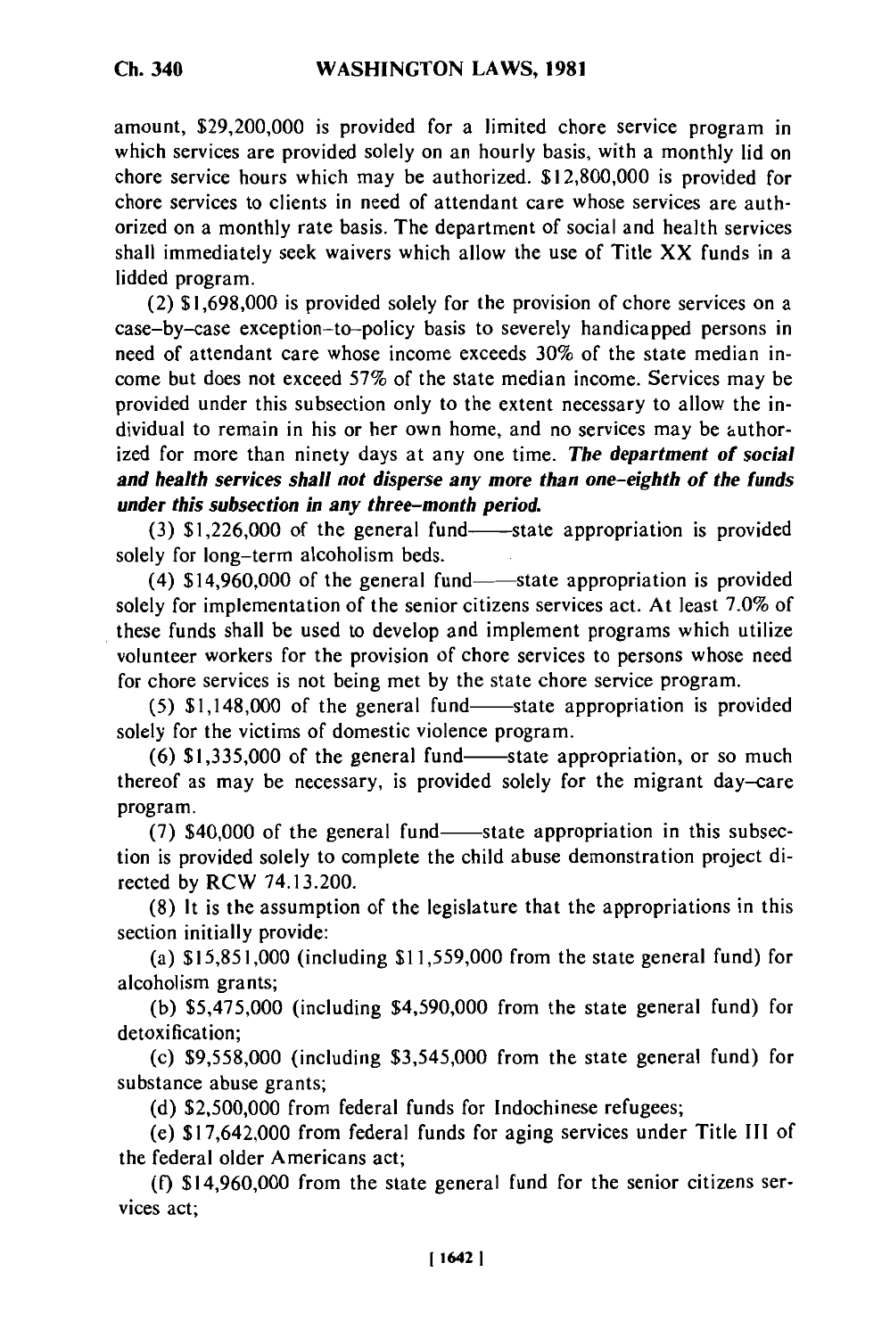amount, $29,200,000 is provided for a limited chore service program in which services are provided solely on an hourly basis, with a monthly lid on chore service hours which may be authorized. $12,800,000 is provided for chore services to clients in need of attendant care whose services are authorized on a monthly rate basis. The department of social and health services shall immediately seek waivers which allow the use of Title XX funds in a lidded program.

(2) $1,698,000 is provided solely for the provision of chore services on a case-by-case exception-to-policy basis to severely handicapped persons in need of attendant care whose income exceeds 30% of the state median income but does not exceed 57% of the state median income. Services may be provided under this subsection only to the extent necessary to allow the individual to remain in his or her own home, and no services may be authorized for more than ninety days at any one time. ***The department of social and health services shall not disperse any more than one-eighth of the funds under this subsection in any three-month period.***

(3) $1,226,000 of the general fund——state appropriation is provided solely for long-term alcoholism beds.

(4) $14,960,000 of the general fund——state appropriation is provided solely for implementation of the senior citizens services act. At least 7.0% of these funds shall be used to develop and implement programs which utilize volunteer workers for the provision of chore services to persons whose need for chore services is not being met by the state chore service program.

(5) $1,148,000 of the general fund——state appropriation is provided solely for the victims of domestic violence program.

(6) $1,335,000 of the general fund——state appropriation, or so much thereof as may be necessary, is provided solely for the migrant day-care program.

(7) $40,000 of the general fund——state appropriation in this subsection is provided solely to complete the child abuse demonstration project directed by RCW 74.13.200.

(8) It is the assumption of the legislature that the appropriations in this section initially provide:

(a) $15,851,000 (including $11,559,000 from the state general fund) for alcoholism grants;

(b) $5,475,000 (including $4,590,000 from the state general fund) for detoxification;

(c) $9,558,000 (including $3,545,000 from the state general fund) for substance abuse grants;

(d) $2,500,000 from federal funds for Indochinese refugees;

(e) $17,642,000 from federal funds for aging services under Title III of the federal older Americans act;

(f) $14,960,000 from the state general fund for the senior citizens services act;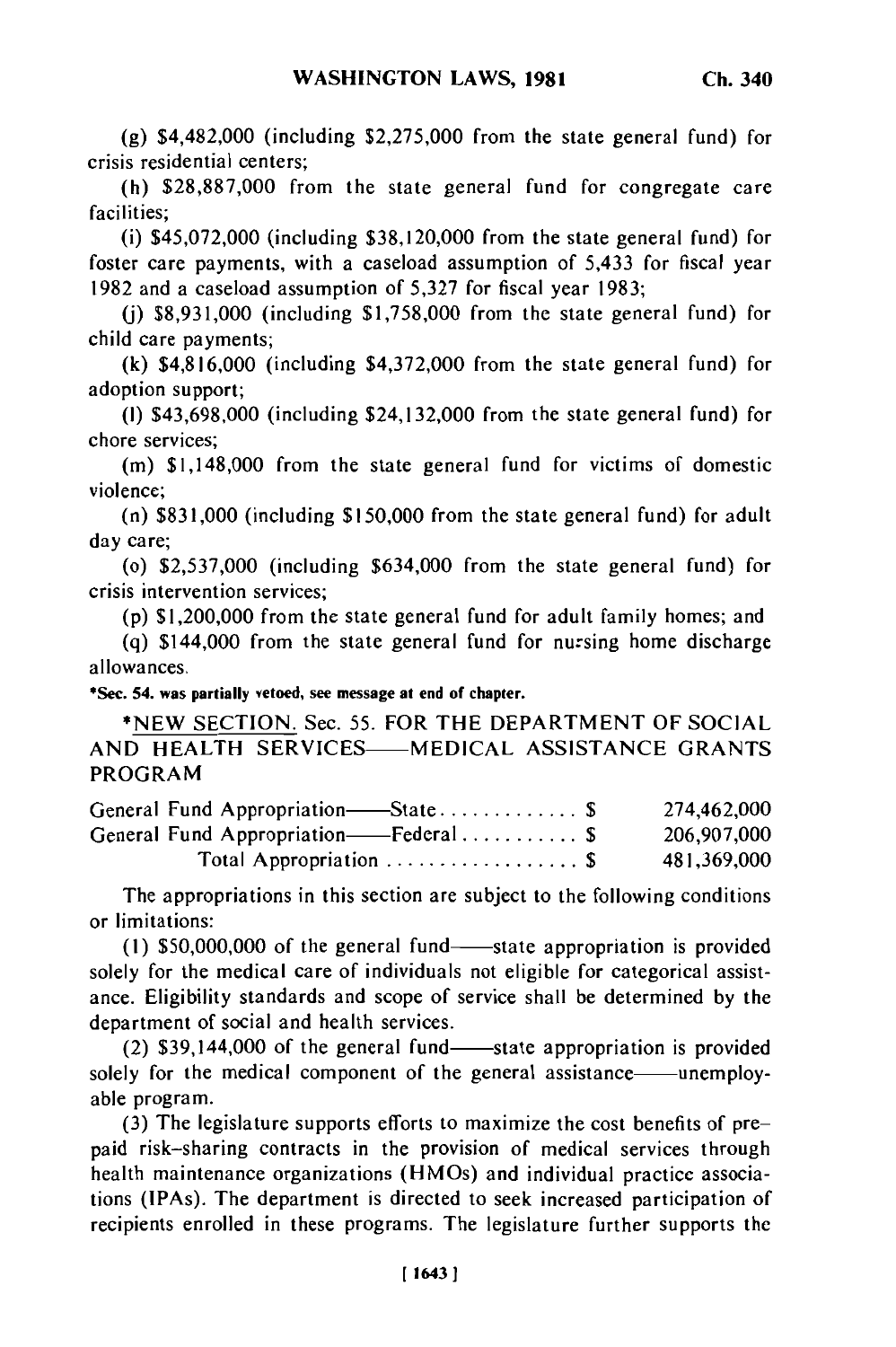(g) $4,482,000 (including $2,275,000 from the state general fund) for crisis residential centers;

(h) $28,887,000 from the state general fund for congregate care facilities;

(i) $45,072,000 (including $38,120,000 from the state general fund) for foster care payments, with a caseload assumption of 5,433 for fiscal year 1982 and a caseload assumption of 5,327 for fiscal year 1983;

(j) $8,931,000 (including $1,758,000 from the state general fund) for child care payments;

(k) $4,816,000 (including $4,372,000 from the state general fund) for adoption support;

(l) $43,698,000 (including $24,132,000 from the state general fund) for chore services;

(m) $1,148,000 from the state general fund for victims of domestic violence;

(n) $831,000 (including $150,000 from the state general fund) for adult day care;

(o) $2,537,000 (including $634,000 from the state general fund) for crisis intervention services;

(p) $1,200,000 from the state general fund for adult family homes; and

(q) $144,000 from the state general fund for nursing home discharge allowances.

***Sec. 54. was partially vetoed, see message at end of chapter.**

*NEW SECTION. Sec. 55. FOR THE DEPARTMENT OF SOCIAL AND HEALTH SERVICES——MEDICAL ASSISTANCE GRANTS PROGRAM

| | |
|---|---|
| General Fund Appropriation——State . . . . . . . . . . . . . $ | 274,462,000 |
| General Fund Appropriation——Federal . . . . . . . . . . . $ | 206,907,000 |
| Total Appropriation . . . . . . . . . . . . . . . . . . $ | 481,369,000 |

The appropriations in this section are subject to the following conditions or limitations:

(1) $50,000,000 of the general fund——state appropriation is provided solely for the medical care of individuals not eligible for categorical assistance. Eligibility standards and scope of service shall be determined by the department of social and health services.

(2) $39,144,000 of the general fund——state appropriation is provided solely for the medical component of the general assistance——unemployable program.

(3) The legislature supports efforts to maximize the cost benefits of pre-paid risk-sharing contracts in the provision of medical services through health maintenance organizations (HMOs) and individual practice associations (IPAs). The department is directed to seek increased participation of recipients enrolled in these programs. The legislature further supports the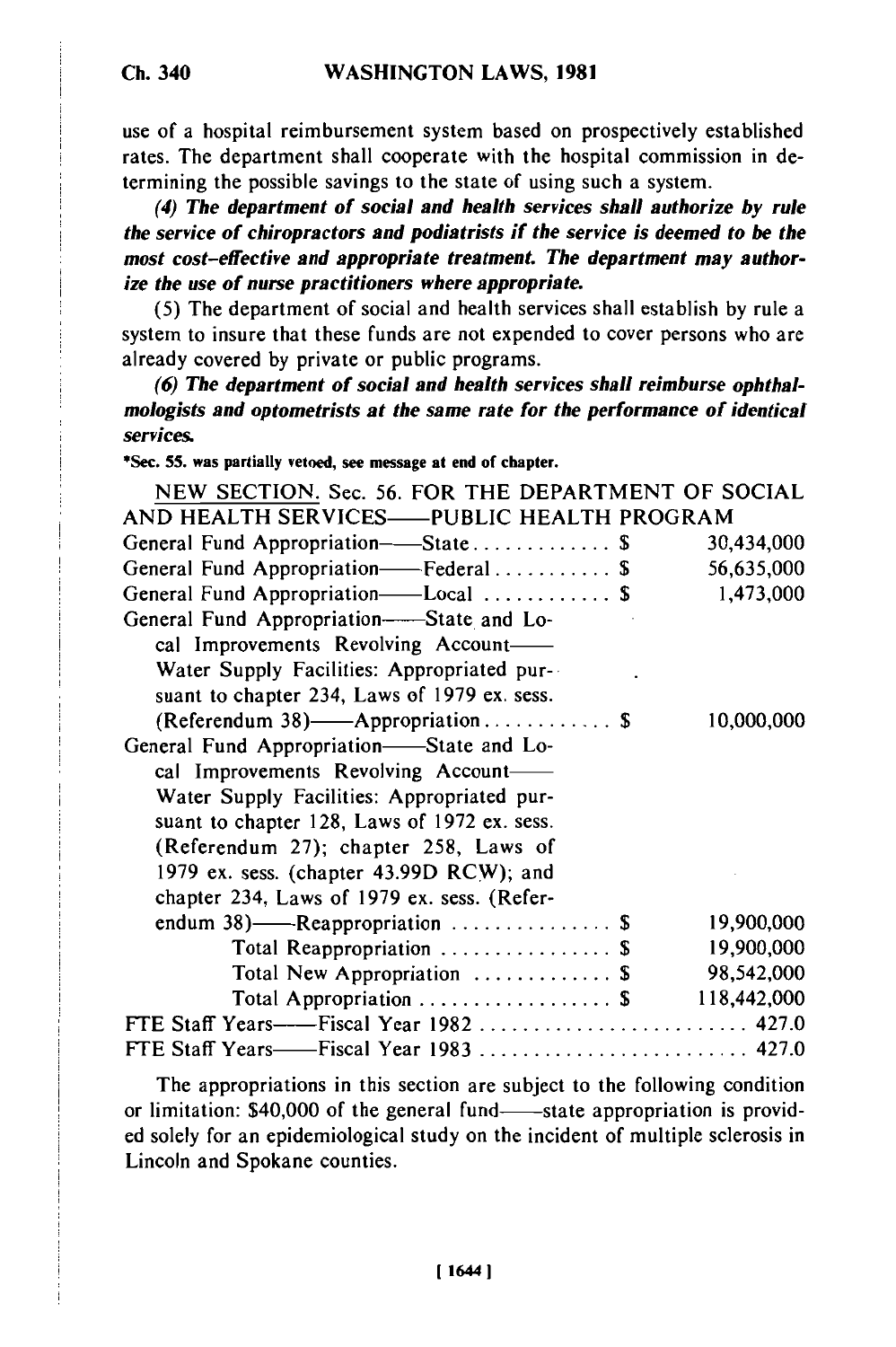use of a hospital reimbursement system based on prospectively established rates. The department shall cooperate with the hospital commission in determining the possible savings to the state of using such a system.

***(4) The department of social and health services shall authorize by rule the service of chiropractors and podiatrists if the service is deemed to be the most cost-effective and appropriate treatment. The department may authorize the use of nurse practitioners where appropriate.***

(5) The department of social and health services shall establish by rule a system to insure that these funds are not expended to cover persons who are already covered by private or public programs.

***(6) The department of social and health services shall reimburse ophthalmologists and optometrists at the same rate for the performance of identical services.***

**\*Sec. 55. was partially vetoed, see message at end of chapter.**

NEW SECTION. Sec. 56. FOR THE DEPARTMENT OF SOCIAL AND HEALTH SERVICES——PUBLIC HEALTH PROGRAM

| | |
|---|---|
| General Fund Appropriation——State . . . . . . . . . . . . $ | 30,434,000 |
| General Fund Appropriation——Federal . . . . . . . . . . . $ | 56,635,000 |
| General Fund Appropriation——Local . . . . . . . . . . . $ | 1,473,000 |
| General Fund Appropriation——State and Local Improvements Revolving Account——Water Supply Facilities: Appropriated pursuant to chapter 234, Laws of 1979 ex. sess. (Referendum 38)——Appropriation . . . . . . . . . . . $ | 10,000,000 |
| General Fund Appropriation——State and Local Improvements Revolving Account——Water Supply Facilities: Appropriated pursuant to chapter 128, Laws of 1972 ex. sess. (Referendum 27); chapter 258, Laws of 1979 ex. sess. (chapter 43.99D RCW); and chapter 234, Laws of 1979 ex. sess. (Referendum 38)——Reappropriation . . . . . . . . . . . . . . $ | 19,900,000 |
| Total Reappropriation . . . . . . . . . . . . . . . $ | 19,900,000 |
| Total New Appropriation . . . . . . . . . . . . $ | 98,542,000 |
| Total Appropriation . . . . . . . . . . . . . . . . . $ | 118,442,000 |
| FTE Staff Years——Fiscal Year 1982 . . . . . . . . . . . . . . . . . . . . . . . . | 427.0 |
| FTE Staff Years——Fiscal Year 1983 . . . . . . . . . . . . . . . . . . . . . . . . | 427.0 |

The appropriations in this section are subject to the following condition or limitation: $40,000 of the general fund——state appropriation is provided solely for an epidemiological study on the incident of multiple sclerosis in Lincoln and Spokane counties.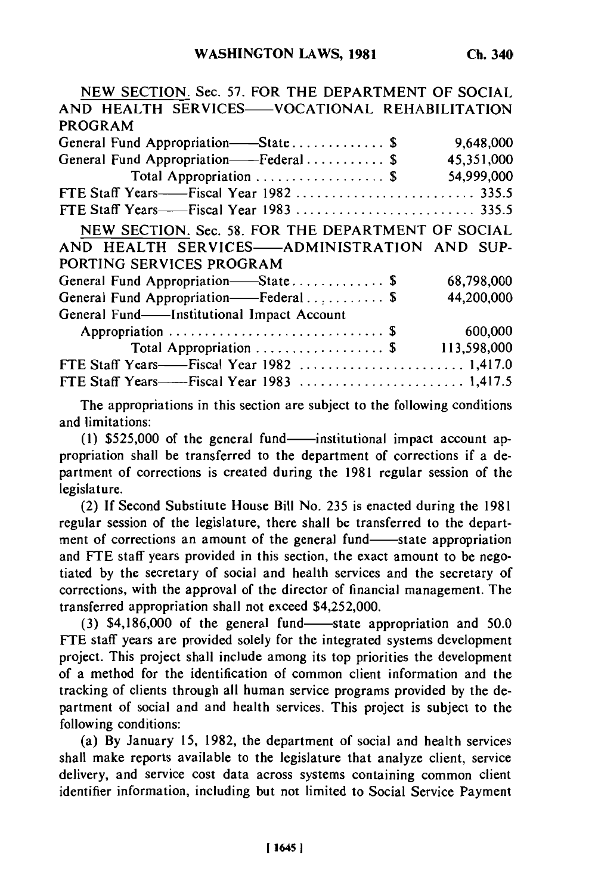NEW SECTION. Sec. 57. FOR THE DEPARTMENT OF SOCIAL AND HEALTH SERVICES——VOCATIONAL REHABILITATION PROGRAM

| | |
|---|---|
| General Fund Appropriation——State . . . . . . . . . . . . . $ | 9,648,000 |
| General Fund Appropriation——Federal . . . . . . . . . . . $ | 45,351,000 |
| Total Appropriation . . . . . . . . . . . . . . . . . . $ | 54,999,000 |
| FTE Staff Years——Fiscal Year 1982 . . . . . . . . . . . . . . . . . . . . . . . . . | 335.5 |
| FTE Staff Years——Fiscal Year 1983 . . . . . . . . . . . . . . . . . . . . . . . . . | 335.5 |

NEW SECTION. Sec. 58. FOR THE DEPARTMENT OF SOCIAL AND HEALTH SERVICES——ADMINISTRATION AND SUPPORTING SERVICES PROGRAM

| | |
|---|---|
| General Fund Appropriation——State . . . . . . . . . . . . . $ | 68,798,000 |
| General Fund Appropriation——Federal . . . . . . . . . . . $ | 44,200,000 |
| General Fund——Institutional Impact Account Appropriation . . . . . . . . . . . . . . . . . . . . . . . . . . . . . $ | 600,000 |
| Total Appropriation . . . . . . . . . . . . . . . . . . $ | 113,598,000 |
| FTE Staff Years——Fiscal Year 1982 . . . . . . . . . . . . . . . . . . . . . . . | 1,417.0 |
| FTE Staff Years——Fiscal Year 1983 . . . . . . . . . . . . . . . . . . . . . . . | 1,417.5 |

The appropriations in this section are subject to the following conditions and limitations:

(1) $525,000 of the general fund——institutional impact account appropriation shall be transferred to the department of corrections if a department of corrections is created during the 1981 regular session of the legislature.

(2) If Second Substitute House Bill No. 235 is enacted during the 1981 regular session of the legislature, there shall be transferred to the department of corrections an amount of the general fund——state appropriation and FTE staff years provided in this section, the exact amount to be negotiated by the secretary of social and health services and the secretary of corrections, with the approval of the director of financial management. The transferred appropriation shall not exceed $4,252,000.

(3) $4,186,000 of the general fund——state appropriation and 50.0 FTE staff years are provided solely for the integrated systems development project. This project shall include among its top priorities the development of a method for the identification of common client information and the tracking of clients through all human service programs provided by the department of social and and health services. This project is subject to the following conditions:

(a) By January 15, 1982, the department of social and health services shall make reports available to the legislature that analyze client, service delivery, and service cost data across systems containing common client identifier information, including but not limited to Social Service Payment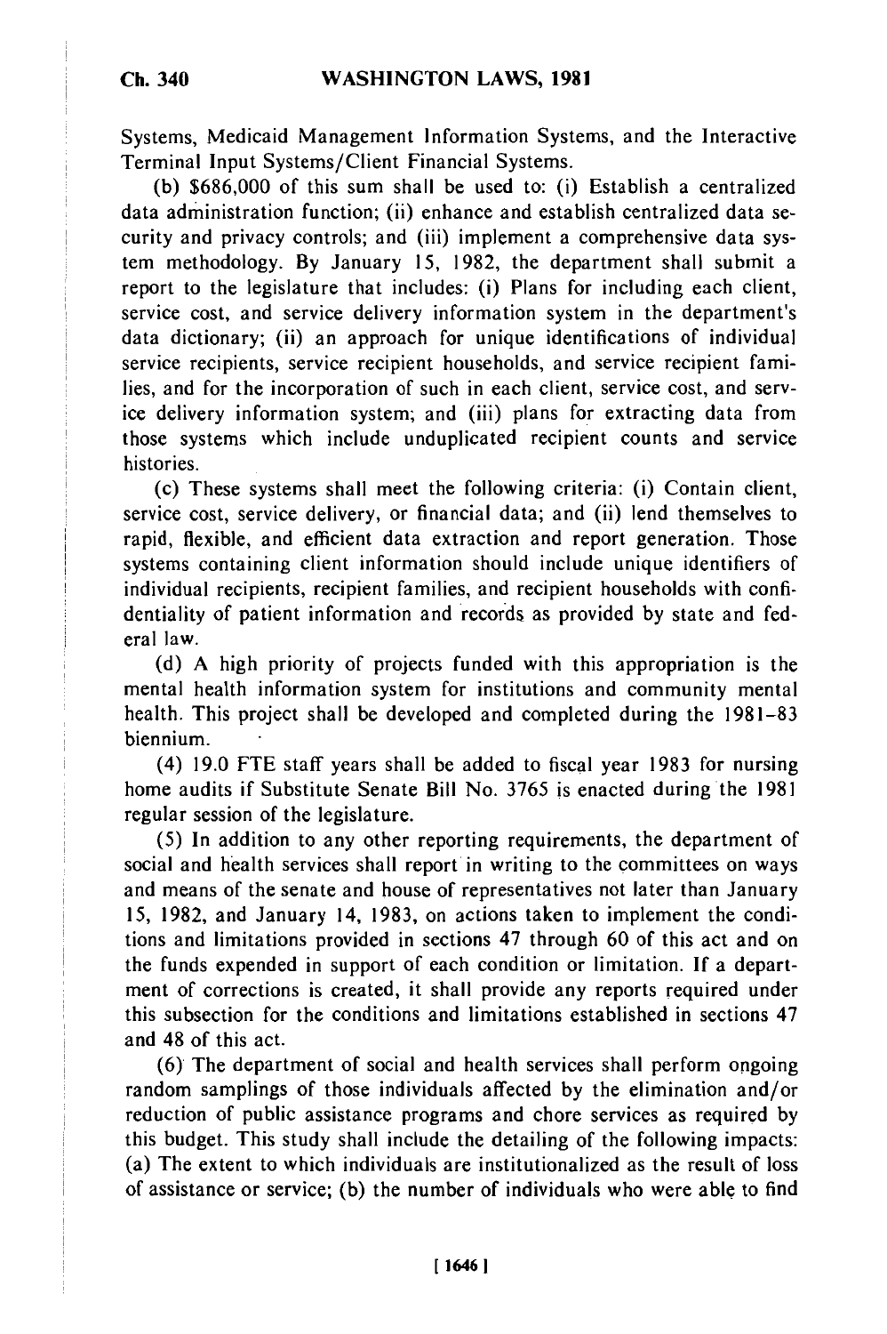Systems, Medicaid Management Information Systems, and the Interactive Terminal Input Systems/Client Financial Systems.

(b) $686,000 of this sum shall be used to: (i) Establish a centralized data administration function; (ii) enhance and establish centralized data security and privacy controls; and (iii) implement a comprehensive data system methodology. By January 15, 1982, the department shall submit a report to the legislature that includes: (i) Plans for including each client, service cost, and service delivery information system in the department's data dictionary; (ii) an approach for unique identifications of individual service recipients, service recipient households, and service recipient families, and for the incorporation of such in each client, service cost, and service delivery information system; and (iii) plans for extracting data from those systems which include unduplicated recipient counts and service histories.

(c) These systems shall meet the following criteria: (i) Contain client, service cost, service delivery, or financial data; and (ii) lend themselves to rapid, flexible, and efficient data extraction and report generation. Those systems containing client information should include unique identifiers of individual recipients, recipient families, and recipient households with confidentiality of patient information and records as provided by state and federal law.

(d) A high priority of projects funded with this appropriation is the mental health information system for institutions and community mental health. This project shall be developed and completed during the 1981-83 biennium.

(4) 19.0 FTE staff years shall be added to fiscal year 1983 for nursing home audits if Substitute Senate Bill No. 3765 is enacted during the 1981 regular session of the legislature.

(5) In addition to any other reporting requirements, the department of social and health services shall report in writing to the committees on ways and means of the senate and house of representatives not later than January 15, 1982, and January 14, 1983, on actions taken to implement the conditions and limitations provided in sections 47 through 60 of this act and on the funds expended in support of each condition or limitation. If a department of corrections is created, it shall provide any reports required under this subsection for the conditions and limitations established in sections 47 and 48 of this act.

(6) The department of social and health services shall perform ongoing random samplings of those individuals affected by the elimination and/or reduction of public assistance programs and chore services as required by this budget. This study shall include the detailing of the following impacts: (a) The extent to which individuals are institutionalized as the result of loss of assistance or service; (b) the number of individuals who were able to find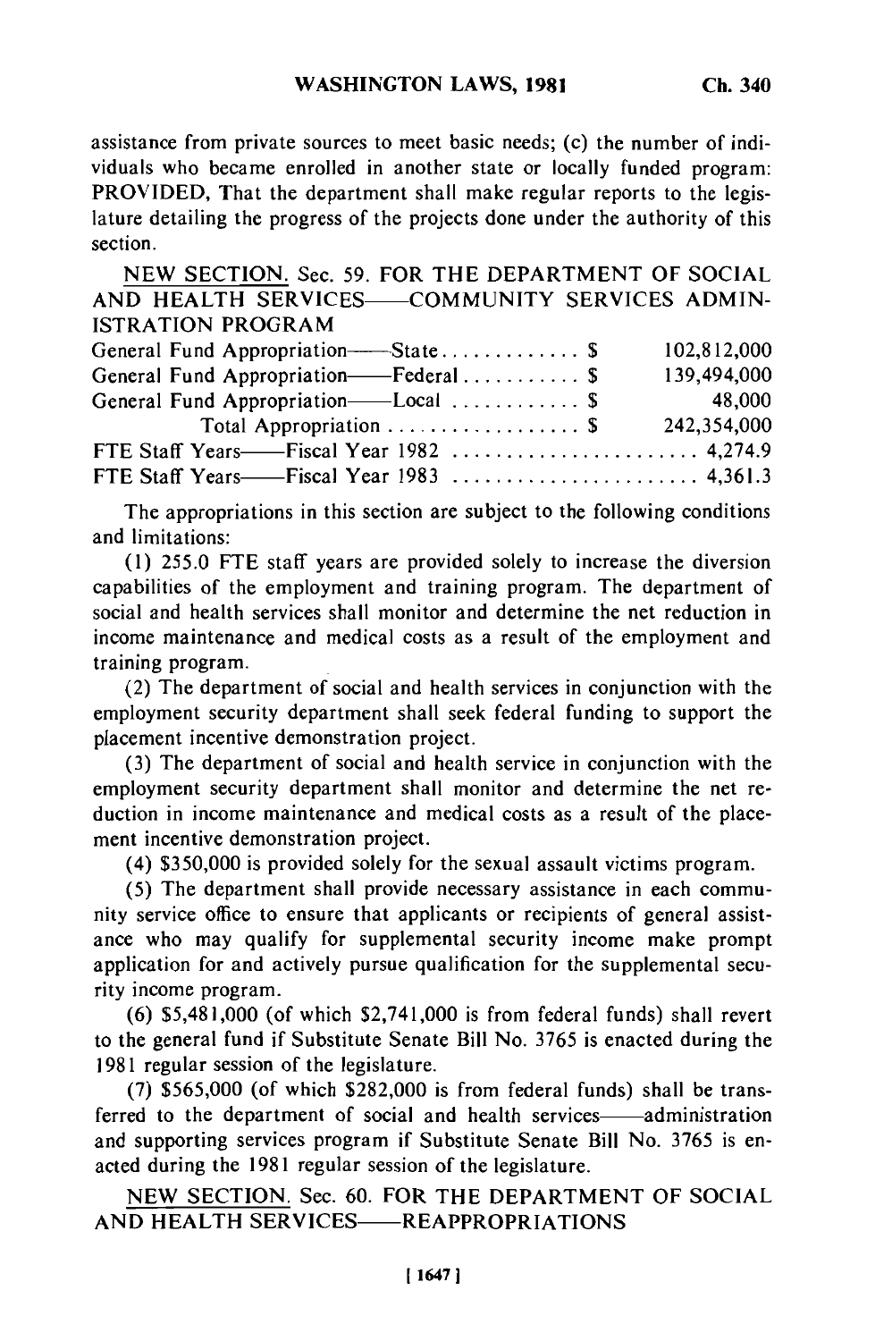assistance from private sources to meet basic needs; (c) the number of individuals who became enrolled in another state or locally funded program: PROVIDED, That the department shall make regular reports to the legislature detailing the progress of the projects done under the authority of this section.

NEW SECTION. Sec. 59. FOR THE DEPARTMENT OF SOCIAL AND HEALTH SERVICES——COMMUNITY SERVICES ADMINISTRATION PROGRAM

| | |
|---|---|
| General Fund Appropriation——State . . . . . . . . . . . . . $ | 102,812,000 |
| General Fund Appropriation——Federal . . . . . . . . . . . $ | 139,494,000 |
| General Fund Appropriation——Local . . . . . . . . . . . . $ | 48,000 |
| Total Appropriation . . . . . . . . . . . . . . . . . . $ | 242,354,000 |
| FTE Staff Years——Fiscal Year 1982 . . . . . . . . . . . . . . . . . . . . . . . | 4,274.9 |
| FTE Staff Years——Fiscal Year 1983 . . . . . . . . . . . . . . . . . . . . . . . | 4,361.3 |

The appropriations in this section are subject to the following conditions and limitations:

(1) 255.0 FTE staff years are provided solely to increase the diversion capabilities of the employment and training program. The department of social and health services shall monitor and determine the net reduction in income maintenance and medical costs as a result of the employment and training program.

(2) The department of social and health services in conjunction with the employment security department shall seek federal funding to support the placement incentive demonstration project.

(3) The department of social and health service in conjunction with the employment security department shall monitor and determine the net reduction in income maintenance and medical costs as a result of the placement incentive demonstration project.

(4) $350,000 is provided solely for the sexual assault victims program.

(5) The department shall provide necessary assistance in each community service office to ensure that applicants or recipients of general assistance who may qualify for supplemental security income make prompt application for and actively pursue qualification for the supplemental security income program.

(6) $5,481,000 (of which $2,741,000 is from federal funds) shall revert to the general fund if Substitute Senate Bill No. 3765 is enacted during the 1981 regular session of the legislature.

(7) $565,000 (of which $282,000 is from federal funds) shall be transferred to the department of social and health services——administration and supporting services program if Substitute Senate Bill No. 3765 is enacted during the 1981 regular session of the legislature.

NEW SECTION. Sec. 60. FOR THE DEPARTMENT OF SOCIAL AND HEALTH SERVICES——REAPPROPRIATIONS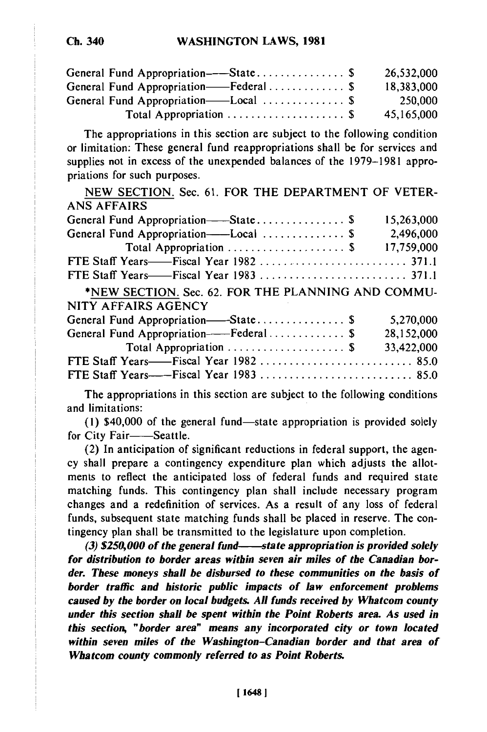| | |
|---|---|
| General Fund Appropriation——State | $ 26,532,000 |
| General Fund Appropriation——Federal | $ 18,383,000 |
| General Fund Appropriation——Local | $ 250,000 |
| Total Appropriation | $ 45,165,000 |

The appropriations in this section are subject to the following condition or limitation: These general fund reappropriations shall be for services and supplies not in excess of the unexpended balances of the 1979–1981 appropriations for such purposes.

NEW SECTION. Sec. 61. FOR THE DEPARTMENT OF VETERANS AFFAIRS

| | |
|---|---|
| General Fund Appropriation——State | $ 15,263,000 |
| General Fund Appropriation——Local | $ 2,496,000 |
| Total Appropriation | $ 17,759,000 |
| FTE Staff Years——Fiscal Year 1982 | 371.1 |
| FTE Staff Years——Fiscal Year 1983 | 371.1 |

*NEW SECTION. Sec. 62. FOR THE PLANNING AND COMMUNITY AFFAIRS AGENCY

| | |
|---|---|
| General Fund Appropriation——State | $ 5,270,000 |
| General Fund Appropriation——Federal | $ 28,152,000 |
| Total Appropriation | $ 33,422,000 |
| FTE Staff Years——Fiscal Year 1982 | 85.0 |
| FTE Staff Years——Fiscal Year 1983 | 85.0 |

The appropriations in this section are subject to the following conditions and limitations:

(1) $40,000 of the general fund—state appropriation is provided solely for City Fair——Seattle.

(2) In anticipation of significant reductions in federal support, the agency shall prepare a contingency expenditure plan which adjusts the allotments to reflect the anticipated loss of federal funds and required state matching funds. This contingency plan shall include necessary program changes and a redefinition of services. As a result of any loss of federal funds, subsequent state matching funds shall be placed in reserve. The contingency plan shall be transmitted to the legislature upon completion.

***(3) $250,000 of the general fund——state appropriation is provided solely for distribution to border areas within seven air miles of the Canadian border. These moneys shall be disbursed to these communities on the basis of border traffic and historic public impacts of law enforcement problems caused by the border on local budgets. All funds received by Whatcom county under this section shall be spent within the Point Roberts area. As used in this section, "border area" means any incorporated city or town located within seven miles of the Washington–Canadian border and that area of Whatcom county commonly referred to as Point Roberts.***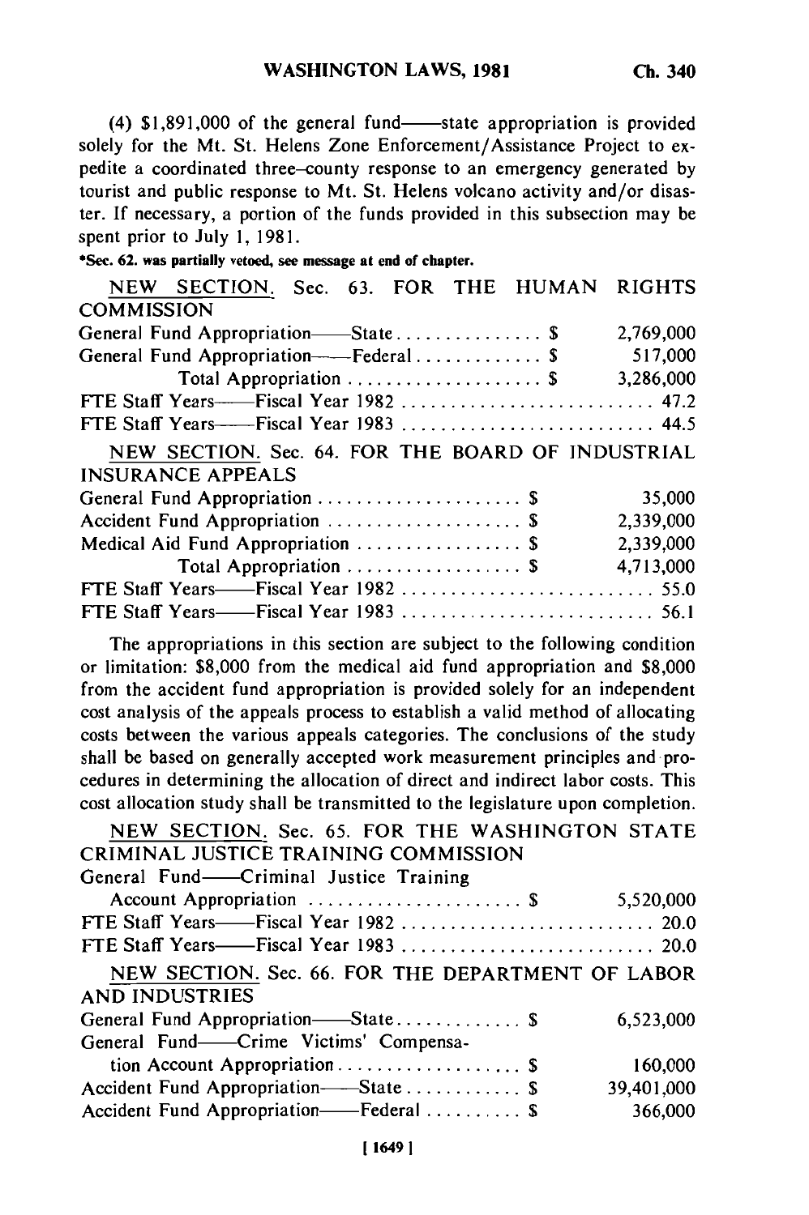(4) $1,891,000 of the general fund—state appropriation is provided solely for the Mt. St. Helens Zone Enforcement/Assistance Project to expedite a coordinated three-county response to an emergency generated by tourist and public response to Mt. St. Helens volcano activity and/or disaster. If necessary, a portion of the funds provided in this subsection may be spent prior to July 1, 1981.

*Sec. 62. was partially vetoed, see message at end of chapter.

NEW SECTION. Sec. 63. FOR THE HUMAN RIGHTS COMMISSION

| | |
|---|---|
| General Fund Appropriation—State . . . . . . . . . . . . . . . $ | 2,769,000 |
| General Fund Appropriation—Federal . . . . . . . . . . . . . $ | 517,000 |
| Total Appropriation . . . . . . . . . . . . . . . . . . . . $ | 3,286,000 |
| FTE Staff Years—Fiscal Year 1982 . . . . . . . . . . . . . . . . . . . . . . . . . . | 47.2 |
| FTE Staff Years—Fiscal Year 1983 . . . . . . . . . . . . . . . . . . . . . . . . . . | 44.5 |

NEW SECTION. Sec. 64. FOR THE BOARD OF INDUSTRIAL INSURANCE APPEALS

| | |
|---|---|
| General Fund Appropriation . . . . . . . . . . . . . . . . . . . . . $ | 35,000 |
| Accident Fund Appropriation . . . . . . . . . . . . . . . . . . . . $ | 2,339,000 |
| Medical Aid Fund Appropriation . . . . . . . . . . . . . . . . . $ | 2,339,000 |
| Total Appropriation . . . . . . . . . . . . . . . . . . $ | 4,713,000 |
| FTE Staff Years—Fiscal Year 1982 . . . . . . . . . . . . . . . . . . . . . . . . . . | 55.0 |
| FTE Staff Years—Fiscal Year 1983 . . . . . . . . . . . . . . . . . . . . . . . . . . | 56.1 |

The appropriations in this section are subject to the following condition or limitation: $8,000 from the medical aid fund appropriation and $8,000 from the accident fund appropriation is provided solely for an independent cost analysis of the appeals process to establish a valid method of allocating costs between the various appeals categories. The conclusions of the study shall be based on generally accepted work measurement principles and procedures in determining the allocation of direct and indirect labor costs. This cost allocation study shall be transmitted to the legislature upon completion.

NEW SECTION. Sec. 65. FOR THE WASHINGTON STATE CRIMINAL JUSTICE TRAINING COMMISSION

| | |
|---|---|
| General Fund—Criminal Justice Training Account Appropriation . . . . . . . . . . . . . . . . . . . . . . $ | 5,520,000 |
| FTE Staff Years—Fiscal Year 1982 . . . . . . . . . . . . . . . . . . . . . . . . . . | 20.0 |
| FTE Staff Years—Fiscal Year 1983 . . . . . . . . . . . . . . . . . . . . . . . . . . | 20.0 |

NEW SECTION. Sec. 66. FOR THE DEPARTMENT OF LABOR AND INDUSTRIES

| | |
|---|---|
| General Fund Appropriation—State . . . . . . . . . . . . . $ | 6,523,000 |
| General Fund—Crime Victims' Compensation Account Appropriation . . . . . . . . . . . . . . . . . . . $ | 160,000 |
| Accident Fund Appropriation—State . . . . . . . . . . . . $ | 39,401,000 |
| Accident Fund Appropriation—Federal . . . . . . . . . . $ | 366,000 |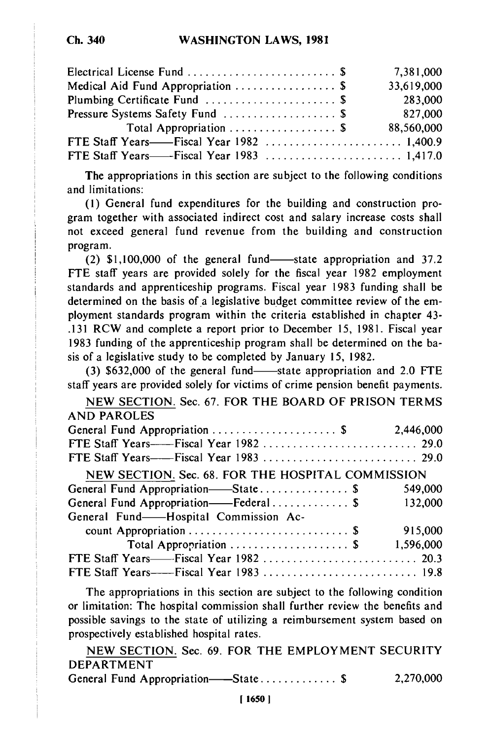| | |
|---|---|
| Electrical License Fund . . . . . . . . . . . . . . . . . . . . . . . . . $ | 7,381,000 |
| Medical Aid Fund Appropriation . . . . . . . . . . . . . . . . $ | 33,619,000 |
| Plumbing Certificate Fund . . . . . . . . . . . . . . . . . . . . . . $ | 283,000 |
| Pressure Systems Safety Fund . . . . . . . . . . . . . . . . . . . $ | 827,000 |
| Total Appropriation . . . . . . . . . . . . . . . . . . $ | 88,560,000 |
| FTE Staff Years——Fiscal Year 1982 . . . . . . . . . . . . . . . . . . . . . . . | 1,400.9 |
| FTE Staff Years——Fiscal Year 1983 . . . . . . . . . . . . . . . . . . . . . . . | 1,417.0 |

The appropriations in this section are subject to the following conditions and limitations:

(1) General fund expenditures for the building and construction program together with associated indirect cost and salary increase costs shall not exceed general fund revenue from the building and construction program.

(2) $1,100,000 of the general fund——state appropriation and 37.2 FTE staff years are provided solely for the fiscal year 1982 employment standards and apprenticeship programs. Fiscal year 1983 funding shall be determined on the basis of a legislative budget committee review of the employment standards program within the criteria established in chapter 43-.131 RCW and complete a report prior to December 15, 1981. Fiscal year 1983 funding of the apprenticeship program shall be determined on the basis of a legislative study to be completed by January 15, 1982.

(3) $632,000 of the general fund——state appropriation and 2.0 FTE staff years are provided solely for victims of crime pension benefit payments.

NEW SECTION. Sec. 67. FOR THE BOARD OF PRISON TERMS AND PAROLES

| | |
|---|---|
| General Fund Appropriation . . . . . . . . . . . . . . . . . . . . . $ | 2,446,000 |
| FTE Staff Years——Fiscal Year 1982 . . . . . . . . . . . . . . . . . . . . . . . . . . | 29.0 |
| FTE Staff Years——Fiscal Year 1983 . . . . . . . . . . . . . . . . . . . . . . . . . . | 29.0 |

NEW SECTION. Sec. 68. FOR THE HOSPITAL COMMISSION

| | |
|---|---|
| General Fund Appropriation——State . . . . . . . . . . . . . . . $ | 549,000 |
| General Fund Appropriation——Federal . . . . . . . . . . . . . $ | 132,000 |
| General Fund——Hospital Commission Account Appropriation . . . . . . . . . . . . . . . . . . . . . . . . . . . $ | 915,000 |
| Total Appropriation . . . . . . . . . . . . . . . . . . . . $ | 1,596,000 |
| FTE Staff Years——Fiscal Year 1982 . . . . . . . . . . . . . . . . . . . . . . . . . . | 20.3 |
| FTE Staff Years——Fiscal Year 1983 . . . . . . . . . . . . . . . . . . . . . . . . . . | 19.8 |

The appropriations in this section are subject to the following condition or limitation: The hospital commission shall further review the benefits and possible savings to the state of utilizing a reimbursement system based on prospectively established hospital rates.

NEW SECTION. Sec. 69. FOR THE EMPLOYMENT SECURITY DEPARTMENT

| | |
|---|---|
| General Fund Appropriation——State . . . . . . . . . . . . . $ | 2,270,000 |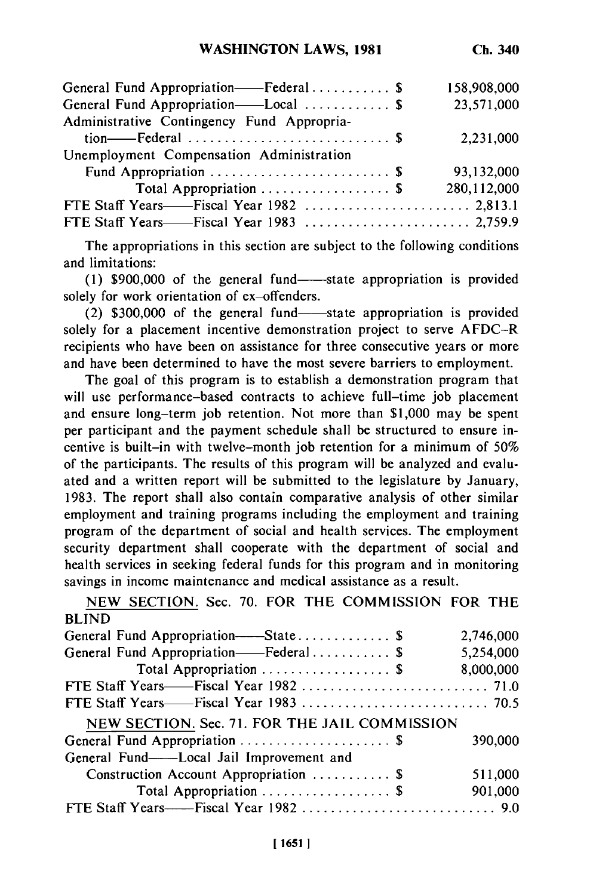| | |
|---|---|
| General Fund Appropriation——Federal . . . . . . . . . . . $ | 158,908,000 |
| General Fund Appropriation——Local . . . . . . . . . . . $ | 23,571,000 |
| Administrative Contingency Fund Appropriation——Federal . . . . . . . . . . . . . . . . . . . . . . . . . . . . $ | 2,231,000 |
| Unemployment Compensation Administration Fund Appropriation . . . . . . . . . . . . . . . . . . . . . . . . $ | 93,132,000 |
| Total Appropriation . . . . . . . . . . . . . . . . . $ | 280,112,000 |
| FTE Staff Years——Fiscal Year 1982 . . . . . . . . . . . . . . . . . . . . . . . | 2,813.1 |
| FTE Staff Years——Fiscal Year 1983 . . . . . . . . . . . . . . . . . . . . . . . | 2,759.9 |

The appropriations in this section are subject to the following conditions and limitations:

(1) $900,000 of the general fund——state appropriation is provided solely for work orientation of ex-offenders.

(2) $300,000 of the general fund——state appropriation is provided solely for a placement incentive demonstration project to serve AFDC-R recipients who have been on assistance for three consecutive years or more and have been determined to have the most severe barriers to employment.

The goal of this program is to establish a demonstration program that will use performance-based contracts to achieve full-time job placement and ensure long-term job retention. Not more than $1,000 may be spent per participant and the payment schedule shall be structured to ensure incentive is built-in with twelve-month job retention for a minimum of 50% of the participants. The results of this program will be analyzed and evaluated and a written report will be submitted to the legislature by January, 1983. The report shall also contain comparative analysis of other similar employment and training programs including the employment and training program of the department of social and health services. The employment security department shall cooperate with the department of social and health services in seeking federal funds for this program and in monitoring savings in income maintenance and medical assistance as a result.

NEW SECTION. Sec. 70. FOR THE COMMISSION FOR THE BLIND

| | |
|---|---|
| General Fund Appropriation——State . . . . . . . . . . . . $ | 2,746,000 |
| General Fund Appropriation——Federal . . . . . . . . . . . $ | 5,254,000 |
| Total Appropriation . . . . . . . . . . . . . . . . . $ | 8,000,000 |
| FTE Staff Years——Fiscal Year 1982 . . . . . . . . . . . . . . . . . . . . . . . . . . | 71.0 |
| FTE Staff Years——Fiscal Year 1983 . . . . . . . . . . . . . . . . . . . . . . . . . . | 70.5 |

NEW SECTION. Sec. 71. FOR THE JAIL COMMISSION

| | |
|---|---|
| General Fund Appropriation . . . . . . . . . . . . . . . . . . . . . $ | 390,000 |
| General Fund——Local Jail Improvement and Construction Account Appropriation . . . . . . . . . . . $ | 511,000 |
| Total Appropriation . . . . . . . . . . . . . . . . . $ | 901,000 |
| FTE Staff Years——Fiscal Year 1982 . . . . . . . . . . . . . . . . . . . . . . . . . . . | 9.0 |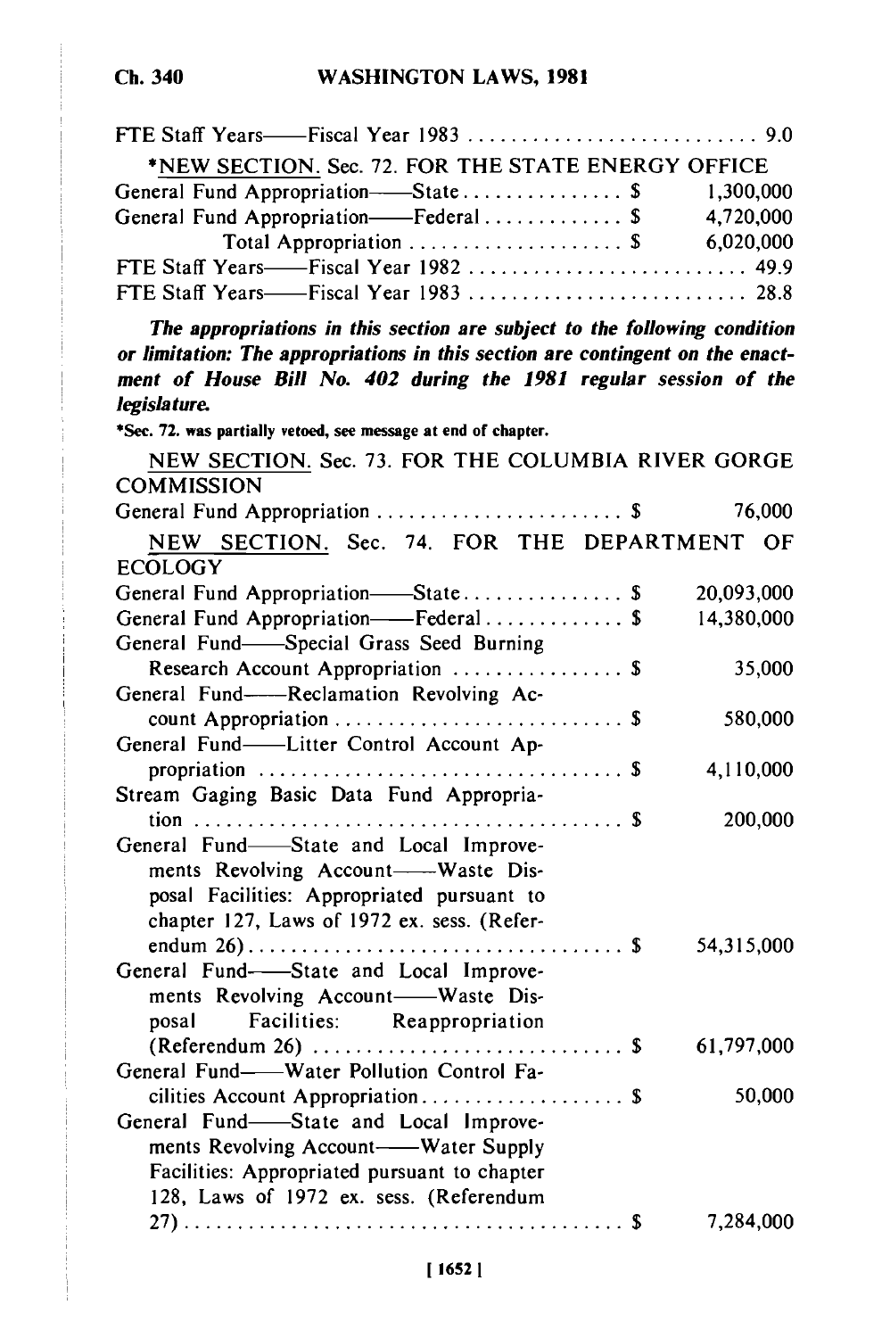FTE Staff Years——Fiscal Year 1983 . . . . . . . . . . . . . . . . . . . . . . . . . . . 9.0

*NEW SECTION. Sec. 72. FOR THE STATE ENERGY OFFICE

| | |
|---|---|
| General Fund Appropriation——State . . . . . . . . . . . . . . . $ | 1,300,000 |
| General Fund Appropriation——Federal . . . . . . . . . . . . . $ | 4,720,000 |
| Total Appropriation . . . . . . . . . . . . . . . . . . . . $ | 6,020,000 |
| FTE Staff Years——Fiscal Year 1982 . . . . . . . . . . . . . . . . . . . . . . . . . . | 49.9 |
| FTE Staff Years——Fiscal Year 1983 . . . . . . . . . . . . . . . . . . . . . . . . . . | 28.8 |

***The appropriations in this section are subject to the following condition or limitation: The appropriations in this section are contingent on the enactment of House Bill No. 402 during the 1981 regular session of the legislature.***

*Sec. 72. was partially vetoed, see message at end of chapter.

NEW SECTION. Sec. 73. FOR THE COLUMBIA RIVER GORGE COMMISSION

| | |
|---|---|
| General Fund Appropriation . . . . . . . . . . . . . . . . . . . . . . . $ | 76,000 |

NEW SECTION. Sec. 74. FOR THE DEPARTMENT OF ECOLOGY

| | |
|---|---|
| General Fund Appropriation——State . . . . . . . . . . . . . . . $ | 20,093,000 |
| General Fund Appropriation——Federal . . . . . . . . . . . . . $ | 14,380,000 |
| General Fund——Special Grass Seed Burning Research Account Appropriation . . . . . . . . . . . . . . . . $ | 35,000 |
| General Fund——Reclamation Revolving Account Appropriation . . . . . . . . . . . . . . . . . . . . . . . . . . . $ | 580,000 |
| General Fund——Litter Control Account Appropriation . . . . . . . . . . . . . . . . . . . . . . . . . . . . . . . . . . $ | 4,110,000 |
| Stream Gaging Basic Data Fund Appropriation . . . . . . . . . . . . . . . . . . . . . . . . . . . . . . . . . . . . . . . $ | 200,000 |
| General Fund——State and Local Improvements Revolving Account——Waste Disposal Facilities: Appropriated pursuant to chapter 127, Laws of 1972 ex. sess. (Referendum 26) . . . . . . . . . . . . . . . . . . . . . . . . . . . . . . . . . . $ | 54,315,000 |
| General Fund——State and Local Improvements Revolving Account——Waste Disposal Facilities: Reappropriation (Referendum 26) . . . . . . . . . . . . . . . . . . . . . . . . . . . . $ | 61,797,000 |
| General Fund——Water Pollution Control Facilities Account Appropriation . . . . . . . . . . . . . . . . . . . $ | 50,000 |
| General Fund——State and Local Improvements Revolving Account——Water Supply Facilities: Appropriated pursuant to chapter 128, Laws of 1972 ex. sess. (Referendum 27) . . . . . . . . . . . . . . . . . . . . . . . . . . . . . . . . . . . . . . . . . $ | 7,284,000 |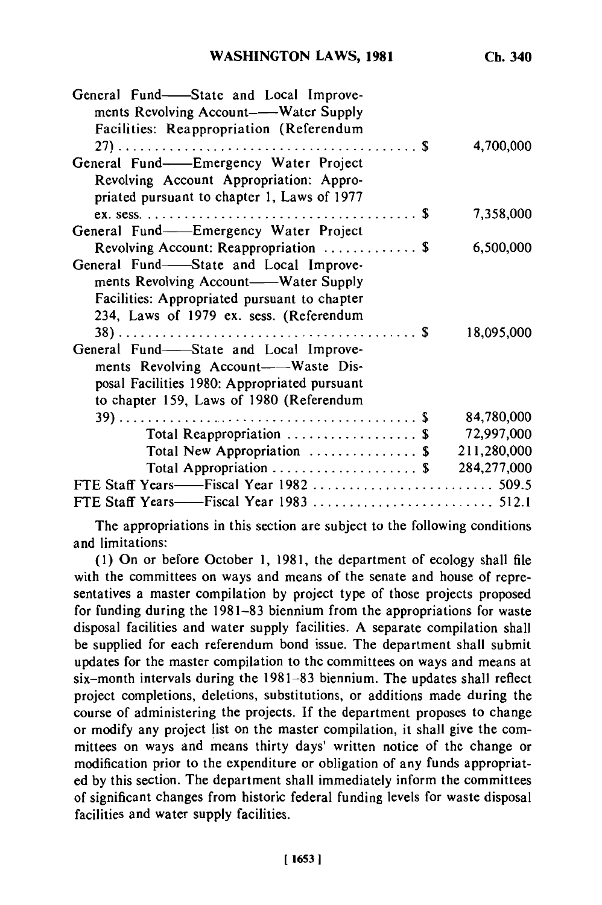| | |
|---|---|
| General Fund——State and Local Improvements Revolving Account——Water Supply Facilities: Reappropriation (Referendum 27) . . . . . . . . . . . . . . . . . . . . . . . . . . . . . . . . . . . . . . . . $ | 4,700,000 |
| General Fund——Emergency Water Project Revolving Account Appropriation: Appropriated pursuant to chapter 1, Laws of 1977 ex. sess. . . . . . . . . . . . . . . . . . . . . . . . . . . . . . . . . . . . . $ | 7,358,000 |
| General Fund——Emergency Water Project Revolving Account: Reappropriation . . . . . . . . . . . . $ | 6,500,000 |
| General Fund——State and Local Improvements Revolving Account——Water Supply Facilities: Appropriated pursuant to chapter 234, Laws of 1979 ex. sess. (Referendum 38) . . . . . . . . . . . . . . . . . . . . . . . . . . . . . . . . . . . . . . . . $ | 18,095,000 |
| General Fund——State and Local Improvements Revolving Account——Waste Disposal Facilities 1980: Appropriated pursuant to chapter 159, Laws of 1980 (Referendum 39) . . . . . . . . . . . . . . . . . . . . . . . . . . . . . . . . . . . . . . . . $ | 84,780,000 |
| Total Reappropriation . . . . . . . . . . . . . . . . . . $ | 72,997,000 |
| Total New Appropriation . . . . . . . . . . . . . . . $ | 211,280,000 |
| Total Appropriation . . . . . . . . . . . . . . . . . . . . $ | 284,277,000 |
| FTE Staff Years——Fiscal Year 1982 . . . . . . . . . . . . . . . . . . . . . . . . . | 509.5 |
| FTE Staff Years——Fiscal Year 1983 . . . . . . . . . . . . . . . . . . . . . . . . . | 512.1 |

The appropriations in this section are subject to the following conditions and limitations:

(1) On or before October 1, 1981, the department of ecology shall file with the committees on ways and means of the senate and house of representatives a master compilation by project type of those projects proposed for funding during the 1981–83 biennium from the appropriations for waste disposal facilities and water supply facilities. A separate compilation shall be supplied for each referendum bond issue. The department shall submit updates for the master compilation to the committees on ways and means at six-month intervals during the 1981–83 biennium. The updates shall reflect project completions, deletions, substitutions, or additions made during the course of administering the projects. If the department proposes to change or modify any project list on the master compilation, it shall give the committees on ways and means thirty days' written notice of the change or modification prior to the expenditure or obligation of any funds appropriated by this section. The department shall immediately inform the committees of significant changes from historic federal funding levels for waste disposal facilities and water supply facilities.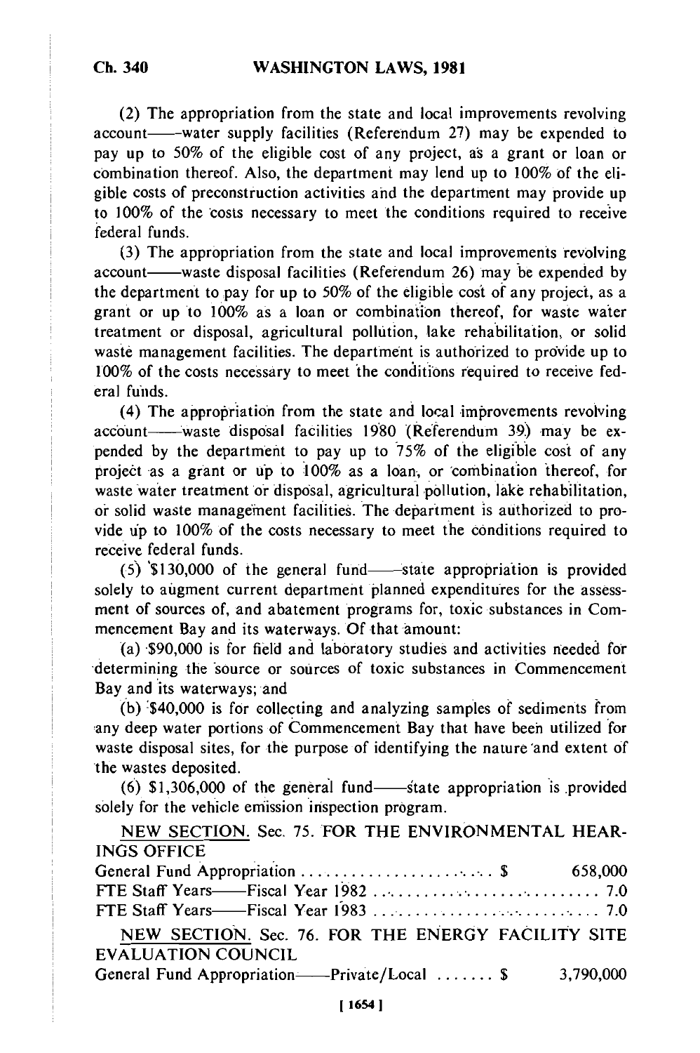(2) The appropriation from the state and local improvements revolving account——water supply facilities (Referendum 27) may be expended to pay up to 50% of the eligible cost of any project, as a grant or loan or combination thereof. Also, the department may lend up to 100% of the eligible costs of preconstruction activities and the department may provide up to 100% of the costs necessary to meet the conditions required to receive federal funds.

(3) The appropriation from the state and local improvements revolving account——waste disposal facilities (Referendum 26) may be expended by the department to pay for up to 50% of the eligible cost of any project, as a grant or up to 100% as a loan or combination thereof, for waste water treatment or disposal, agricultural pollution, lake rehabilitation, or solid waste management facilities. The department is authorized to provide up to 100% of the costs necessary to meet the conditions required to receive federal funds.

(4) The appropriation from the state and local improvements revolving account——waste disposal facilities 1980 (Referendum 39) may be expended by the department to pay up to 75% of the eligible cost of any project as a grant or up to 100% as a loan, or combination thereof, for waste water treatment or disposal, agricultural pollution, lake rehabilitation, or solid waste management facilities. The department is authorized to provide up to 100% of the costs necessary to meet the conditions required to receive federal funds.

(5) $130,000 of the general fund——state appropriation is provided solely to augment current department planned expenditures for the assessment of sources of, and abatement programs for, toxic substances in Commencement Bay and its waterways. Of that amount:

(a) $90,000 is for field and laboratory studies and activities needed for determining the source or sources of toxic substances in Commencement Bay and its waterways; and

(b) $40,000 is for collecting and analyzing samples of sediments from any deep water portions of Commencement Bay that have been utilized for waste disposal sites, for the purpose of identifying the nature and extent of the wastes deposited.

(6) $1,306,000 of the general fund——state appropriation is provided solely for the vehicle emission inspection program.

NEW SECTION. Sec. 75. FOR THE ENVIRONMENTAL HEARINGS OFFICE

| | |
|---|---|
| General Fund Appropriation . . . . . . . . . . . . . . . . . . . . . . . $ | 658,000 |
| FTE Staff Years——Fiscal Year 1982 . . . . . . . . . . . . . . . . . . . . . . . . . | 7.0 |
| FTE Staff Years——Fiscal Year 1983 . . . . . . . . . . . . . . . . . . . . . . . . . | 7.0 |

NEW SECTION. Sec. 76. FOR THE ENERGY FACILITY SITE EVALUATION COUNCIL

| | |
|---|---|
| General Fund Appropriation——Private/Local . . . . . . . $ | 3,790,000 |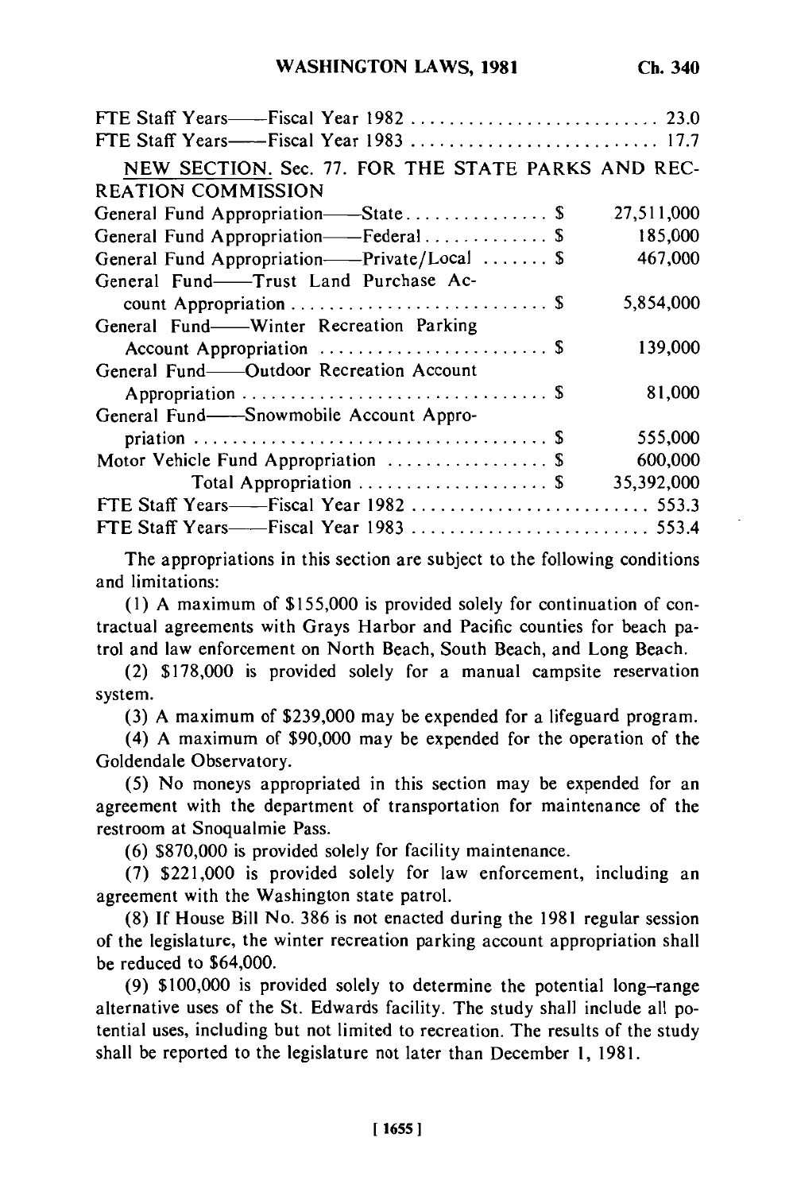FTE Staff Years——Fiscal Year 1982 .......................... 23.0
FTE Staff Years——Fiscal Year 1983 .......................... 17.7

NEW SECTION. Sec. 77. FOR THE STATE PARKS AND RECREATION COMMISSION

| | |
|---|---|
| General Fund Appropriation——State............... $ | 27,511,000 |
| General Fund Appropriation——Federal............. $ | 185,000 |
| General Fund Appropriation——Private/Local ....... $ | 467,000 |
| General Fund——Trust Land Purchase Account Appropriation ........................... $ | 5,854,000 |
| General Fund——Winter Recreation Parking Account Appropriation ........................ $ | 139,000 |
| General Fund——Outdoor Recreation Account Appropriation ............................... $ | 81,000 |
| General Fund——Snowmobile Account Appropriation .................................... $ | 555,000 |
| Motor Vehicle Fund Appropriation ................. $ | 600,000 |
| Total Appropriation .................... $ | 35,392,000 |

FTE Staff Years——Fiscal Year 1982 .......................... 553.3
FTE Staff Years——Fiscal Year 1983 .......................... 553.4

The appropriations in this section are subject to the following conditions and limitations:

(1) A maximum of $155,000 is provided solely for continuation of contractual agreements with Grays Harbor and Pacific counties for beach patrol and law enforcement on North Beach, South Beach, and Long Beach.

(2) $178,000 is provided solely for a manual campsite reservation system.

(3) A maximum of $239,000 may be expended for a lifeguard program.

(4) A maximum of $90,000 may be expended for the operation of the Goldendale Observatory.

(5) No moneys appropriated in this section may be expended for an agreement with the department of transportation for maintenance of the restroom at Snoqualmie Pass.

(6) $870,000 is provided solely for facility maintenance.

(7) $221,000 is provided solely for law enforcement, including an agreement with the Washington state patrol.

(8) If House Bill No. 386 is not enacted during the 1981 regular session of the legislature, the winter recreation parking account appropriation shall be reduced to $64,000.

(9) $100,000 is provided solely to determine the potential long-range alternative uses of the St. Edwards facility. The study shall include all potential uses, including but not limited to recreation. The results of the study shall be reported to the legislature not later than December 1, 1981.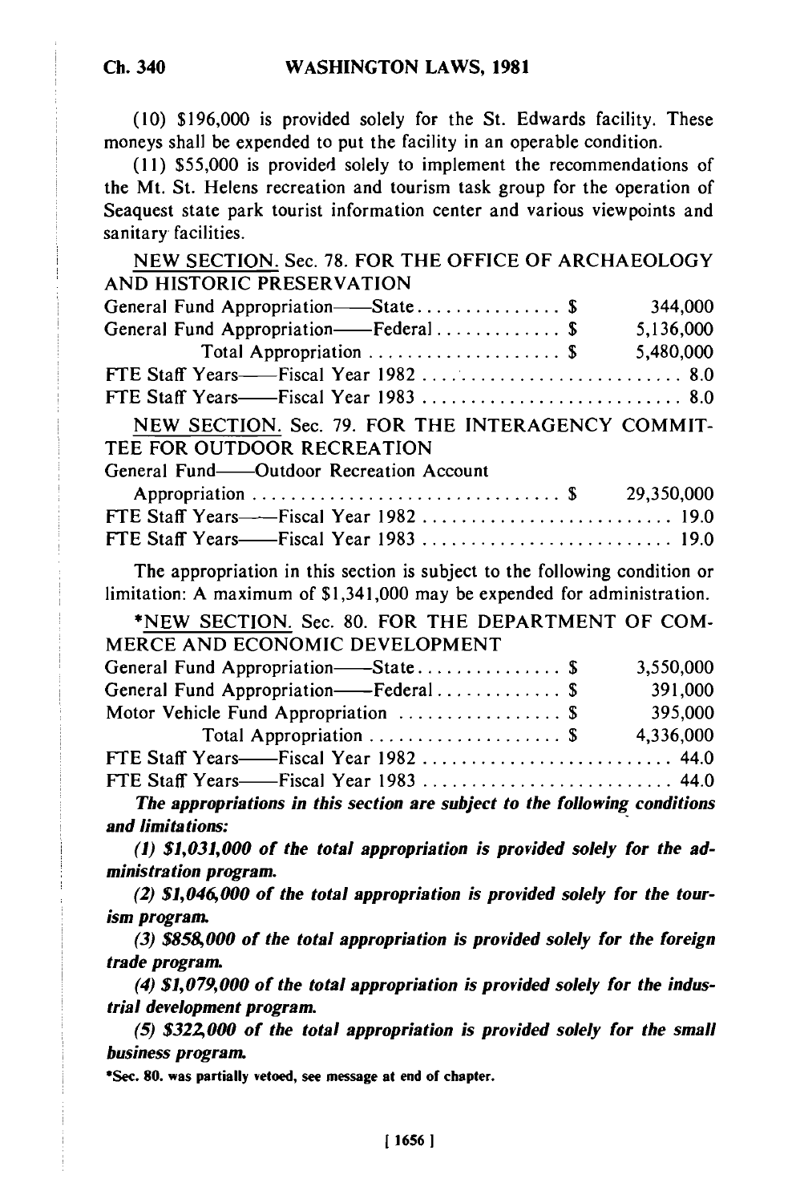(10) $196,000 is provided solely for the St. Edwards facility. These moneys shall be expended to put the facility in an operable condition.

(11) $55,000 is provided solely to implement the recommendations of the Mt. St. Helens recreation and tourism task group for the operation of Seaquest state park tourist information center and various viewpoints and sanitary facilities.

NEW SECTION. Sec. 78. FOR THE OFFICE OF ARCHAEOLOGY AND HISTORIC PRESERVATION

| | |
|---|---|
| General Fund Appropriation——State . . . . . . . . . . . . . . . $ | 344,000 |
| General Fund Appropriation——Federal . . . . . . . . . . . . . $ | 5,136,000 |
| Total Appropriation . . . . . . . . . . . . . . . . . . . . $ | 5,480,000 |
| FTE Staff Years——Fiscal Year 1982 . . . . . . . . . . . . . . . . . . . . . . . . . . | 8.0 |
| FTE Staff Years——Fiscal Year 1983 . . . . . . . . . . . . . . . . . . . . . . . . . . | 8.0 |

NEW SECTION. Sec. 79. FOR THE INTERAGENCY COMMITTEE FOR OUTDOOR RECREATION

| | |
|---|---|
| General Fund——Outdoor Recreation Account Appropriation . . . . . . . . . . . . . . . . . . . . . . . . . . . . . . . $ | 29,350,000 |
| FTE Staff Years——Fiscal Year 1982 . . . . . . . . . . . . . . . . . . . . . . . . . . | 19.0 |
| FTE Staff Years——Fiscal Year 1983 . . . . . . . . . . . . . . . . . . . . . . . . . . | 19.0 |

The appropriation in this section is subject to the following condition or limitation: A maximum of $1,341,000 may be expended for administration.

*NEW SECTION. Sec. 80. FOR THE DEPARTMENT OF COMMERCE AND ECONOMIC DEVELOPMENT

| | |
|---|---|
| General Fund Appropriation——State . . . . . . . . . . . . . . . $ | 3,550,000 |
| General Fund Appropriation——Federal . . . . . . . . . . . . . $ | 391,000 |
| Motor Vehicle Fund Appropriation . . . . . . . . . . . . . . . . . $ | 395,000 |
| Total Appropriation . . . . . . . . . . . . . . . . . . . . $ | 4,336,000 |
| FTE Staff Years——Fiscal Year 1982 . . . . . . . . . . . . . . . . . . . . . . . . . . | 44.0 |
| FTE Staff Years——Fiscal Year 1983 . . . . . . . . . . . . . . . . . . . . . . . . . . | 44.0 |

***The appropriations in this section are subject to the following conditions and limitations:***

***(1) $1,031,000 of the total appropriation is provided solely for the administration program.***

***(2) $1,046,000 of the total appropriation is provided solely for the tourism program.***

***(3) $858,000 of the total appropriation is provided solely for the foreign trade program.***

***(4) $1,079,000 of the total appropriation is provided solely for the industrial development program.***

***(5) $322,000 of the total appropriation is provided solely for the small business program.***

*Sec. 80. was partially vetoed, see message at end of chapter.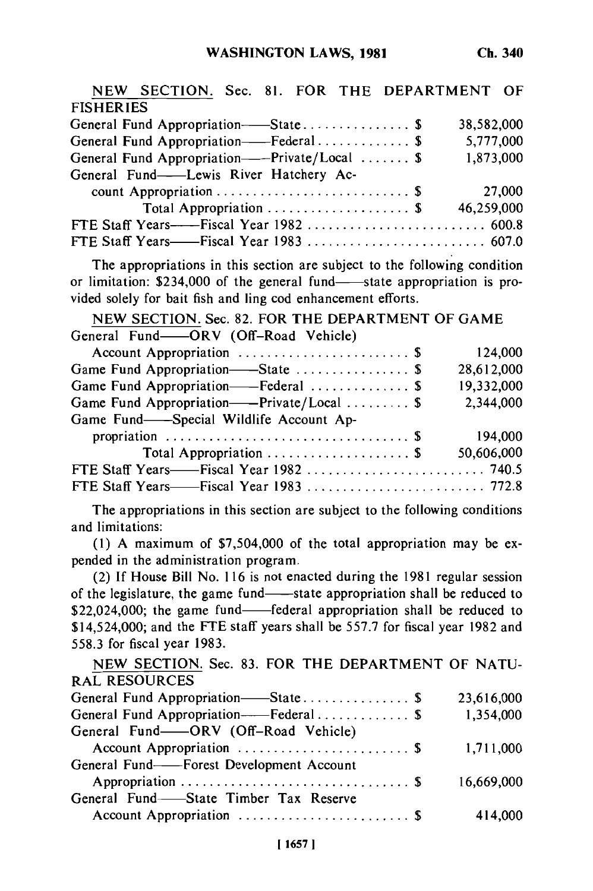NEW SECTION. Sec. 81. FOR THE DEPARTMENT OF FISHERIES

| | | |
|---|---|---|
| General Fund Appropriation——State | $ | 38,582,000 |
| General Fund Appropriation——Federal | $ | 5,777,000 |
| General Fund Appropriation——Private/Local | $ | 1,873,000 |
| General Fund——Lewis River Hatchery Account Appropriation | $ | 27,000 |
| Total Appropriation | $ | 46,259,000 |
| FTE Staff Years——Fiscal Year 1982 | | 600.8 |
| FTE Staff Years——Fiscal Year 1983 | | 607.0 |

The appropriations in this section are subject to the following condition or limitation: $234,000 of the general fund——state appropriation is provided solely for bait fish and ling cod enhancement efforts.

NEW SECTION. Sec. 82. FOR THE DEPARTMENT OF GAME

| | | |
|---|---|---|
| General Fund——ORV (Off-Road Vehicle) Account Appropriation | $ | 124,000 |
| Game Fund Appropriation——State | $ | 28,612,000 |
| Game Fund Appropriation——Federal | $ | 19,332,000 |
| Game Fund Appropriation——Private/Local | $ | 2,344,000 |
| Game Fund——Special Wildlife Account Appropriation | $ | 194,000 |
| Total Appropriation | $ | 50,606,000 |
| FTE Staff Years——Fiscal Year 1982 | | 740.5 |
| FTE Staff Years——Fiscal Year 1983 | | 772.8 |

The appropriations in this section are subject to the following conditions and limitations:

(1) A maximum of $7,504,000 of the total appropriation may be expended in the administration program.

(2) If House Bill No. 116 is not enacted during the 1981 regular session of the legislature, the game fund——state appropriation shall be reduced to $22,024,000; the game fund——federal appropriation shall be reduced to $14,524,000; and the FTE staff years shall be 557.7 for fiscal year 1982 and 558.3 for fiscal year 1983.

NEW SECTION. Sec. 83. FOR THE DEPARTMENT OF NATURAL RESOURCES

| | | |
|---|---|---|
| General Fund Appropriation——State | $ | 23,616,000 |
| General Fund Appropriation——Federal | $ | 1,354,000 |
| General Fund——ORV (Off-Road Vehicle) Account Appropriation | $ | 1,711,000 |
| General Fund——Forest Development Account Appropriation | $ | 16,669,000 |
| General Fund——State Timber Tax Reserve Account Appropriation | $ | 414,000 |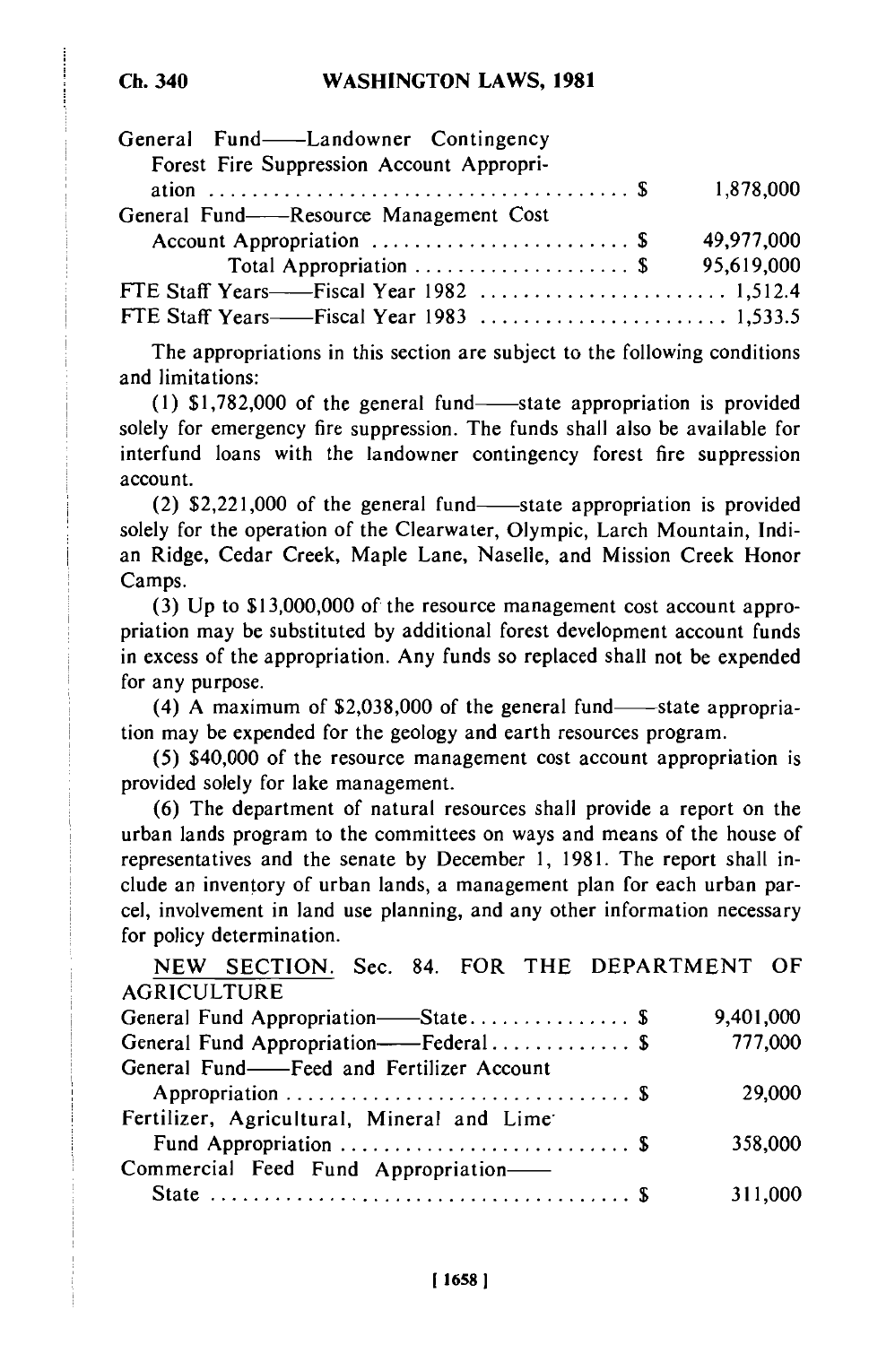| | |
|---|---|
| General Fund——Landowner Contingency Forest Fire Suppression Account Appropriation . . . . . . . . . . . . . . . . . . . . . . . . . . . . . . . . . . . . . . $ | 1,878,000 |
| General Fund——Resource Management Cost Account Appropriation . . . . . . . . . . . . . . . . . . . . . . . $ | 49,977,000 |
| Total Appropriation . . . . . . . . . . . . . . . . . . . $ | 95,619,000 |
| FTE Staff Years——Fiscal Year 1982 . . . . . . . . . . . . . . . . . . . . . . | 1,512.4 |
| FTE Staff Years——Fiscal Year 1983 . . . . . . . . . . . . . . . . . . . . . . | 1,533.5 |

The appropriations in this section are subject to the following conditions and limitations:

(1) $1,782,000 of the general fund——state appropriation is provided solely for emergency fire suppression. The funds shall also be available for interfund loans with the landowner contingency forest fire suppression account.

(2) $2,221,000 of the general fund——state appropriation is provided solely for the operation of the Clearwater, Olympic, Larch Mountain, Indian Ridge, Cedar Creek, Maple Lane, Naselle, and Mission Creek Honor Camps.

(3) Up to $13,000,000 of the resource management cost account appropriation may be substituted by additional forest development account funds in excess of the appropriation. Any funds so replaced shall not be expended for any purpose.

(4) A maximum of $2,038,000 of the general fund——state appropriation may be expended for the geology and earth resources program.

(5) $40,000 of the resource management cost account appropriation is provided solely for lake management.

(6) The department of natural resources shall provide a report on the urban lands program to the committees on ways and means of the house of representatives and the senate by December 1, 1981. The report shall include an inventory of urban lands, a management plan for each urban parcel, involvement in land use planning, and any other information necessary for policy determination.

NEW SECTION. Sec. 84. FOR THE DEPARTMENT OF AGRICULTURE

| | |
|---|---|
| General Fund Appropriation——State. . . . . . . . . . . . . . . $ | 9,401,000 |
| General Fund Appropriation——Federal. . . . . . . . . . . . . $ | 777,000 |
| General Fund——Feed and Fertilizer Account Appropriation . . . . . . . . . . . . . . . . . . . . . . . . . . . . . . . $ | 29,000 |
| Fertilizer, Agricultural, Mineral and Lime Fund Appropriation . . . . . . . . . . . . . . . . . . . . . . . . . . $ | 358,000 |
| Commercial Feed Fund Appropriation——State . . . . . . . . . . . . . . . . . . . . . . . . . . . . . . . . . . . . . . $ | 311,000 |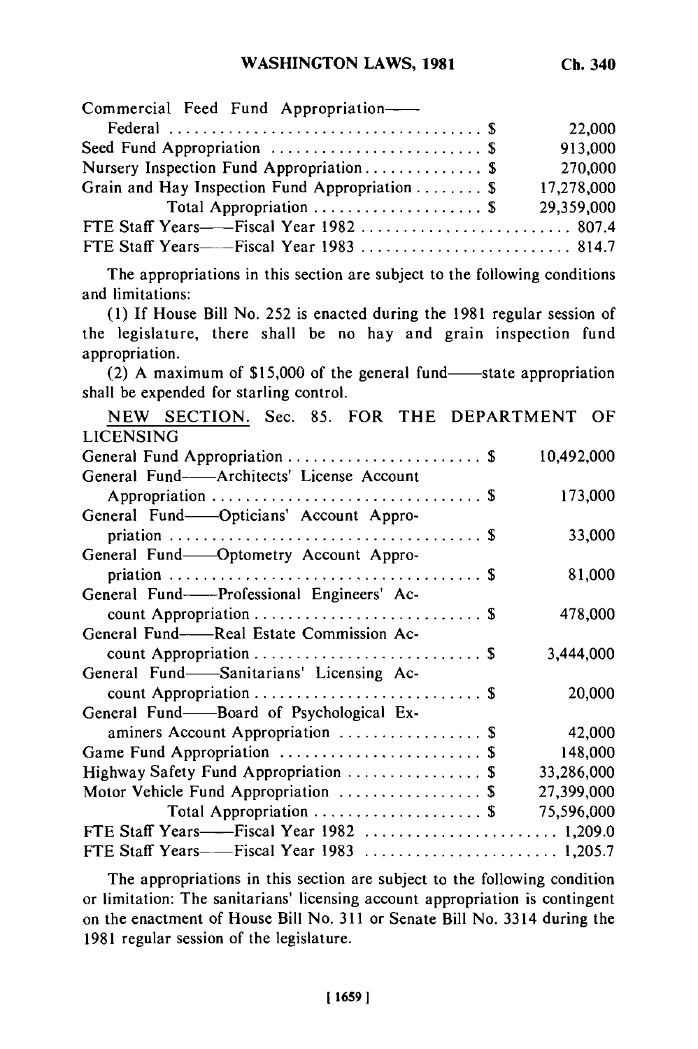| | |
|---|---|
| Commercial Feed Fund Appropriation——Federal ..... $ | 22,000 |
| Seed Fund Appropriation ..... $ | 913,000 |
| Nursery Inspection Fund Appropriation..... $ | 270,000 |
| Grain and Hay Inspection Fund Appropriation ..... $ | 17,278,000 |
| Total Appropriation ..... $ | 29,359,000 |
| FTE Staff Years——Fiscal Year 1982 ..... | 807.4 |
| FTE Staff Years——Fiscal Year 1983 ..... | 814.7 |

The appropriations in this section are subject to the following conditions and limitations:

(1) If House Bill No. 252 is enacted during the 1981 regular session of the legislature, there shall be no hay and grain inspection fund appropriation.

(2) A maximum of $15,000 of the general fund——state appropriation shall be expended for starling control.

NEW SECTION. Sec. 85. FOR THE DEPARTMENT OF LICENSING

| | |
|---|---|
| General Fund Appropriation ..... $ | 10,492,000 |
| General Fund——Architects' License Account Appropriation ..... $ | 173,000 |
| General Fund——Opticians' Account Appropriation ..... $ | 33,000 |
| General Fund——Optometry Account Appropriation ..... $ | 81,000 |
| General Fund——Professional Engineers' Account Appropriation ..... $ | 478,000 |
| General Fund——Real Estate Commission Account Appropriation ..... $ | 3,444,000 |
| General Fund——Sanitarians' Licensing Account Appropriation ..... $ | 20,000 |
| General Fund——Board of Psychological Examiners Account Appropriation ..... $ | 42,000 |
| Game Fund Appropriation ..... $ | 148,000 |
| Highway Safety Fund Appropriation ..... $ | 33,286,000 |
| Motor Vehicle Fund Appropriation ..... $ | 27,399,000 |
| Total Appropriation ..... $ | 75,596,000 |
| FTE Staff Years——Fiscal Year 1982 ..... | 1,209.0 |
| FTE Staff Years——Fiscal Year 1983 ..... | 1,205.7 |

The appropriations in this section are subject to the following condition or limitation: The sanitarians' licensing account appropriation is contingent on the enactment of House Bill No. 311 or Senate Bill No. 3314 during the 1981 regular session of the legislature.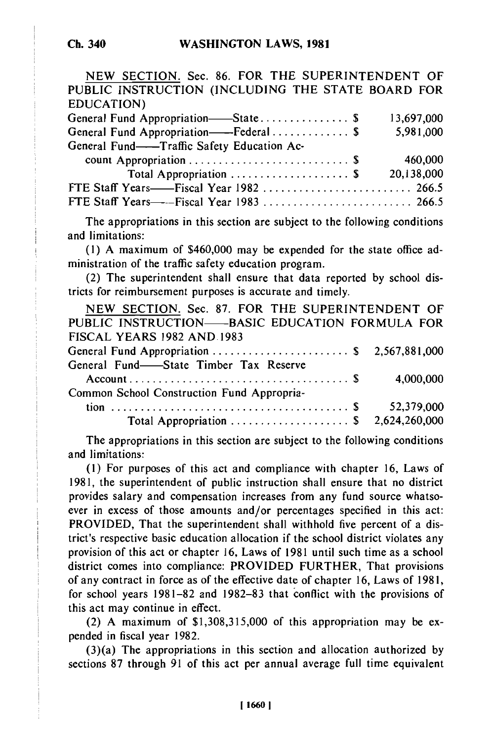NEW SECTION. Sec. 86. FOR THE SUPERINTENDENT OF PUBLIC INSTRUCTION (INCLUDING THE STATE BOARD FOR EDUCATION)

| | |
|---|---|
| General Fund Appropriation——State | $ 13,697,000 |
| General Fund Appropriation——Federal | $ 5,981,000 |
| General Fund——Traffic Safety Education Account Appropriation | $ 460,000 |
| Total Appropriation | $ 20,138,000 |
| FTE Staff Years——Fiscal Year 1982 | 266.5 |
| FTE Staff Years——Fiscal Year 1983 | 266.5 |

The appropriations in this section are subject to the following conditions and limitations:

(1) A maximum of $460,000 may be expended for the state office administration of the traffic safety education program.

(2) The superintendent shall ensure that data reported by school districts for reimbursement purposes is accurate and timely.

NEW SECTION. Sec. 87. FOR THE SUPERINTENDENT OF PUBLIC INSTRUCTION——BASIC EDUCATION FORMULA FOR FISCAL YEARS 1982 AND 1983

| | |
|---|---|
| General Fund Appropriation | $ 2,567,881,000 |
| General Fund——State Timber Tax Reserve Account | $ 4,000,000 |
| Common School Construction Fund Appropriation | $ 52,379,000 |
| Total Appropriation | $ 2,624,260,000 |

The appropriations in this section are subject to the following conditions and limitations:

(1) For purposes of this act and compliance with chapter 16, Laws of 1981, the superintendent of public instruction shall ensure that no district provides salary and compensation increases from any fund source whatsoever in excess of those amounts and/or percentages specified in this act: PROVIDED, That the superintendent shall withhold five percent of a district's respective basic education allocation if the school district violates any provision of this act or chapter 16, Laws of 1981 until such time as a school district comes into compliance: PROVIDED FURTHER, That provisions of any contract in force as of the effective date of chapter 16, Laws of 1981, for school years 1981–82 and 1982–83 that conflict with the provisions of this act may continue in effect.

(2) A maximum of $1,308,315,000 of this appropriation may be expended in fiscal year 1982.

(3)(a) The appropriations in this section and allocation authorized by sections 87 through 91 of this act per annual average full time equivalent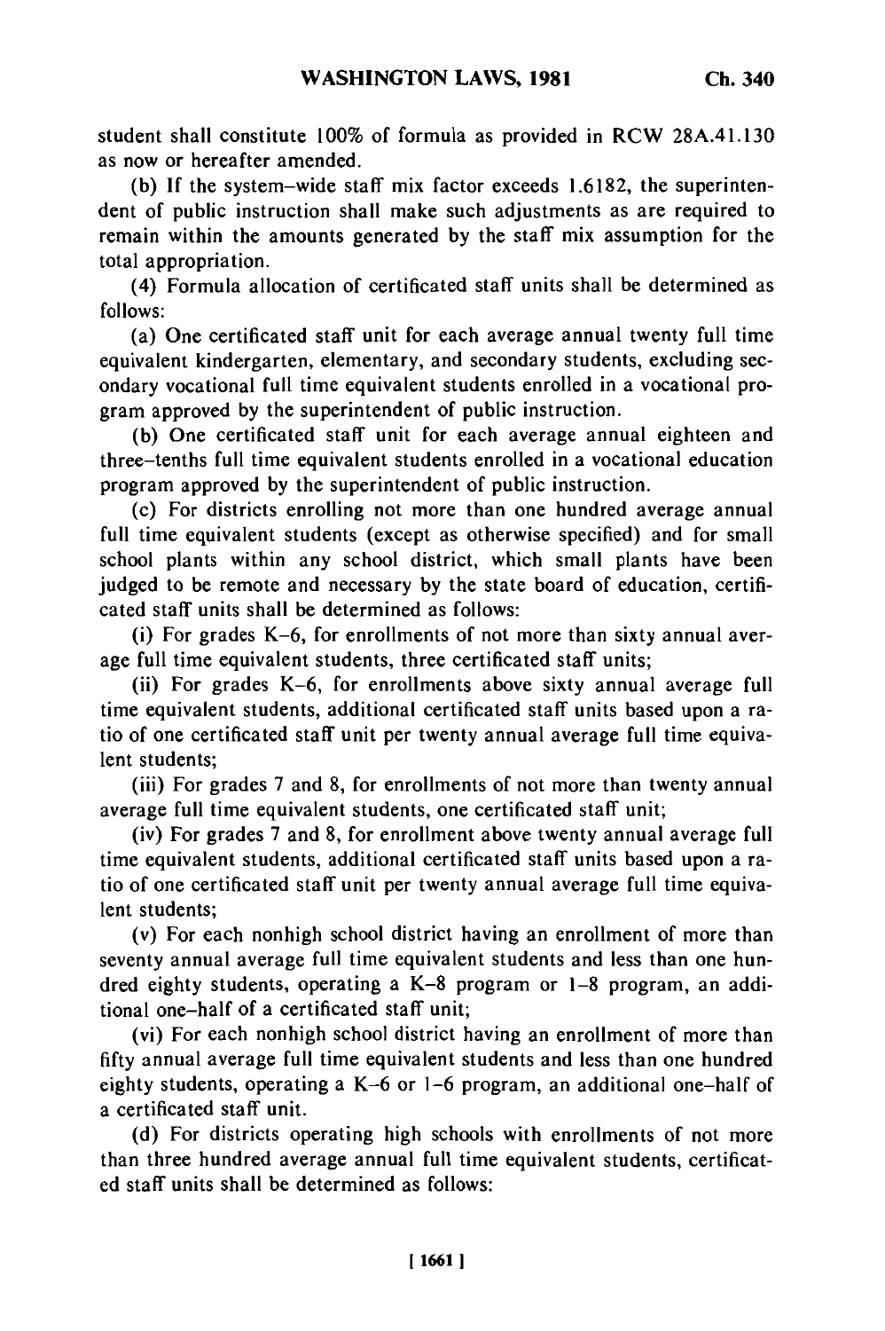student shall constitute 100% of formula as provided in RCW 28A.41.130 as now or hereafter amended.

(b) If the system-wide staff mix factor exceeds 1.6182, the superintendent of public instruction shall make such adjustments as are required to remain within the amounts generated by the staff mix assumption for the total appropriation.

(4) Formula allocation of certificated staff units shall be determined as follows:

(a) One certificated staff unit for each average annual twenty full time equivalent kindergarten, elementary, and secondary students, excluding secondary vocational full time equivalent students enrolled in a vocational program approved by the superintendent of public instruction.

(b) One certificated staff unit for each average annual eighteen and three-tenths full time equivalent students enrolled in a vocational education program approved by the superintendent of public instruction.

(c) For districts enrolling not more than one hundred average annual full time equivalent students (except as otherwise specified) and for small school plants within any school district, which small plants have been judged to be remote and necessary by the state board of education, certificated staff units shall be determined as follows:

(i) For grades K-6, for enrollments of not more than sixty annual average full time equivalent students, three certificated staff units;

(ii) For grades K-6, for enrollments above sixty annual average full time equivalent students, additional certificated staff units based upon a ratio of one certificated staff unit per twenty annual average full time equivalent students;

(iii) For grades 7 and 8, for enrollments of not more than twenty annual average full time equivalent students, one certificated staff unit;

(iv) For grades 7 and 8, for enrollment above twenty annual average full time equivalent students, additional certificated staff units based upon a ratio of one certificated staff unit per twenty annual average full time equivalent students;

(v) For each nonhigh school district having an enrollment of more than seventy annual average full time equivalent students and less than one hundred eighty students, operating a K-8 program or 1-8 program, an additional one-half of a certificated staff unit;

(vi) For each nonhigh school district having an enrollment of more than fifty annual average full time equivalent students and less than one hundred eighty students, operating a K-6 or 1-6 program, an additional one-half of a certificated staff unit.

(d) For districts operating high schools with enrollments of not more than three hundred average annual full time equivalent students, certificated staff units shall be determined as follows: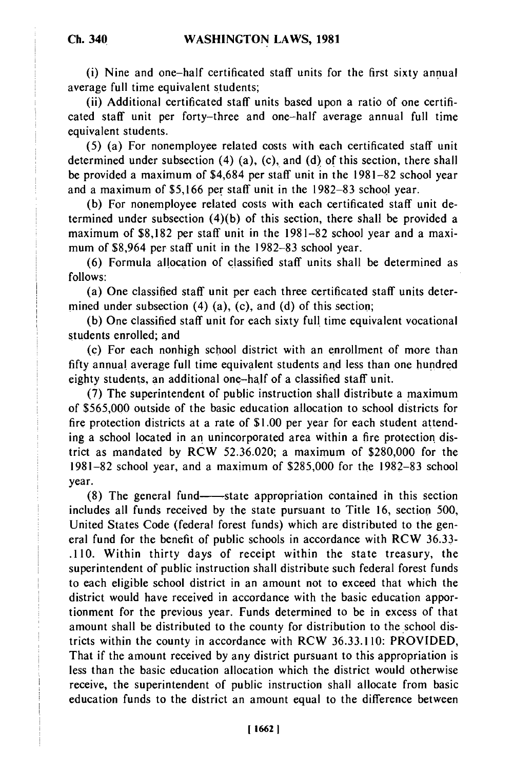(i) Nine and one-half certificated staff units for the first sixty annual average full time equivalent students;

(ii) Additional certificated staff units based upon a ratio of one certificated staff unit per forty-three and one-half average annual full time equivalent students.

(5) (a) For nonemployee related costs with each certificated staff unit determined under subsection (4) (a), (c), and (d) of this section, there shall be provided a maximum of $4,684 per staff unit in the 1981-82 school year and a maximum of $5,166 per staff unit in the 1982-83 school year.

(b) For nonemployee related costs with each certificated staff unit determined under subsection (4)(b) of this section, there shall be provided a maximum of $8,182 per staff unit in the 1981-82 school year and a maximum of $8,964 per staff unit in the 1982-83 school year.

(6) Formula allocation of classified staff units shall be determined as follows:

(a) One classified staff unit per each three certificated staff units determined under subsection (4) (a), (c), and (d) of this section;

(b) One classified staff unit for each sixty full time equivalent vocational students enrolled; and

(c) For each nonhigh school district with an enrollment of more than fifty annual average full time equivalent students and less than one hundred eighty students, an additional one-half of a classified staff unit.

(7) The superintendent of public instruction shall distribute a maximum of $565,000 outside of the basic education allocation to school districts for fire protection districts at a rate of $1.00 per year for each student attending a school located in an unincorporated area within a fire protection district as mandated by RCW 52.36.020; a maximum of $280,000 for the 1981-82 school year, and a maximum of $285,000 for the 1982-83 school year.

(8) The general fund——state appropriation contained in this section includes all funds received by the state pursuant to Title 16, section 500, United States Code (federal forest funds) which are distributed to the general fund for the benefit of public schools in accordance with RCW 36.33-.110. Within thirty days of receipt within the state treasury, the superintendent of public instruction shall distribute such federal forest funds to each eligible school district in an amount not to exceed that which the district would have received in accordance with the basic education apportionment for the previous year. Funds determined to be in excess of that amount shall be distributed to the county for distribution to the school districts within the county in accordance with RCW 36.33.110: PROVIDED, That if the amount received by any district pursuant to this appropriation is less than the basic education allocation which the district would otherwise receive, the superintendent of public instruction shall allocate from basic education funds to the district an amount equal to the difference between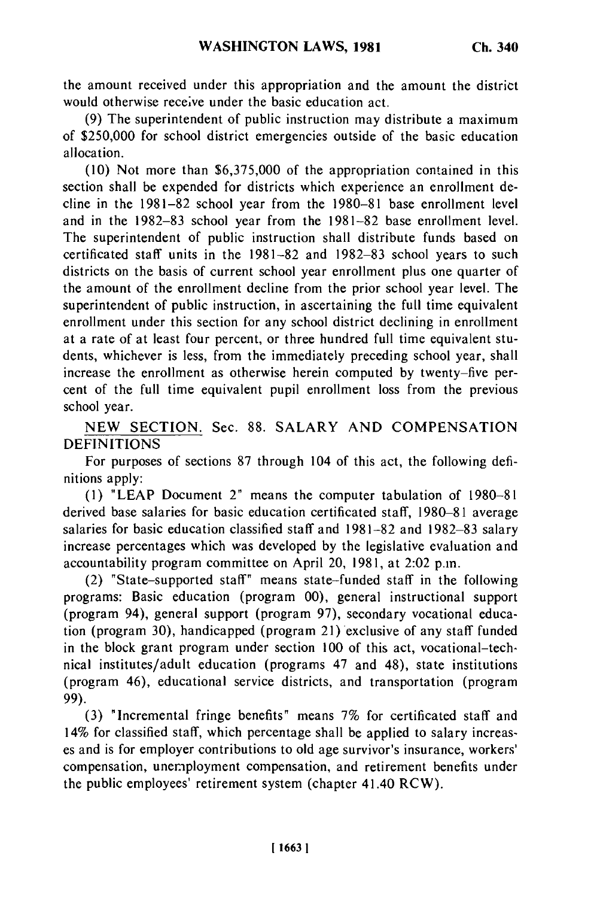the amount received under this appropriation and the amount the district would otherwise receive under the basic education act.

(9) The superintendent of public instruction may distribute a maximum of $250,000 for school district emergencies outside of the basic education allocation.

(10) Not more than $6,375,000 of the appropriation contained in this section shall be expended for districts which experience an enrollment decline in the 1981–82 school year from the 1980–81 base enrollment level and in the 1982–83 school year from the 1981–82 base enrollment level. The superintendent of public instruction shall distribute funds based on certificated staff units in the 1981–82 and 1982–83 school years to such districts on the basis of current school year enrollment plus one quarter of the amount of the enrollment decline from the prior school year level. The superintendent of public instruction, in ascertaining the full time equivalent enrollment under this section for any school district declining in enrollment at a rate of at least four percent, or three hundred full time equivalent students, whichever is less, from the immediately preceding school year, shall increase the enrollment as otherwise herein computed by twenty-five percent of the full time equivalent pupil enrollment loss from the previous school year.

NEW SECTION. Sec. 88. SALARY AND COMPENSATION DEFINITIONS

For purposes of sections 87 through 104 of this act, the following definitions apply:

(1) "LEAP Document 2" means the computer tabulation of 1980–81 derived base salaries for basic education certificated staff, 1980–81 average salaries for basic education classified staff and 1981–82 and 1982–83 salary increase percentages which was developed by the legislative evaluation and accountability program committee on April 20, 1981, at 2:02 p.m.

(2) "State-supported staff" means state-funded staff in the following programs: Basic education (program 00), general instructional support (program 94), general support (program 97), secondary vocational education (program 30), handicapped (program 21) exclusive of any staff funded in the block grant program under section 100 of this act, vocational-technical institutes/adult education (programs 47 and 48), state institutions (program 46), educational service districts, and transportation (program 99).

(3) "Incremental fringe benefits" means 7% for certificated staff and 14% for classified staff, which percentage shall be applied to salary increases and is for employer contributions to old age survivor's insurance, workers' compensation, unemployment compensation, and retirement benefits under the public employees' retirement system (chapter 41.40 RCW).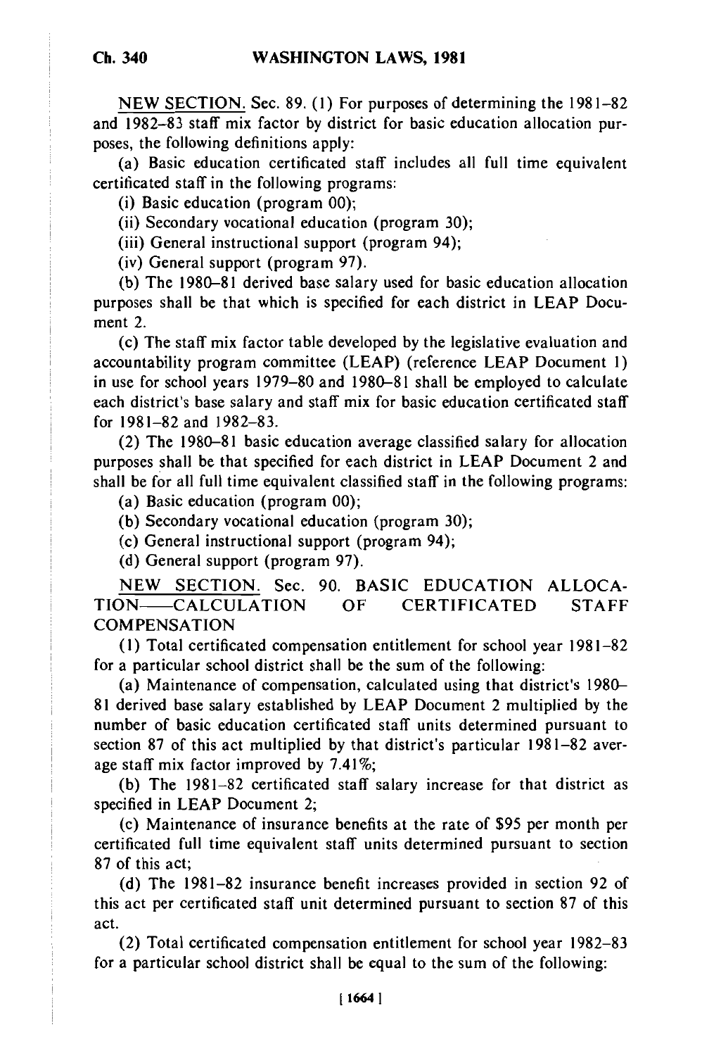NEW SECTION. Sec. 89. (1) For purposes of determining the 1981–82 and 1982–83 staff mix factor by district for basic education allocation purposes, the following definitions apply:

(a) Basic education certificated staff includes all full time equivalent certificated staff in the following programs:

(i) Basic education (program 00);

(ii) Secondary vocational education (program 30);

(iii) General instructional support (program 94);

(iv) General support (program 97).

(b) The 1980–81 derived base salary used for basic education allocation purposes shall be that which is specified for each district in LEAP Document 2.

(c) The staff mix factor table developed by the legislative evaluation and accountability program committee (LEAP) (reference LEAP Document 1) in use for school years 1979–80 and 1980–81 shall be employed to calculate each district's base salary and staff mix for basic education certificated staff for 1981–82 and 1982–83.

(2) The 1980–81 basic education average classified salary for allocation purposes shall be that specified for each district in LEAP Document 2 and shall be for all full time equivalent classified staff in the following programs:

(a) Basic education (program 00);

(b) Secondary vocational education (program 30);

(c) General instructional support (program 94);

(d) General support (program 97).

NEW SECTION. Sec. 90. BASIC EDUCATION ALLOCATION——CALCULATION OF CERTIFICATED STAFF COMPENSATION

(1) Total certificated compensation entitlement for school year 1981–82 for a particular school district shall be the sum of the following:

(a) Maintenance of compensation, calculated using that district's 1980–81 derived base salary established by LEAP Document 2 multiplied by the number of basic education certificated staff units determined pursuant to section 87 of this act multiplied by that district's particular 1981–82 average staff mix factor improved by 7.41%;

(b) The 1981–82 certificated staff salary increase for that district as specified in LEAP Document 2;

(c) Maintenance of insurance benefits at the rate of $95 per month per certificated full time equivalent staff units determined pursuant to section 87 of this act;

(d) The 1981–82 insurance benefit increases provided in section 92 of this act per certificated staff unit determined pursuant to section 87 of this act.

(2) Total certificated compensation entitlement for school year 1982–83 for a particular school district shall be equal to the sum of the following: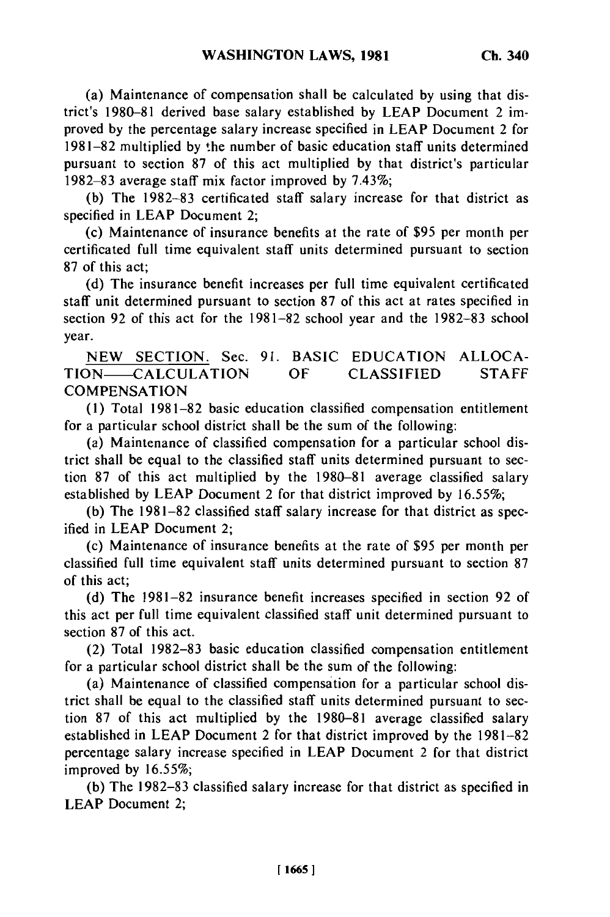(a) Maintenance of compensation shall be calculated by using that district's 1980–81 derived base salary established by LEAP Document 2 improved by the percentage salary increase specified in LEAP Document 2 for 1981–82 multiplied by the number of basic education staff units determined pursuant to section 87 of this act multiplied by that district's particular 1982–83 average staff mix factor improved by 7.43%;

(b) The 1982–83 certificated staff salary increase for that district as specified in LEAP Document 2;

(c) Maintenance of insurance benefits at the rate of $95 per month per certificated full time equivalent staff units determined pursuant to section 87 of this act;

(d) The insurance benefit increases per full time equivalent certificated staff unit determined pursuant to section 87 of this act at rates specified in section 92 of this act for the 1981–82 school year and the 1982–83 school year.

NEW SECTION. Sec. 91. BASIC EDUCATION ALLOCATION—CALCULATION OF CLASSIFIED STAFF COMPENSATION

(1) Total 1981–82 basic education classified compensation entitlement for a particular school district shall be the sum of the following:

(a) Maintenance of classified compensation for a particular school district shall be equal to the classified staff units determined pursuant to section 87 of this act multiplied by the 1980–81 average classified salary established by LEAP Document 2 for that district improved by 16.55%;

(b) The 1981–82 classified staff salary increase for that district as specified in LEAP Document 2;

(c) Maintenance of insurance benefits at the rate of $95 per month per classified full time equivalent staff units determined pursuant to section 87 of this act;

(d) The 1981–82 insurance benefit increases specified in section 92 of this act per full time equivalent classified staff unit determined pursuant to section 87 of this act.

(2) Total 1982–83 basic education classified compensation entitlement for a particular school district shall be the sum of the following:

(a) Maintenance of classified compensation for a particular school district shall be equal to the classified staff units determined pursuant to section 87 of this act multiplied by the 1980–81 average classified salary established in LEAP Document 2 for that district improved by the 1981–82 percentage salary increase specified in LEAP Document 2 for that district improved by 16.55%;

(b) The 1982–83 classified salary increase for that district as specified in LEAP Document 2;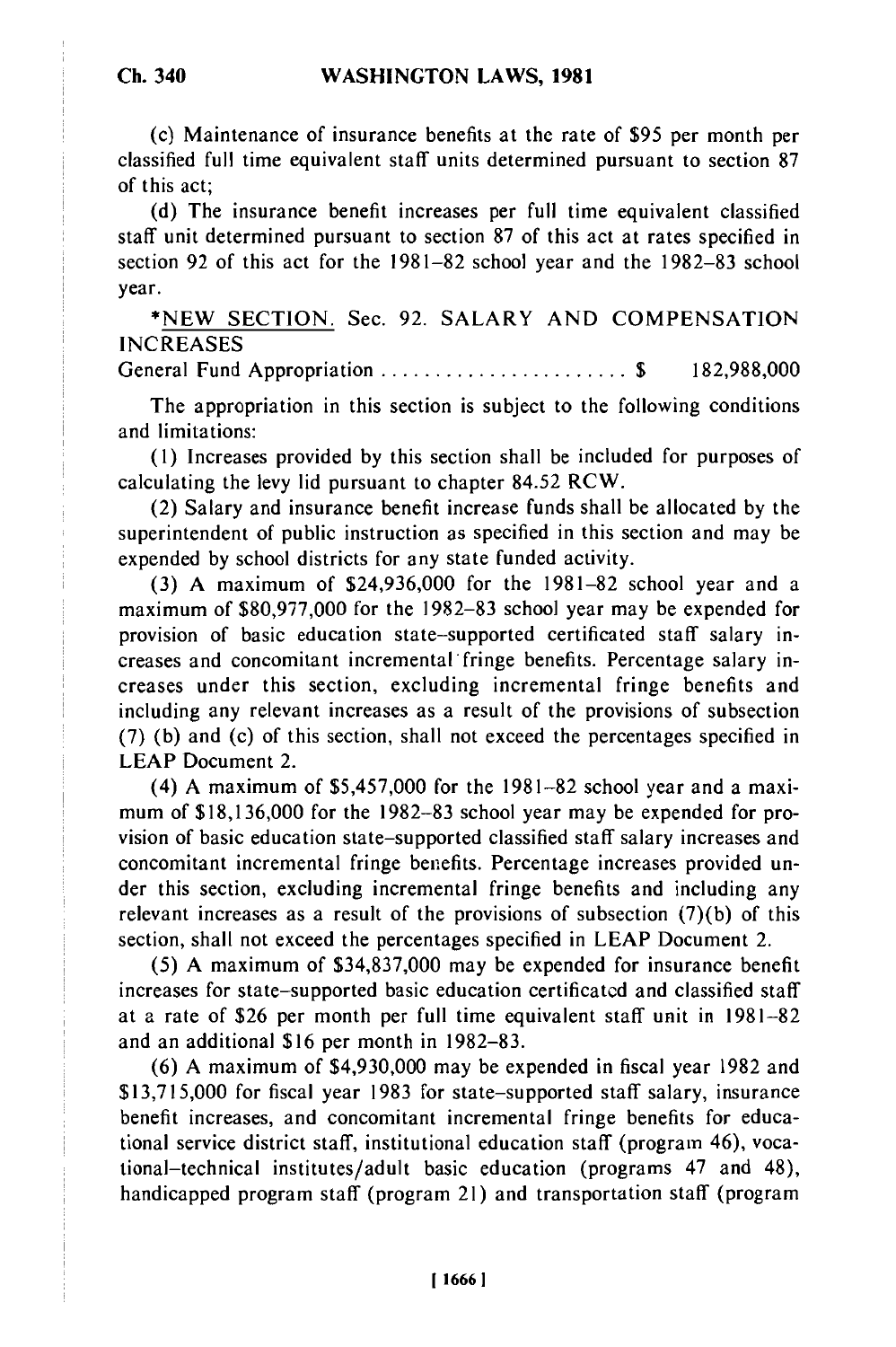(c) Maintenance of insurance benefits at the rate of $95 per month per classified full time equivalent staff units determined pursuant to section 87 of this act;

(d) The insurance benefit increases per full time equivalent classified staff unit determined pursuant to section 87 of this act at rates specified in section 92 of this act for the 1981–82 school year and the 1982–83 school year.

*NEW SECTION. Sec. 92. SALARY AND COMPENSATION INCREASES

General Fund Appropriation ........................ $ 182,988,000

The appropriation in this section is subject to the following conditions and limitations:

(1) Increases provided by this section shall be included for purposes of calculating the levy lid pursuant to chapter 84.52 RCW.

(2) Salary and insurance benefit increase funds shall be allocated by the superintendent of public instruction as specified in this section and may be expended by school districts for any state funded activity.

(3) A maximum of $24,936,000 for the 1981–82 school year and a maximum of $80,977,000 for the 1982–83 school year may be expended for provision of basic education state–supported certificated staff salary increases and concomitant incremental fringe benefits. Percentage salary increases under this section, excluding incremental fringe benefits and including any relevant increases as a result of the provisions of subsection (7) (b) and (c) of this section, shall not exceed the percentages specified in LEAP Document 2.

(4) A maximum of $5,457,000 for the 1981–82 school year and a maximum of $18,136,000 for the 1982–83 school year may be expended for provision of basic education state–supported classified staff salary increases and concomitant incremental fringe benefits. Percentage increases provided under this section, excluding incremental fringe benefits and including any relevant increases as a result of the provisions of subsection (7)(b) of this section, shall not exceed the percentages specified in LEAP Document 2.

(5) A maximum of $34,837,000 may be expended for insurance benefit increases for state–supported basic education certificated and classified staff at a rate of $26 per month per full time equivalent staff unit in 1981–82 and an additional $16 per month in 1982–83.

(6) A maximum of $4,930,000 may be expended in fiscal year 1982 and $13,715,000 for fiscal year 1983 for state–supported staff salary, insurance benefit increases, and concomitant incremental fringe benefits for educational service district staff, institutional education staff (program 46), vocational–technical institutes/adult basic education (programs 47 and 48), handicapped program staff (program 21) and transportation staff (program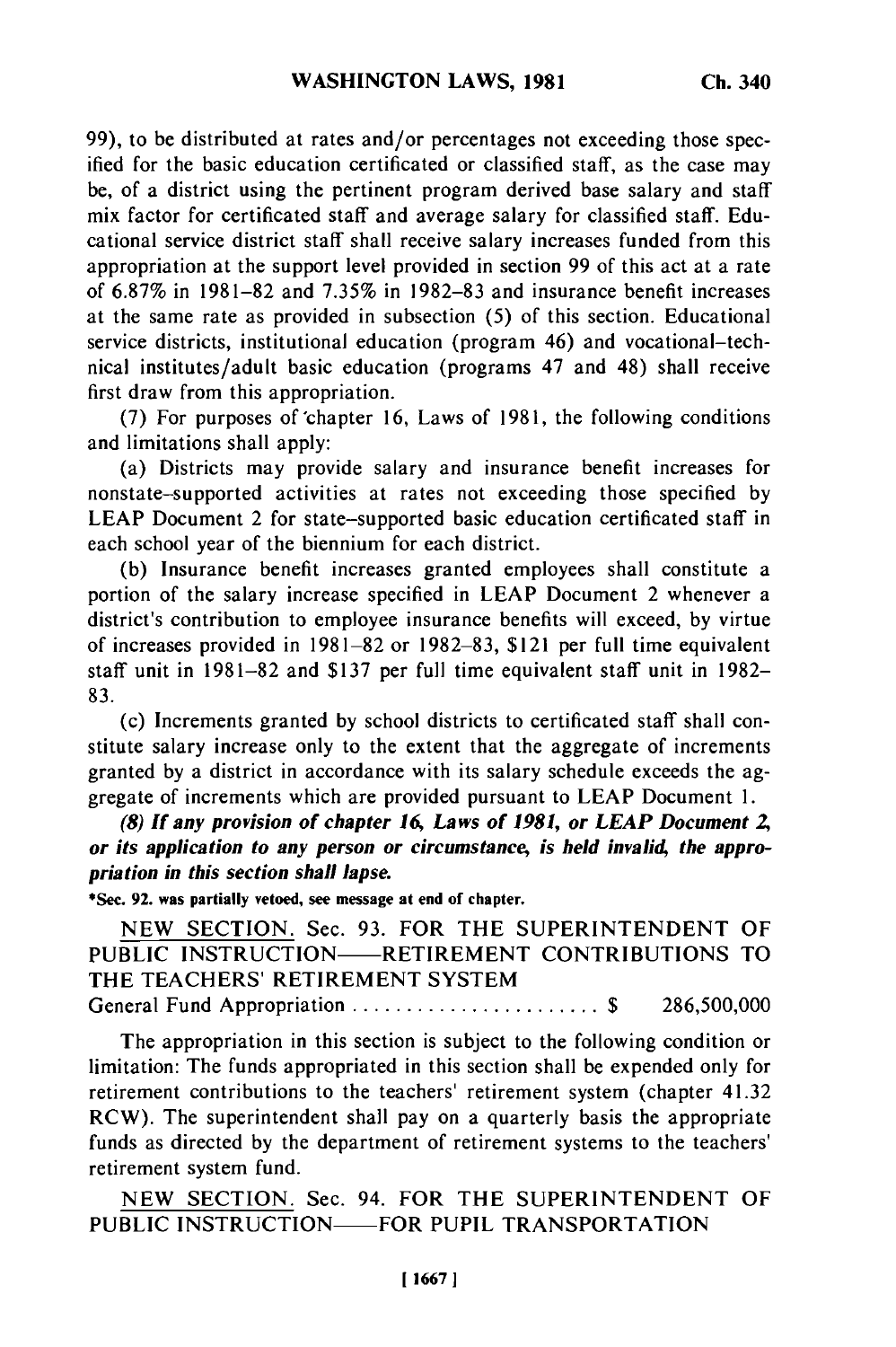99), to be distributed at rates and/or percentages not exceeding those specified for the basic education certificated or classified staff, as the case may be, of a district using the pertinent program derived base salary and staff mix factor for certificated staff and average salary for classified staff. Educational service district staff shall receive salary increases funded from this appropriation at the support level provided in section 99 of this act at a rate of 6.87% in 1981–82 and 7.35% in 1982–83 and insurance benefit increases at the same rate as provided in subsection (5) of this section. Educational service districts, institutional education (program 46) and vocational–technical institutes/adult basic education (programs 47 and 48) shall receive first draw from this appropriation.

(7) For purposes of chapter 16, Laws of 1981, the following conditions and limitations shall apply:

(a) Districts may provide salary and insurance benefit increases for nonstate–supported activities at rates not exceeding those specified by LEAP Document 2 for state–supported basic education certificated staff in each school year of the biennium for each district.

(b) Insurance benefit increases granted employees shall constitute a portion of the salary increase specified in LEAP Document 2 whenever a district's contribution to employee insurance benefits will exceed, by virtue of increases provided in 1981–82 or 1982–83, $121 per full time equivalent staff unit in 1981–82 and $137 per full time equivalent staff unit in 1982–83.

(c) Increments granted by school districts to certificated staff shall constitute salary increase only to the extent that the aggregate of increments granted by a district in accordance with its salary schedule exceeds the aggregate of increments which are provided pursuant to LEAP Document 1.

***(8) If any provision of chapter 16, Laws of 1981, or LEAP Document 2, or its application to any person or circumstance, is held invalid, the appropriation in this section shall lapse.***

**\*Sec. 92. was partially vetoed, see message at end of chapter.**

NEW SECTION. Sec. 93. FOR THE SUPERINTENDENT OF PUBLIC INSTRUCTION——RETIREMENT CONTRIBUTIONS TO THE TEACHERS' RETIREMENT SYSTEM

General Fund Appropriation ........................ $ 286,500,000

The appropriation in this section is subject to the following condition or limitation: The funds appropriated in this section shall be expended only for retirement contributions to the teachers' retirement system (chapter 41.32 RCW). The superintendent shall pay on a quarterly basis the appropriate funds as directed by the department of retirement systems to the teachers' retirement system fund.

NEW SECTION. Sec. 94. FOR THE SUPERINTENDENT OF PUBLIC INSTRUCTION——FOR PUPIL TRANSPORTATION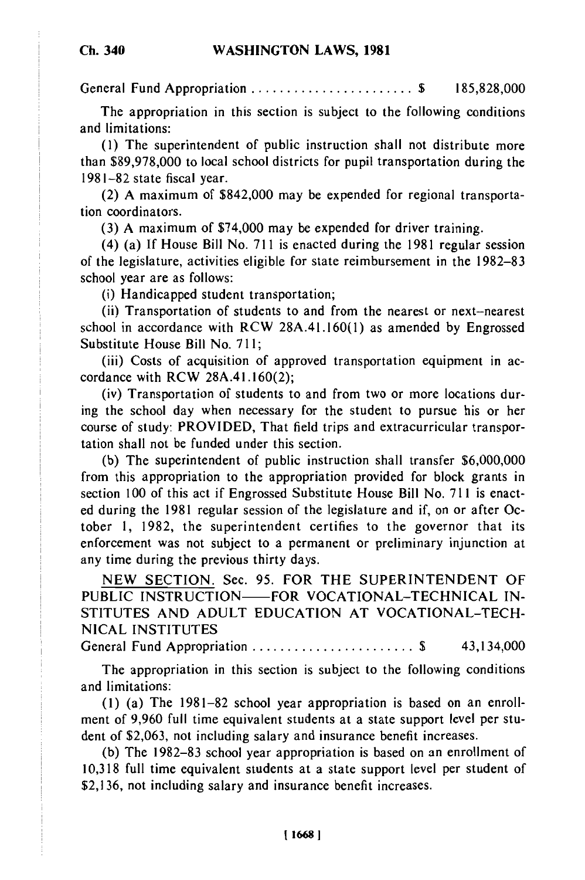General Fund Appropriation . . . . . . . . . . . . . . . . . . . . . . . $ 185,828,000

The appropriation in this section is subject to the following conditions and limitations:

(1) The superintendent of public instruction shall not distribute more than $89,978,000 to local school districts for pupil transportation during the 1981–82 state fiscal year.

(2) A maximum of $842,000 may be expended for regional transportation coordinators.

(3) A maximum of $74,000 may be expended for driver training.

(4) (a) If House Bill No. 711 is enacted during the 1981 regular session of the legislature, activities eligible for state reimbursement in the 1982–83 school year are as follows:

(i) Handicapped student transportation;

(ii) Transportation of students to and from the nearest or next–nearest school in accordance with RCW 28A.41.160(1) as amended by Engrossed Substitute House Bill No. 711;

(iii) Costs of acquisition of approved transportation equipment in accordance with RCW 28A.41.160(2);

(iv) Transportation of students to and from two or more locations during the school day when necessary for the student to pursue his or her course of study: PROVIDED, That field trips and extracurricular transportation shall not be funded under this section.

(b) The superintendent of public instruction shall transfer $6,000,000 from this appropriation to the appropriation provided for block grants in section 100 of this act if Engrossed Substitute House Bill No. 711 is enacted during the 1981 regular session of the legislature and if, on or after October 1, 1982, the superintendent certifies to the governor that its enforcement was not subject to a permanent or preliminary injunction at any time during the previous thirty days.

NEW SECTION. Sec. 95. FOR THE SUPERINTENDENT OF PUBLIC INSTRUCTION——FOR VOCATIONAL–TECHNICAL INSTITUTES AND ADULT EDUCATION AT VOCATIONAL–TECHNICAL INSTITUTES

General Fund Appropriation . . . . . . . . . . . . . . . . . . . . . . . $ 43,134,000

The appropriation in this section is subject to the following conditions and limitations:

(1) (a) The 1981–82 school year appropriation is based on an enrollment of 9,960 full time equivalent students at a state support level per student of $2,063, not including salary and insurance benefit increases.

(b) The 1982–83 school year appropriation is based on an enrollment of 10,318 full time equivalent students at a state support level per student of $2,136, not including salary and insurance benefit increases.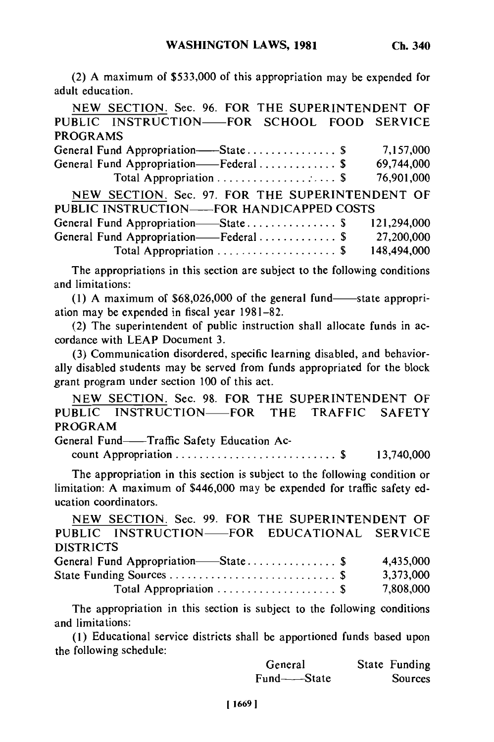(2) A maximum of $533,000 of this appropriation may be expended for adult education.

NEW SECTION. Sec. 96. FOR THE SUPERINTENDENT OF PUBLIC INSTRUCTION——FOR SCHOOL FOOD SERVICE PROGRAMS

| | | |
|---|---|---|
| General Fund Appropriation——State | $ | 7,157,000 |
| General Fund Appropriation——Federal | $ | 69,744,000 |
| Total Appropriation | $ | 76,901,000 |

NEW SECTION. Sec. 97. FOR THE SUPERINTENDENT OF PUBLIC INSTRUCTION——FOR HANDICAPPED COSTS

| | | |
|---|---|---|
| General Fund Appropriation——State | $ | 121,294,000 |
| General Fund Appropriation——Federal | $ | 27,200,000 |
| Total Appropriation | $ | 148,494,000 |

The appropriations in this section are subject to the following conditions and limitations:

(1) A maximum of $68,026,000 of the general fund——state appropriation may be expended in fiscal year 1981-82.

(2) The superintendent of public instruction shall allocate funds in accordance with LEAP Document 3.

(3) Communication disordered, specific learning disabled, and behaviorally disabled students may be served from funds appropriated for the block grant program under section 100 of this act.

NEW SECTION. Sec. 98. FOR THE SUPERINTENDENT OF PUBLIC INSTRUCTION——FOR THE TRAFFIC SAFETY PROGRAM

| | | |
|---|---|---|
| General Fund——Traffic Safety Education Account Appropriation | $ | 13,740,000 |

The appropriation in this section is subject to the following condition or limitation: A maximum of $446,000 may be expended for traffic safety education coordinators.

NEW SECTION. Sec. 99. FOR THE SUPERINTENDENT OF PUBLIC INSTRUCTION——FOR EDUCATIONAL SERVICE DISTRICTS

| | | |
|---|---|---|
| General Fund Appropriation——State | $ | 4,435,000 |
| State Funding Sources | $ | 3,373,000 |
| Total Appropriation | $ | 7,808,000 |

The appropriation in this section is subject to the following conditions and limitations:

(1) Educational service districts shall be apportioned funds based upon the following schedule:

| | General Fund——State | State Funding Sources |
|---|---|---|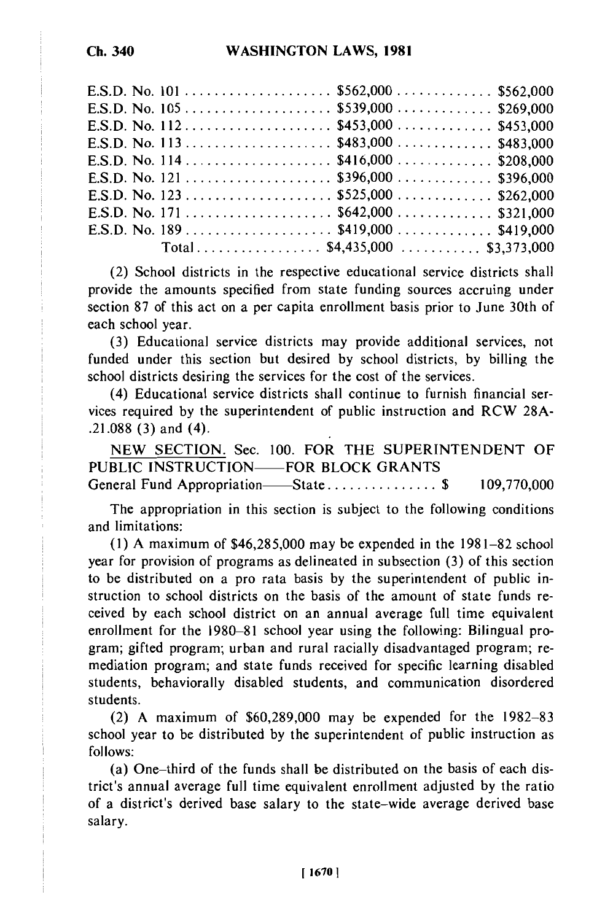| | | |
|---|---|---|
| E.S.D. No. 101 | $562,000 | $562,000 |
| E.S.D. No. 105 | $539,000 | $269,000 |
| E.S.D. No. 112 | $453,000 | $453,000 |
| E.S.D. No. 113 | $483,000 | $483,000 |
| E.S.D. No. 114 | $416,000 | $208,000 |
| E.S.D. No. 121 | $396,000 | $396,000 |
| E.S.D. No. 123 | $525,000 | $262,000 |
| E.S.D. No. 171 | $642,000 | $321,000 |
| E.S.D. No. 189 | $419,000 | $419,000 |
| Total | $4,435,000 | $3,373,000 |

(2) School districts in the respective educational service districts shall provide the amounts specified from state funding sources accruing under section 87 of this act on a per capita enrollment basis prior to June 30th of each school year.

(3) Educational service districts may provide additional services, not funded under this section but desired by school districts, by billing the school districts desiring the services for the cost of the services.

(4) Educational service districts shall continue to furnish financial services required by the superintendent of public instruction and RCW 28A-.21.088 (3) and (4).

NEW SECTION. Sec. 100. FOR THE SUPERINTENDENT OF PUBLIC INSTRUCTION——FOR BLOCK GRANTS
General Fund Appropriation——State . . . . . . . . . . . . . . . $ 109,770,000

The appropriation in this section is subject to the following conditions and limitations:

(1) A maximum of $46,285,000 may be expended in the 1981–82 school year for provision of programs as delineated in subsection (3) of this section to be distributed on a pro rata basis by the superintendent of public instruction to school districts on the basis of the amount of state funds received by each school district on an annual average full time equivalent enrollment for the 1980–81 school year using the following: Bilingual program; gifted program; urban and rural racially disadvantaged program; remediation program; and state funds received for specific learning disabled students, behaviorally disabled students, and communication disordered students.

(2) A maximum of $60,289,000 may be expended for the 1982–83 school year to be distributed by the superintendent of public instruction as follows:

(a) One–third of the funds shall be distributed on the basis of each district's annual average full time equivalent enrollment adjusted by the ratio of a district's derived base salary to the state–wide average derived base salary.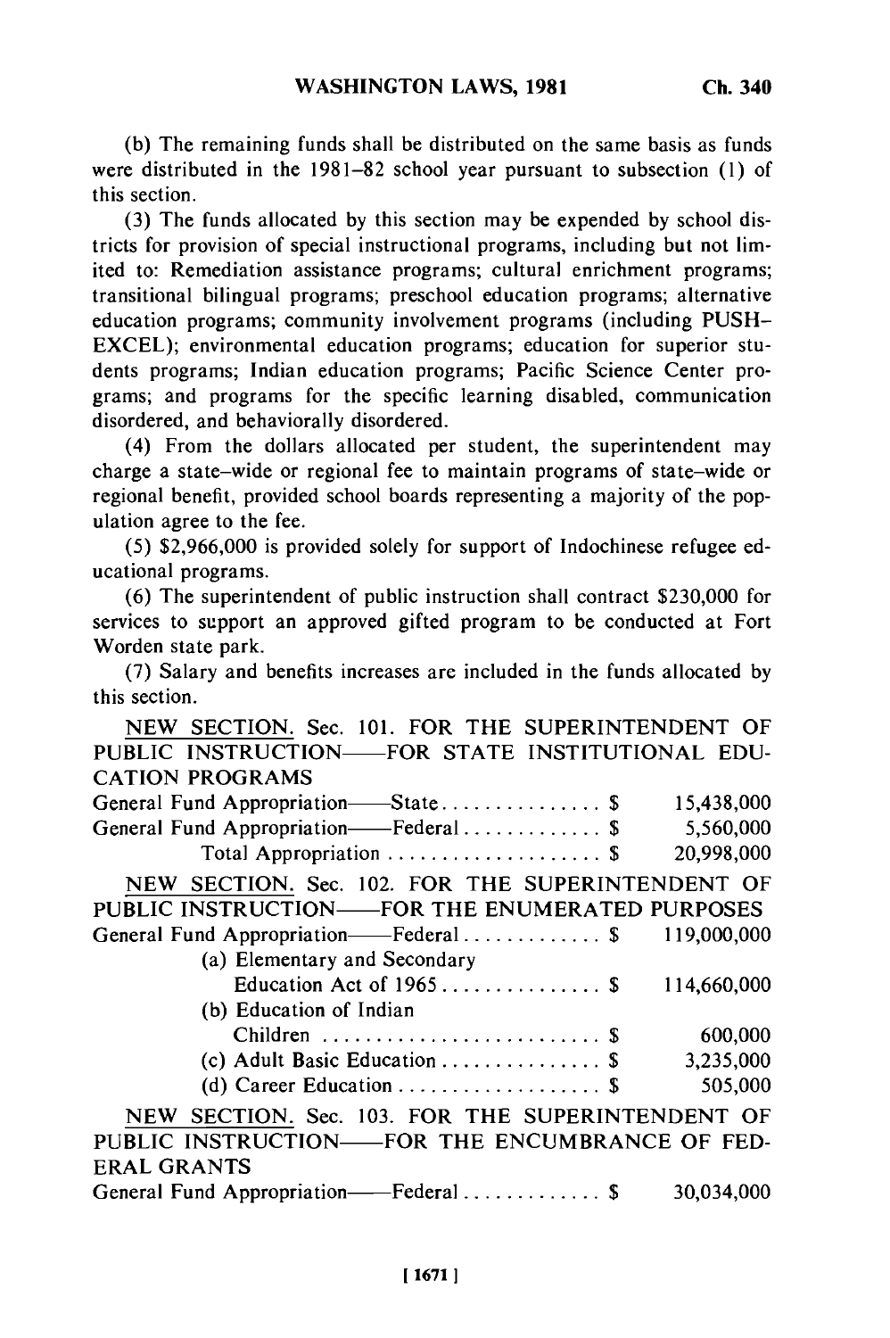(b) The remaining funds shall be distributed on the same basis as funds were distributed in the 1981–82 school year pursuant to subsection (1) of this section.

(3) The funds allocated by this section may be expended by school districts for provision of special instructional programs, including but not limited to: Remediation assistance programs; cultural enrichment programs; transitional bilingual programs; preschool education programs; alternative education programs; community involvement programs (including PUSH–EXCEL); environmental education programs; education for superior students programs; Indian education programs; Pacific Science Center programs; and programs for the specific learning disabled, communication disordered, and behaviorally disordered.

(4) From the dollars allocated per student, the superintendent may charge a state–wide or regional fee to maintain programs of state–wide or regional benefit, provided school boards representing a majority of the population agree to the fee.

(5) $2,966,000 is provided solely for support of Indochinese refugee educational programs.

(6) The superintendent of public instruction shall contract $230,000 for services to support an approved gifted program to be conducted at Fort Worden state park.

(7) Salary and benefits increases are included in the funds allocated by this section.

NEW SECTION. Sec. 101. FOR THE SUPERINTENDENT OF PUBLIC INSTRUCTION——FOR STATE INSTITUTIONAL EDUCATION PROGRAMS

| | |
|---|---|
| General Fund Appropriation——State . . . . . . . . . . . . . . . $ | 15,438,000 |
| General Fund Appropriation——Federal . . . . . . . . . . . . . $ | 5,560,000 |
| Total Appropriation . . . . . . . . . . . . . . . . . . . . $ | 20,998,000 |

NEW SECTION. Sec. 102. FOR THE SUPERINTENDENT OF PUBLIC INSTRUCTION——FOR THE ENUMERATED PURPOSES

| | |
|---|---|
| General Fund Appropriation——Federal . . . . . . . . . . . . . $ | 119,000,000 |
| (a) Elementary and Secondary Education Act of 1965 . . . . . . . . . . . . . . . $ | 114,660,000 |
| (b) Education of Indian Children . . . . . . . . . . . . . . . . . . . . . . . . . . $ | 600,000 |
| (c) Adult Basic Education . . . . . . . . . . . . . . . $ | 3,235,000 |
| (d) Career Education . . . . . . . . . . . . . . . . . . . $ | 505,000 |

NEW SECTION. Sec. 103. FOR THE SUPERINTENDENT OF PUBLIC INSTRUCTION——FOR THE ENCUMBRANCE OF FEDERAL GRANTS

| | |
|---|---|
| General Fund Appropriation——Federal . . . . . . . . . . . . . $ | 30,034,000 |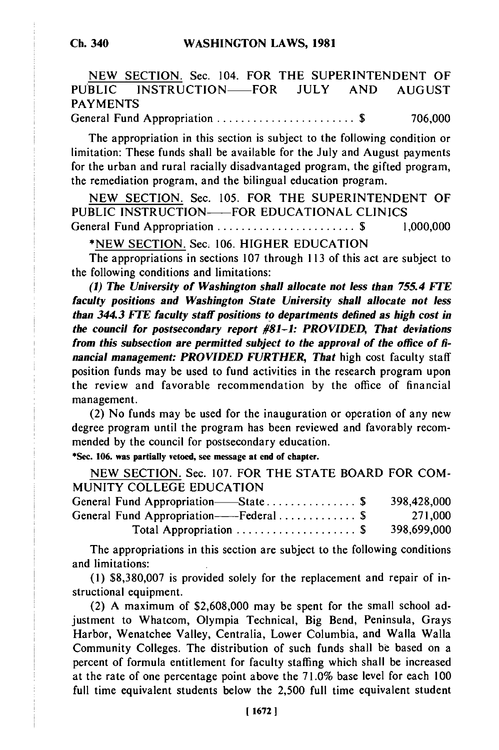NEW SECTION. Sec. 104. FOR THE SUPERINTENDENT OF PUBLIC INSTRUCTION——FOR JULY AND AUGUST PAYMENTS

| | |
|---|---|
| General Fund Appropriation . . . . . . . . . . . . . . . . . . . . . . . . $ | 706,000 |

The appropriation in this section is subject to the following condition or limitation: These funds shall be available for the July and August payments for the urban and rural racially disadvantaged program, the gifted program, the remediation program, and the bilingual education program.

NEW SECTION. Sec. 105. FOR THE SUPERINTENDENT OF PUBLIC INSTRUCTION——FOR EDUCATIONAL CLINICS

| | |
|---|---|
| General Fund Appropriation . . . . . . . . . . . . . . . . . . . . . . . . $ | 1,000,000 |

*NEW SECTION. Sec. 106. HIGHER EDUCATION

The appropriations in sections 107 through 113 of this act are subject to the following conditions and limitations:

***(1) The University of Washington shall allocate not less than 755.4 FTE faculty positions and Washington State University shall allocate not less than 344.3 FTE faculty staff positions to departments defined as high cost in the council for postsecondary report #81-1: PROVIDED, That deviations from this subsection are permitted subject to the approval of the office of financial management: PROVIDED FURTHER, That*** high cost faculty staff position funds may be used to fund activities in the research program upon the review and favorable recommendation by the office of financial management.

(2) No funds may be used for the inauguration or operation of any new degree program until the program has been reviewed and favorably recommended by the council for postsecondary education.

**\*Sec. 106. was partially vetoed, see message at end of chapter.**

NEW SECTION. Sec. 107. FOR THE STATE BOARD FOR COMMUNITY COLLEGE EDUCATION

| | |
|---|---|
| General Fund Appropriation——State . . . . . . . . . . . . . . . $ | 398,428,000 |
| General Fund Appropriation——Federal . . . . . . . . . . . . . $ | 271,000 |
| Total Appropriation . . . . . . . . . . . . . . . . . . . . . $ | 398,699,000 |

The appropriations in this section are subject to the following conditions and limitations:

(1) $8,380,007 is provided solely for the replacement and repair of instructional equipment.

(2) A maximum of $2,608,000 may be spent for the small school adjustment to Whatcom, Olympia Technical, Big Bend, Peninsula, Grays Harbor, Wenatchee Valley, Centralia, Lower Columbia, and Walla Walla Community Colleges. The distribution of such funds shall be based on a percent of formula entitlement for faculty staffing which shall be increased at the rate of one percentage point above the 71.0% base level for each 100 full time equivalent students below the 2,500 full time equivalent student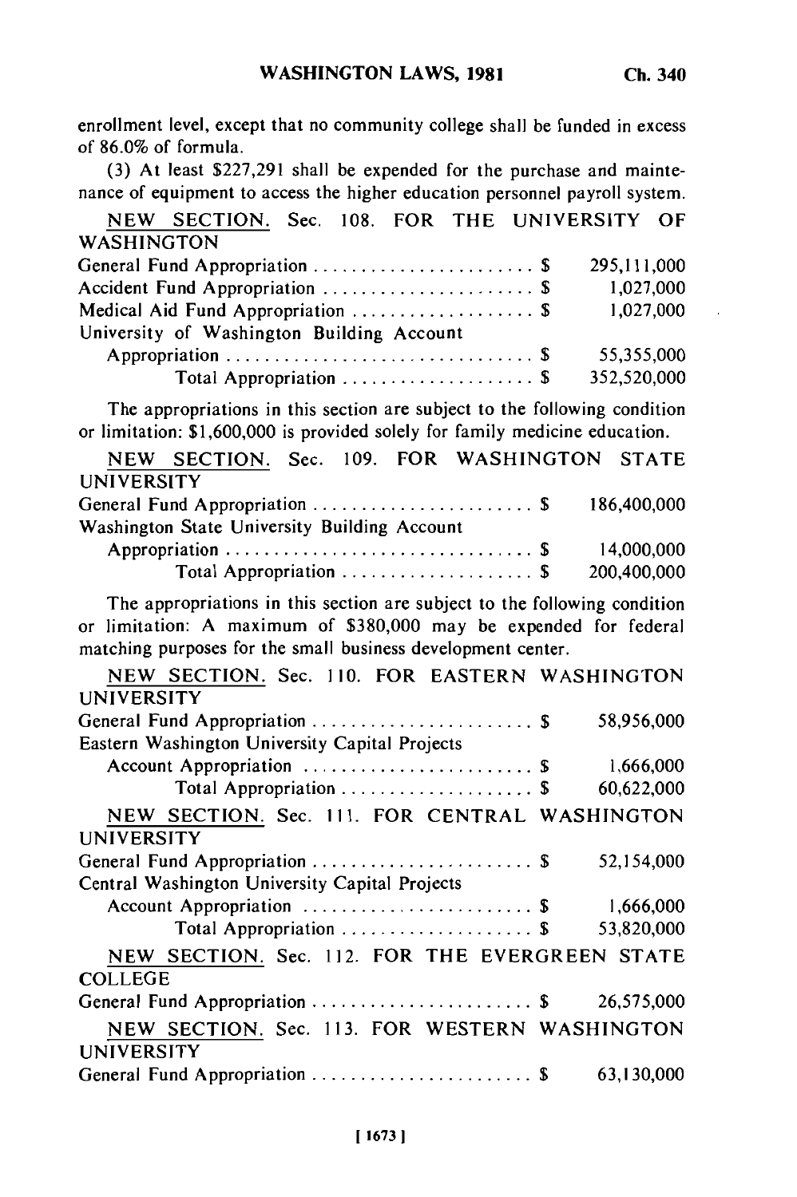enrollment level, except that no community college shall be funded in excess of 86.0% of formula.

(3) At least $227,291 shall be expended for the purchase and maintenance of equipment to access the higher education personnel payroll system.

NEW SECTION. Sec. 108. FOR THE UNIVERSITY OF WASHINGTON

| | |
|---|---|
| General Fund Appropriation . . . . . . . . . . . . . . . . . . . . . . . $ | 295,111,000 |
| Accident Fund Appropriation . . . . . . . . . . . . . . . . . . . . . . $ | 1,027,000 |
| Medical Aid Fund Appropriation . . . . . . . . . . . . . . . . . . . $ | 1,027,000 |
| University of Washington Building Account Appropriation . . . . . . . . . . . . . . . . . . . . . . . . . . . . . . . . $ | 55,355,000 |
| Total Appropriation . . . . . . . . . . . . . . . . . . . . $ | 352,520,000 |

The appropriations in this section are subject to the following condition or limitation: $1,600,000 is provided solely for family medicine education.

NEW SECTION. Sec. 109. FOR WASHINGTON STATE UNIVERSITY

| | |
|---|---|
| General Fund Appropriation . . . . . . . . . . . . . . . . . . . . . . . $ | 186,400,000 |
| Washington State University Building Account Appropriation . . . . . . . . . . . . . . . . . . . . . . . . . . . . . . . . $ | 14,000,000 |
| Total Appropriation . . . . . . . . . . . . . . . . . . . . $ | 200,400,000 |

The appropriations in this section are subject to the following condition or limitation: A maximum of $380,000 may be expended for federal matching purposes for the small business development center.

NEW SECTION. Sec. 110. FOR EASTERN WASHINGTON UNIVERSITY

| | |
|---|---|
| General Fund Appropriation . . . . . . . . . . . . . . . . . . . . . . . $ | 58,956,000 |
| Eastern Washington University Capital Projects Account Appropriation . . . . . . . . . . . . . . . . . . . . . . . $ | 1,666,000 |
| Total Appropriation . . . . . . . . . . . . . . . . . . . . $ | 60,622,000 |

NEW SECTION. Sec. 111. FOR CENTRAL WASHINGTON UNIVERSITY

| | |
|---|---|
| General Fund Appropriation . . . . . . . . . . . . . . . . . . . . . . . $ | 52,154,000 |
| Central Washington University Capital Projects Account Appropriation . . . . . . . . . . . . . . . . . . . . . . . $ | 1,666,000 |
| Total Appropriation . . . . . . . . . . . . . . . . . . . . $ | 53,820,000 |

NEW SECTION. Sec. 112. FOR THE EVERGREEN STATE COLLEGE

| | |
|---|---|
| General Fund Appropriation . . . . . . . . . . . . . . . . . . . . . . . $ | 26,575,000 |

NEW SECTION. Sec. 113. FOR WESTERN WASHINGTON UNIVERSITY

| | |
|---|---|
| General Fund Appropriation . . . . . . . . . . . . . . . . . . . . . . . $ | 63,130,000 |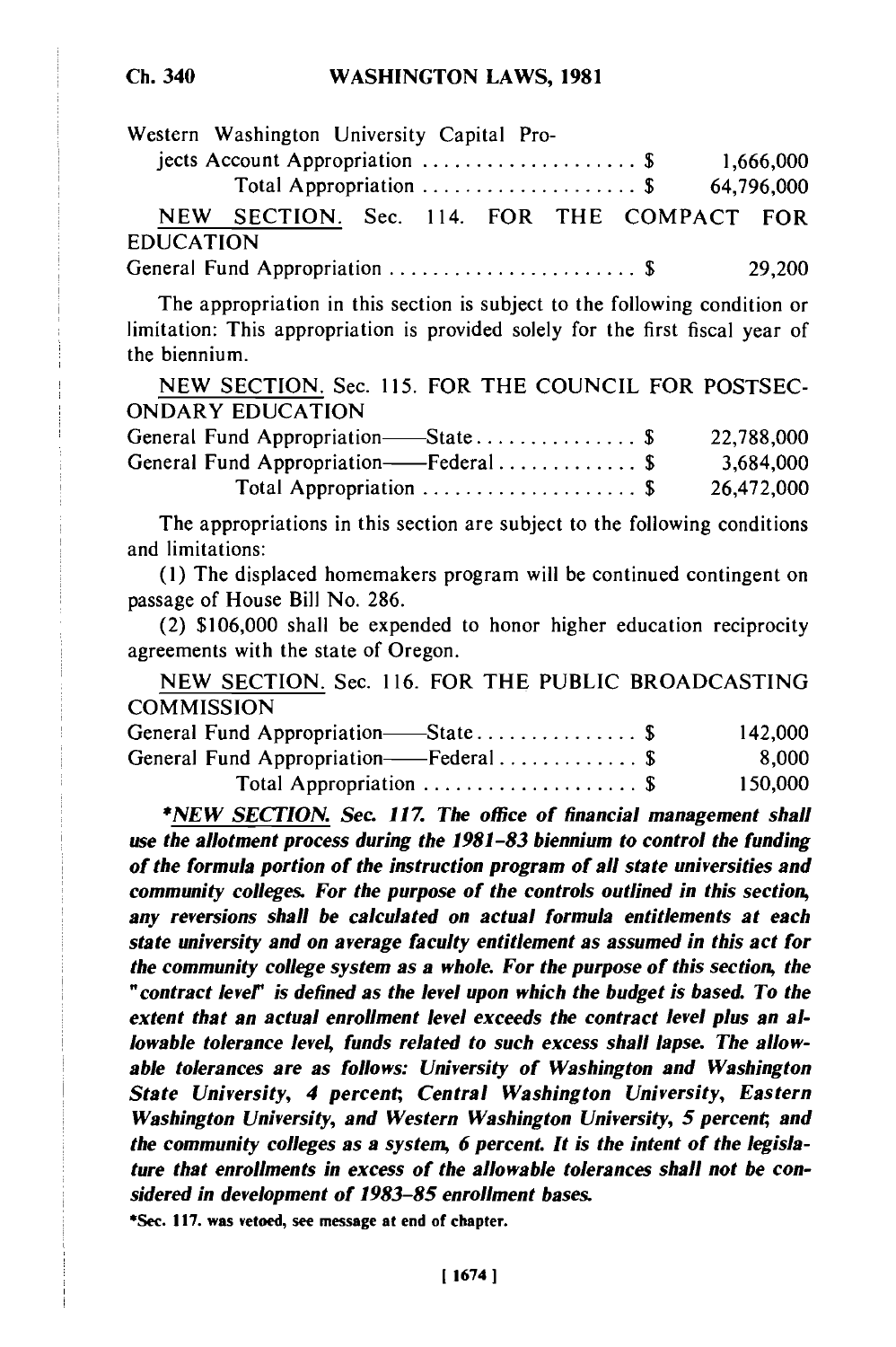Western Washington University Capital Projects Account Appropriation .................... $ 1,666,000

Total Appropriation .................... $ 64,796,000

NEW SECTION. Sec. 114. FOR THE COMPACT FOR EDUCATION

General Fund Appropriation ........................ $ 29,200

The appropriation in this section is subject to the following condition or limitation: This appropriation is provided solely for the first fiscal year of the biennium.

NEW SECTION. Sec. 115. FOR THE COUNCIL FOR POSTSECONDARY EDUCATION

General Fund Appropriation——State............... $ 22,788,000

General Fund Appropriation——Federal............. $ 3,684,000

Total Appropriation .................... $ 26,472,000

The appropriations in this section are subject to the following conditions and limitations:

(1) The displaced homemakers program will be continued contingent on passage of House Bill No. 286.

(2) $106,000 shall be expended to honor higher education reciprocity agreements with the state of Oregon.

NEW SECTION. Sec. 116. FOR THE PUBLIC BROADCASTING COMMISSION

General Fund Appropriation——State............... $ 142,000

General Fund Appropriation——Federal............. $ 8,000

Total Appropriation .................... $ 150,000

**\****NEW SECTION.*** ***Sec. 117. The office of financial management shall use the allotment process during the 1981-83 biennium to control the funding of the formula portion of the instruction program of all state universities and community colleges. For the purpose of the controls outlined in this section, any reversions shall be calculated on actual formula entitlements at each state university and on average faculty entitlement as assumed in this act for the community college system as a whole. For the purpose of this section, the "contract level" is defined as the level upon which the budget is based. To the extent that an actual enrollment level exceeds the contract level plus an allowable tolerance level, funds related to such excess shall lapse. The allowable tolerances are as follows: University of Washington and Washington State University, 4 percent; Central Washington University, Eastern Washington University, and Western Washington University, 5 percent; and the community colleges as a system, 6 percent. It is the intent of the legislature that enrollments in excess of the allowable tolerances shall not be considered in development of 1983-85 enrollment bases.***

**\*Sec. 117. was vetoed, see message at end of chapter.**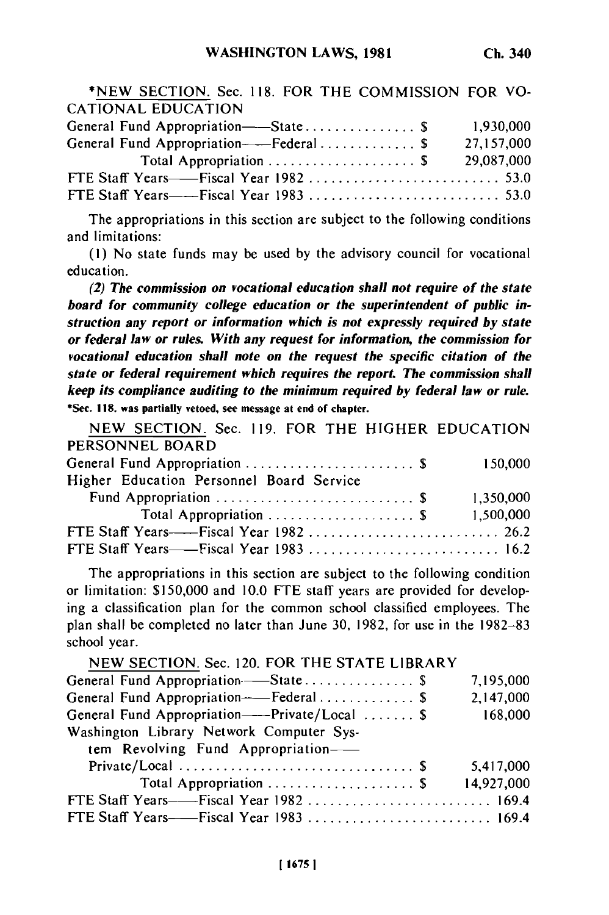*NEW SECTION. Sec. 118. FOR THE COMMISSION FOR VOCATIONAL EDUCATION

| | |
|---|---|
| General Fund Appropriation——State . . . . . . . . . . . . . . . $ | 1,930,000 |
| General Fund Appropriation——Federal . . . . . . . . . . . . . $ | 27,157,000 |
| Total Appropriation . . . . . . . . . . . . . . . . . . . . $ | 29,087,000 |
| FTE Staff Years——Fiscal Year 1982 . . . . . . . . . . . . . . . . . . . . . . . . . . | 53.0 |
| FTE Staff Years——Fiscal Year 1983 . . . . . . . . . . . . . . . . . . . . . . . . . . | 53.0 |

The appropriations in this section are subject to the following conditions and limitations:

(1) No state funds may be used by the advisory council for vocational education.

***(2) The commission on vocational education shall not require of the state board for community college education or the superintendent of public instruction any report or information which is not expressly required by state or federal law or rules. With any request for information, the commission for vocational education shall note on the request the specific citation of the state or federal requirement which requires the report. The commission shall keep its compliance auditing to the minimum required by federal law or rule.***

**\*Sec. 118. was partially vetoed, see message at end of chapter.**

NEW SECTION. Sec. 119. FOR THE HIGHER EDUCATION PERSONNEL BOARD

| | |
|---|---|
| General Fund Appropriation . . . . . . . . . . . . . . . . . . . . . . . $ | 150,000 |
| Higher Education Personnel Board Service Fund Appropriation . . . . . . . . . . . . . . . . . . . . . . . . . . $ | 1,350,000 |
| Total Appropriation . . . . . . . . . . . . . . . . . . . . $ | 1,500,000 |
| FTE Staff Years——Fiscal Year 1982 . . . . . . . . . . . . . . . . . . . . . . . . . . | 26.2 |
| FTE Staff Years——Fiscal Year 1983 . . . . . . . . . . . . . . . . . . . . . . . . . . | 16.2 |

The appropriations in this section are subject to the following condition or limitation: $150,000 and 10.0 FTE staff years are provided for developing a classification plan for the common school classified employees. The plan shall be completed no later than June 30, 1982, for use in the 1982–83 school year.

NEW SECTION. Sec. 120. FOR THE STATE LIBRARY

| | |
|---|---|
| General Fund Appropriation——State . . . . . . . . . . . . . . . $ | 7,195,000 |
| General Fund Appropriation——Federal . . . . . . . . . . . . . $ | 2,147,000 |
| General Fund Appropriation——Private/Local . . . . . . . $ | 168,000 |
| Washington Library Network Computer System Revolving Fund Appropriation——Private/Local . . . . . . . . . . . . . . . . . . . . . . . . . . . . . . . $ | 5,417,000 |
| Total Appropriation . . . . . . . . . . . . . . . . . . . . $ | 14,927,000 |
| FTE Staff Years——Fiscal Year 1982 . . . . . . . . . . . . . . . . . . . . . . . . . . | 169.4 |
| FTE Staff Years——Fiscal Year 1983 . . . . . . . . . . . . . . . . . . . . . . . . . . | 169.4 |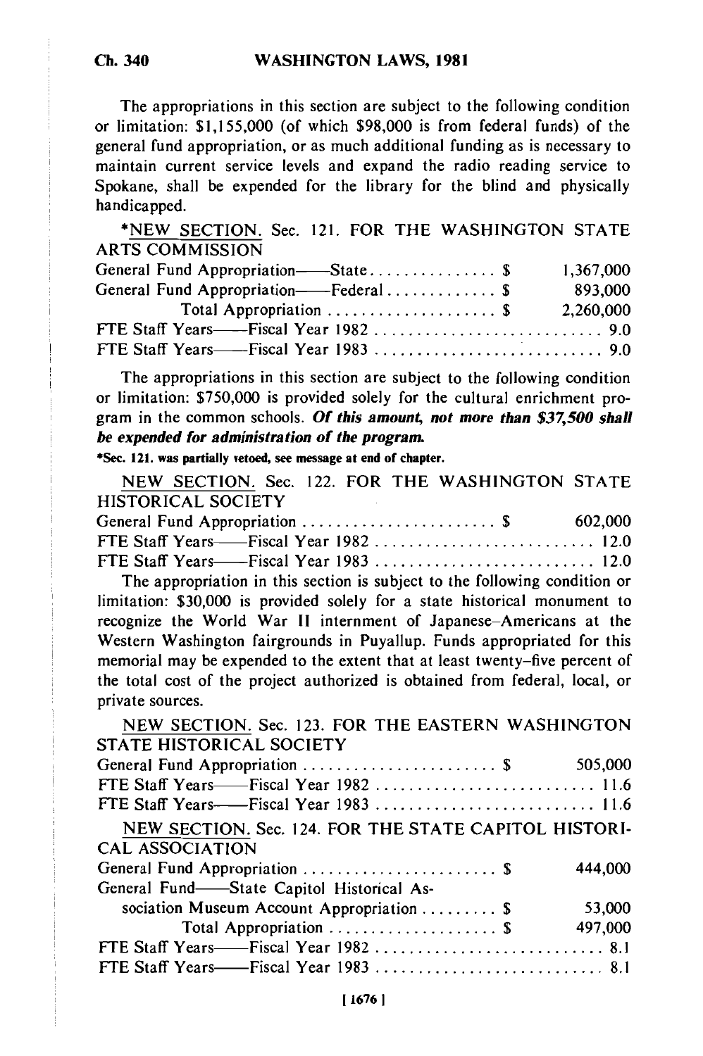The appropriations in this section are subject to the following condition or limitation: $1,155,000 (of which $98,000 is from federal funds) of the general fund appropriation, or as much additional funding as is necessary to maintain current service levels and expand the radio reading service to Spokane, shall be expended for the library for the blind and physically handicapped.

*NEW SECTION. Sec. 121. FOR THE WASHINGTON STATE ARTS COMMISSION

| | |
|---|---|
| General Fund Appropriation——State . . . . . . . . . . . . . . . $ | 1,367,000 |
| General Fund Appropriation——Federal . . . . . . . . . . . . . $ | 893,000 |
| Total Appropriation . . . . . . . . . . . . . . . . . . . . $ | 2,260,000 |
| FTE Staff Years——Fiscal Year 1982 . . . . . . . . . . . . . . . . . . . . . . . . . . . | 9.0 |
| FTE Staff Years——Fiscal Year 1983 . . . . . . . . . . . . . . . . . . . . . . . . . . . | 9.0 |

The appropriations in this section are subject to the following condition or limitation: $750,000 is provided solely for the cultural enrichment program in the common schools. ***Of this amount, not more than $37,500 shall be expended for administration of the program.***

**\*Sec. 121. was partially vetoed, see message at end of chapter.**

NEW SECTION. Sec. 122. FOR THE WASHINGTON STATE HISTORICAL SOCIETY

| | |
|---|---|
| General Fund Appropriation . . . . . . . . . . . . . . . . . . . . . . . $ | 602,000 |
| FTE Staff Years——Fiscal Year 1982 . . . . . . . . . . . . . . . . . . . . . . . . . . | 12.0 |
| FTE Staff Years——Fiscal Year 1983 . . . . . . . . . . . . . . . . . . . . . . . . . . | 12.0 |

The appropriation in this section is subject to the following condition or limitation: $30,000 is provided solely for a state historical monument to recognize the World War II internment of Japanese–Americans at the Western Washington fairgrounds in Puyallup. Funds appropriated for this memorial may be expended to the extent that at least twenty–five percent of the total cost of the project authorized is obtained from federal, local, or private sources.

NEW SECTION. Sec. 123. FOR THE EASTERN WASHINGTON STATE HISTORICAL SOCIETY

| | |
|---|---|
| General Fund Appropriation . . . . . . . . . . . . . . . . . . . . . . . $ | 505,000 |
| FTE Staff Years——Fiscal Year 1982 . . . . . . . . . . . . . . . . . . . . . . . . . . | 11.6 |
| FTE Staff Years——Fiscal Year 1983 . . . . . . . . . . . . . . . . . . . . . . . . . . | 11.6 |

NEW SECTION. Sec. 124. FOR THE STATE CAPITOL HISTORICAL ASSOCIATION

| | |
|---|---|
| General Fund Appropriation . . . . . . . . . . . . . . . . . . . . . . . $ | 444,000 |
| General Fund——State Capitol Historical Association Museum Account Appropriation . . . . . . . . . $ | 53,000 |
| Total Appropriation . . . . . . . . . . . . . . . . . . . . $ | 497,000 |
| FTE Staff Years——Fiscal Year 1982 . . . . . . . . . . . . . . . . . . . . . . . . . . . | 8.1 |
| FTE Staff Years——Fiscal Year 1983 . . . . . . . . . . . . . . . . . . . . . . . . . . . | 8.1 |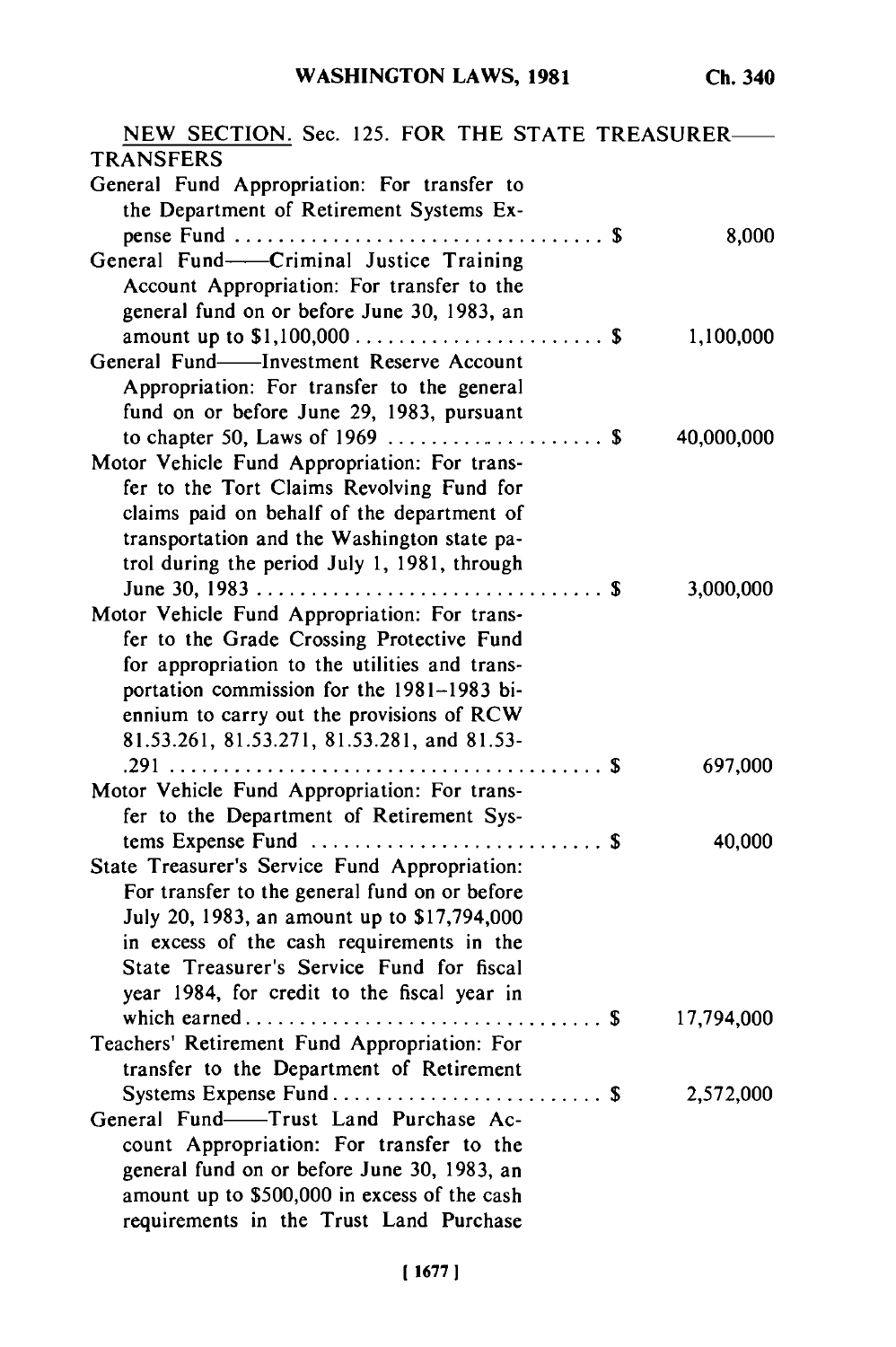NEW SECTION. Sec. 125. FOR THE STATE TREASURER—— TRANSFERS

| | |
|---|---|
| General Fund Appropriation: For transfer to the Department of Retirement Systems Expense Fund . . . . . . . . . . . . . . . . . . . . . . . . . . . . . . . . . $ | 8,000 |
| General Fund——Criminal Justice Training Account Appropriation: For transfer to the general fund on or before June 30, 1983, an amount up to $1,100,000 . . . . . . . . . . . . . . . . . . . . . . . $ | 1,100,000 |
| General Fund——Investment Reserve Account Appropriation: For transfer to the general fund on or before June 29, 1983, pursuant to chapter 50, Laws of 1969 . . . . . . . . . . . . . . . . . . . . $ | 40,000,000 |
| Motor Vehicle Fund Appropriation: For transfer to the Tort Claims Revolving Fund for claims paid on behalf of the department of transportation and the Washington state patrol during the period July 1, 1981, through June 30, 1983 . . . . . . . . . . . . . . . . . . . . . . . . . . . . . . . $ | 3,000,000 |
| Motor Vehicle Fund Appropriation: For transfer to the Grade Crossing Protective Fund for appropriation to the utilities and transportation commission for the 1981–1983 biennium to carry out the provisions of RCW 81.53.261, 81.53.271, 81.53.281, and 81.53.291 . . . . . . . . . . . . . . . . . . . . . . . . . . . . . . . . . . . . . . $ | 697,000 |
| Motor Vehicle Fund Appropriation: For transfer to the Department of Retirement Systems Expense Fund . . . . . . . . . . . . . . . . . . . . . . . . . . $ | 40,000 |
| State Treasurer's Service Fund Appropriation: For transfer to the general fund on or before July 20, 1983, an amount up to $17,794,000 in excess of the cash requirements in the State Treasurer's Service Fund for fiscal year 1984, for credit to the fiscal year in which earned . . . . . . . . . . . . . . . . . . . . . . . . . . . . . . . . $ | 17,794,000 |
| Teachers' Retirement Fund Appropriation: For transfer to the Department of Retirement Systems Expense Fund . . . . . . . . . . . . . . . . . . . . . . . . . $ | 2,572,000 |
| General Fund——Trust Land Purchase Account Appropriation: For transfer to the general fund on or before June 30, 1983, an amount up to $500,000 in excess of the cash requirements in the Trust Land Purchase | |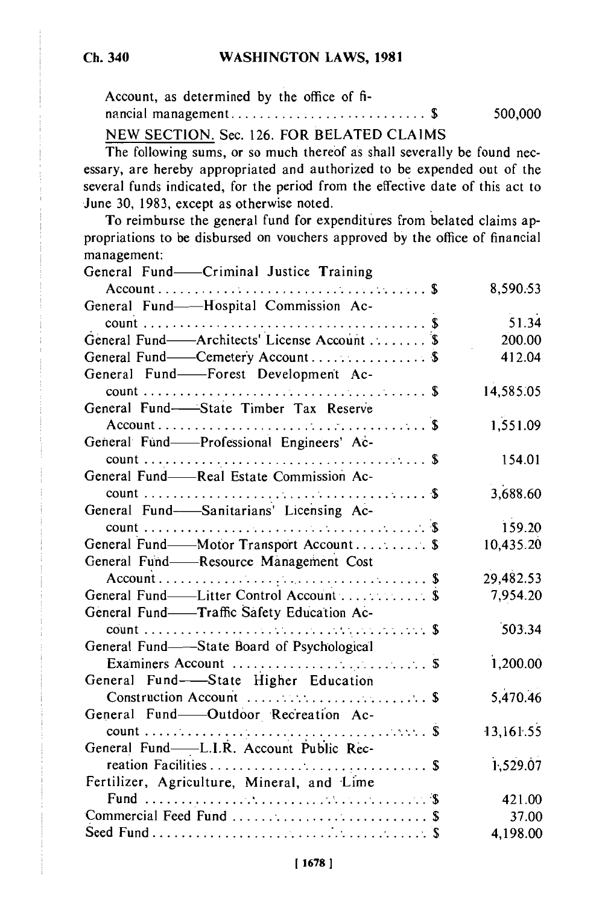Account, as determined by the office of financial management . . . . . . . . . . . . . . . . . . . . . . . . . . $ 500,000

NEW SECTION. Sec. 126. FOR BELATED CLAIMS

The following sums, or so much thereof as shall severally be found necessary, are hereby appropriated and authorized to be expended out of the several funds indicated, for the period from the effective date of this act to June 30, 1983, except as otherwise noted.

To reimburse the general fund for expenditures from belated claims appropriations to be disbursed on vouchers approved by the office of financial management:

| Fund | Amount |
|---|---|
| General Fund——Criminal Justice Training Account . . . . . . . . . . . . . . . . . . . . . . . . . . . . . . . . . . . . . . $ | 8,590.53 |
| General Fund——Hospital Commission Account . . . . . . . . . . . . . . . . . . . . . . . . . . . . . . . . . . . . . . $ | 51.34 |
| General Fund——Architects' License Account . . . . . . . . $ | 200.00 |
| General Fund——Cemetery Account . . . . . . . . . . . . . . . . $ | 412.04 |
| General Fund——Forest Development Account . . . . . . . . . . . . . . . . . . . . . . . . . . . . . . . . . . . . . . $ | 14,585.05 |
| General Fund——State Timber Tax Reserve Account . . . . . . . . . . . . . . . . . . . . . . . . . . . . . . . . . . . . . . $ | 1,551.09 |
| General Fund——Professional Engineers' Account . . . . . . . . . . . . . . . . . . . . . . . . . . . . . . . . . . . . . . $ | 154.01 |
| General Fund——Real Estate Commission Account . . . . . . . . . . . . . . . . . . . . . . . . . . . . . . . . . . . . . . $ | 3,688.60 |
| General Fund——Sanitarians' Licensing Account . . . . . . . . . . . . . . . . . . . . . . . . . . . . . . . . . . . . . . $ | 159.20 |
| General Fund——Motor Transport Account . . . . . . . . . . $ | 10,435.20 |
| General Fund——Resource Management Cost Account . . . . . . . . . . . . . . . . . . . . . . . . . . . . . . . . . . . . . . $ | 29,482.53 |
| General Fund——Litter Control Account . . . . . . . . . . . . $ | 7,954.20 |
| General Fund——Traffic Safety Education Account . . . . . . . . . . . . . . . . . . . . . . . . . . . . . . . . . . . . . . $ | 503.34 |
| General Fund——State Board of Psychological Examiners Account . . . . . . . . . . . . . . . . . . . . . . . . . . $ | 1,200.00 |
| General Fund——State Higher Education Construction Account . . . . . . . . . . . . . . . . . . . . . . . . . . $ | 5,470.46 |
| General Fund——Outdoor Recreation Account . . . . . . . . . . . . . . . . . . . . . . . . . . . . . . . . . . . . . . $ | 13,161.55 |
| General Fund——L.I.R. Account Public Recreation Facilities . . . . . . . . . . . . . . . . . . . . . . . . . . . . . . $ | 1,529.07 |
| Fertilizer, Agriculture, Mineral, and Lime Fund . . . . . . . . . . . . . . . . . . . . . . . . . . . . . . . . . . . . . . $ | 421.00 |
| Commercial Feed Fund . . . . . . . . . . . . . . . . . . . . . . . . . . $ | 37.00 |
| Seed Fund . . . . . . . . . . . . . . . . . . . . . . . . . . . . . . . . . . . . . . $ | 4,198.00 |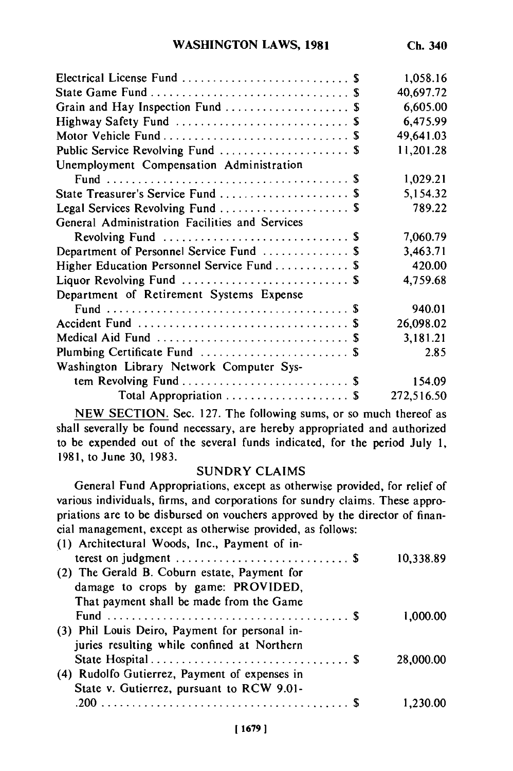| Fund | Amount |
|---|---|
| Electrical License Fund | $ 1,058.16 |
| State Game Fund | $ 40,697.72 |
| Grain and Hay Inspection Fund | $ 6,605.00 |
| Highway Safety Fund | $ 6,475.99 |
| Motor Vehicle Fund | $ 49,641.03 |
| Public Service Revolving Fund | $ 11,201.28 |
| Unemployment Compensation Administration Fund | $ 1,029.21 |
| State Treasurer's Service Fund | $ 5,154.32 |
| Legal Services Revolving Fund | $ 789.22 |
| General Administration Facilities and Services Revolving Fund | $ 7,060.79 |
| Department of Personnel Service Fund | $ 3,463.71 |
| Higher Education Personnel Service Fund | $ 420.00 |
| Liquor Revolving Fund | $ 4,759.68 |
| Department of Retirement Systems Expense Fund | $ 940.01 |
| Accident Fund | $ 26,098.02 |
| Medical Aid Fund | $ 3,181.21 |
| Plumbing Certificate Fund | $ 2.85 |
| Washington Library Network Computer System Revolving Fund | $ 154.09 |
| Total Appropriation | $ 272,516.50 |

NEW SECTION. Sec. 127. The following sums, or so much thereof as shall severally be found necessary, are hereby appropriated and authorized to be expended out of the several funds indicated, for the period July 1, 1981, to June 30, 1983.

SUNDRY CLAIMS

General Fund Appropriations, except as otherwise provided, for relief of various individuals, firms, and corporations for sundry claims. These appropriations are to be disbursed on vouchers approved by the director of financial management, except as otherwise provided, as follows:

| Claim | Amount |
|---|---|
| (1) Architectural Woods, Inc., Payment of interest on judgment | $ 10,338.89 |
| (2) The Gerald B. Coburn estate, Payment for damage to crops by game: PROVIDED, That payment shall be made from the Game Fund | $ 1,000.00 |
| (3) Phil Louis Deiro, Payment for personal injuries resulting while confined at Northern State Hospital | $ 28,000.00 |
| (4) Rudolfo Gutierrez, Payment of expenses in State v. Gutierrez, pursuant to RCW 9.01-.200 | $ 1,230.00 |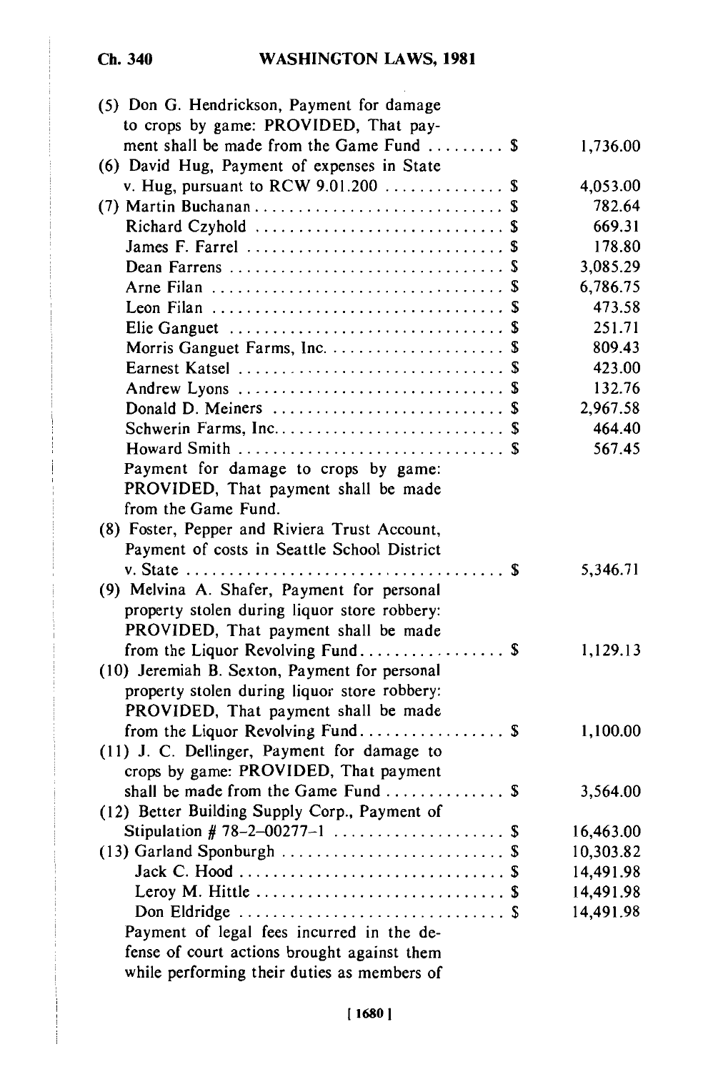(5) Don G. Hendrickson, Payment for damage to crops by game: PROVIDED, That payment shall be made from the Game Fund ......... $ 1,736.00

(6) David Hug, Payment of expenses in State v. Hug, pursuant to RCW 9.01.200 .............. $ 4,053.00

(7) Martin Buchanan ............................. $ 782.64
Richard Czyhold ............................. $ 669.31
James F. Farrel .............................. $ 178.80
Dean Farrens ................................ $ 3,085.29
Arne Filan .................................. $ 6,786.75
Leon Filan .................................. $ 473.58
Elie Ganguet ................................ $ 251.71
Morris Ganguet Farms, Inc. ..................... $ 809.43
Earnest Katsel ............................... $ 423.00
Andrew Lyons ............................... $ 132.76
Donald D. Meiners ........................... $ 2,967.58
Schwerin Farms, Inc. ........................... $ 464.40
Howard Smith ............................... $ 567.45

Payment for damage to crops by game: PROVIDED, That payment shall be made from the Game Fund.

(8) Foster, Pepper and Riviera Trust Account, Payment of costs in Seattle School District v. State .................................... $ 5,346.71

(9) Melvina A. Shafer, Payment for personal property stolen during liquor store robbery: PROVIDED, That payment shall be made from the Liquor Revolving Fund................. $ 1,129.13

(10) Jeremiah B. Sexton, Payment for personal property stolen during liquor store robbery: PROVIDED, That payment shall be made from the Liquor Revolving Fund................. $ 1,100.00

(11) J. C. Dellinger, Payment for damage to crops by game: PROVIDED, That payment shall be made from the Game Fund ............. $ 3,564.00

(12) Better Building Supply Corp., Payment of Stipulation # 78-2-00277-1 ................... $ 16,463.00

(13) Garland Sponburgh .......................... $ 10,303.82
Jack C. Hood ............................... $ 14,491.98
Leroy M. Hittle ............................. $ 14,491.98
Don Eldridge ............................... $ 14,491.98

Payment of legal fees incurred in the defense of court actions brought against them while performing their duties as members of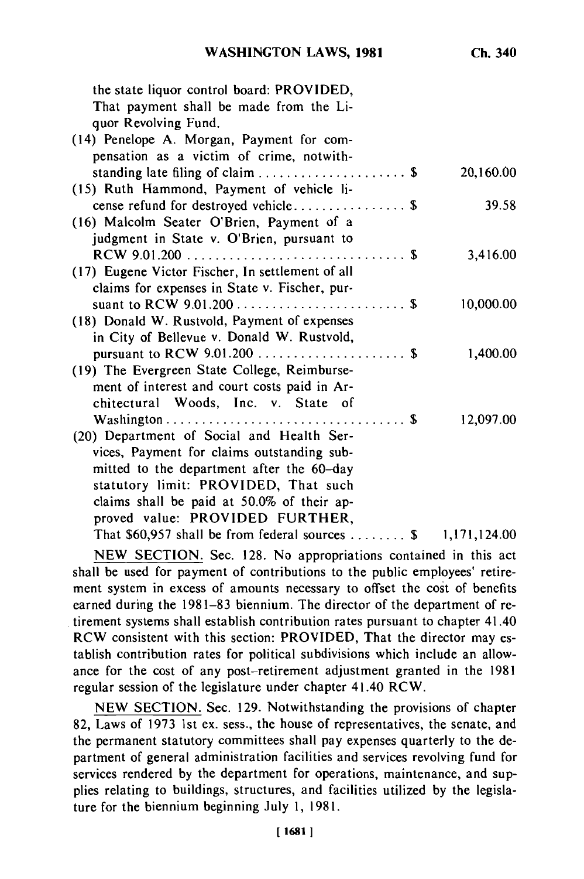the state liquor control board: PROVIDED, That payment shall be made from the Liquor Revolving Fund.

(14) Penelope A. Morgan, Payment for compensation as a victim of crime, notwithstanding late filing of claim .................... $ 20,160.00

(15) Ruth Hammond, Payment of vehicle license refund for destroyed vehicle................ $ 39.58

(16) Malcolm Seater O'Brien, Payment of a judgment in State v. O'Brien, pursuant to RCW 9.01.200 .............................. $ 3,416.00

(17) Eugene Victor Fischer, In settlement of all claims for expenses in State v. Fischer, pursuant to RCW 9.01.200 ........................ $ 10,000.00

(18) Donald W. Rustvold, Payment of expenses in City of Bellevue v. Donald W. Rustvold, pursuant to RCW 9.01.200 .................... $ 1,400.00

(19) The Evergreen State College, Reimbursement of interest and court costs paid in Architectural Woods, Inc. v. State of Washington .................................. $ 12,097.00

(20) Department of Social and Health Services, Payment for claims outstanding submitted to the department after the 60-day statutory limit: PROVIDED, That such claims shall be paid at 50.0% of their approved value: PROVIDED FURTHER, That $60,957 shall be from federal sources ........ $ 1,171,124.00

NEW SECTION. Sec. 128. No appropriations contained in this act shall be used for payment of contributions to the public employees' retirement system in excess of amounts necessary to offset the cost of benefits earned during the 1981-83 biennium. The director of the department of retirement systems shall establish contribution rates pursuant to chapter 41.40 RCW consistent with this section: PROVIDED, That the director may establish contribution rates for political subdivisions which include an allowance for the cost of any post-retirement adjustment granted in the 1981 regular session of the legislature under chapter 41.40 RCW.

NEW SECTION. Sec. 129. Notwithstanding the provisions of chapter 82, Laws of 1973 1st ex. sess., the house of representatives, the senate, and the permanent statutory committees shall pay expenses quarterly to the department of general administration facilities and services revolving fund for services rendered by the department for operations, maintenance, and supplies relating to buildings, structures, and facilities utilized by the legislature for the biennium beginning July 1, 1981.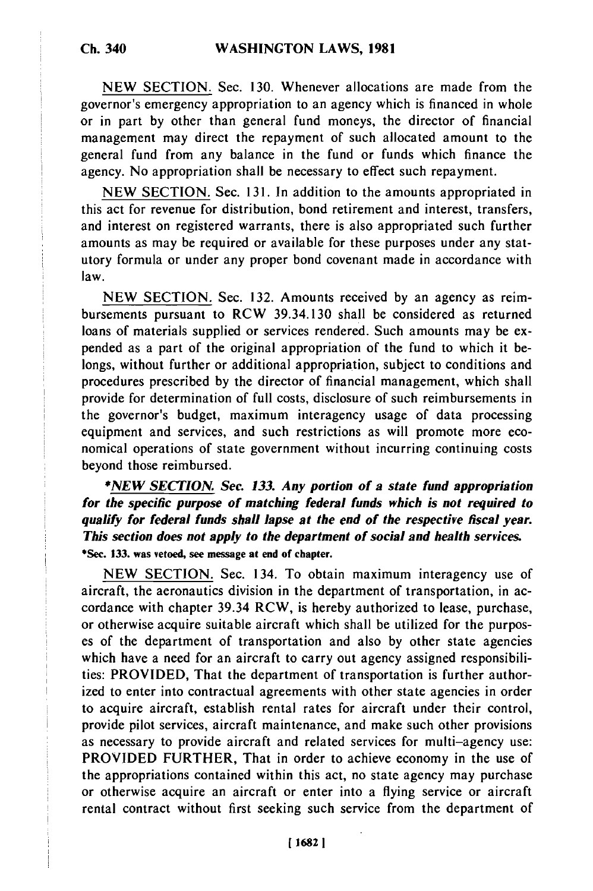NEW SECTION. Sec. 130. Whenever allocations are made from the governor's emergency appropriation to an agency which is financed in whole or in part by other than general fund moneys, the director of financial management may direct the repayment of such allocated amount to the general fund from any balance in the fund or funds which finance the agency. No appropriation shall be necessary to effect such repayment.

NEW SECTION. Sec. 131. In addition to the amounts appropriated in this act for revenue for distribution, bond retirement and interest, transfers, and interest on registered warrants, there is also appropriated such further amounts as may be required or available for these purposes under any statutory formula or under any proper bond covenant made in accordance with law.

NEW SECTION. Sec. 132. Amounts received by an agency as reimbursements pursuant to RCW 39.34.130 shall be considered as returned loans of materials supplied or services rendered. Such amounts may be expended as a part of the original appropriation of the fund to which it belongs, without further or additional appropriation, subject to conditions and procedures prescribed by the director of financial management, which shall provide for determination of full costs, disclosure of such reimbursements in the governor's budget, maximum interagency usage of data processing equipment and services, and such restrictions as will promote more economical operations of state government without incurring continuing costs beyond those reimbursed.

***NEW SECTION. Sec. 133. Any portion of a state fund appropriation for the specific purpose of matching federal funds which is not required to qualify for federal funds shall lapse at the end of the respective fiscal year. This section does not apply to the department of social and health services.***
**\*Sec. 133. was vetoed, see message at end of chapter.**

NEW SECTION. Sec. 134. To obtain maximum interagency use of aircraft, the aeronautics division in the department of transportation, in accordance with chapter 39.34 RCW, is hereby authorized to lease, purchase, or otherwise acquire suitable aircraft which shall be utilized for the purposes of the department of transportation and also by other state agencies which have a need for an aircraft to carry out agency assigned responsibilities: PROVIDED, That the department of transportation is further authorized to enter into contractual agreements with other state agencies in order to acquire aircraft, establish rental rates for aircraft under their control, provide pilot services, aircraft maintenance, and make such other provisions as necessary to provide aircraft and related services for multi-agency use: PROVIDED FURTHER, That in order to achieve economy in the use of the appropriations contained within this act, no state agency may purchase or otherwise acquire an aircraft or enter into a flying service or aircraft rental contract without first seeking such service from the department of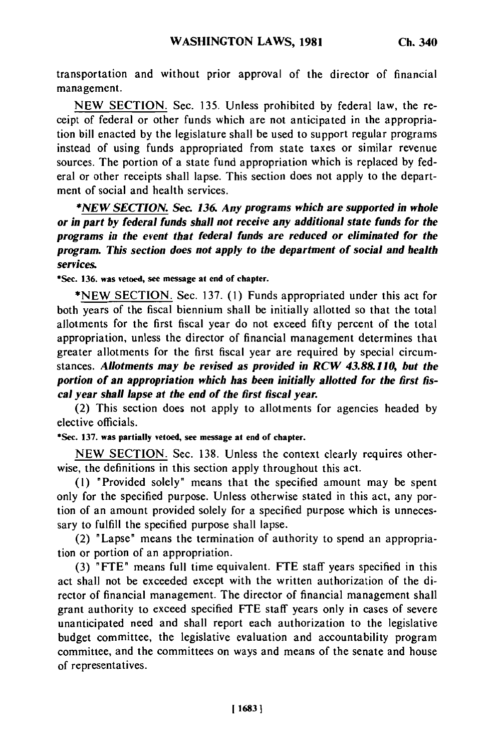transportation and without prior approval of the director of financial management.

NEW SECTION. Sec. 135. Unless prohibited by federal law, the receipt of federal or other funds which are not anticipated in the appropriation bill enacted by the legislature shall be used to support regular programs instead of using funds appropriated from state taxes or similar revenue sources. The portion of a state fund appropriation which is replaced by federal or other receipts shall lapse. This section does not apply to the department of social and health services.

****NEW SECTION. Sec. 136. Any programs which are supported in whole or in part by federal funds shall not receive any additional state funds for the programs in the event that federal funds are reduced or eliminated for the program. This section does not apply to the department of social and health services.***

*Sec. 136. was vetoed, see message at end of chapter.

*NEW SECTION. Sec. 137. (1) Funds appropriated under this act for both years of the fiscal biennium shall be initially allotted so that the total allotments for the first fiscal year do not exceed fifty percent of the total appropriation, unless the director of financial management determines that greater allotments for the first fiscal year are required by special circumstances. ***Allotments may be revised as provided in RCW 43.88.110, but the portion of an appropriation which has been initially allotted for the first fiscal year shall lapse at the end of the first fiscal year.***

(2) This section does not apply to allotments for agencies headed by elective officials.

*Sec. 137. was partially vetoed, see message at end of chapter.

NEW SECTION. Sec. 138. Unless the context clearly requires otherwise, the definitions in this section apply throughout this act.

(1) "Provided solely" means that the specified amount may be spent only for the specified purpose. Unless otherwise stated in this act, any portion of an amount provided solely for a specified purpose which is unnecessary to fulfill the specified purpose shall lapse.

(2) "Lapse" means the termination of authority to spend an appropriation or portion of an appropriation.

(3) "FTE" means full time equivalent. FTE staff years specified in this act shall not be exceeded except with the written authorization of the director of financial management. The director of financial management shall grant authority to exceed specified FTE staff years only in cases of severe unanticipated need and shall report each authorization to the legislative budget committee, the legislative evaluation and accountability program committee, and the committees on ways and means of the senate and house of representatives.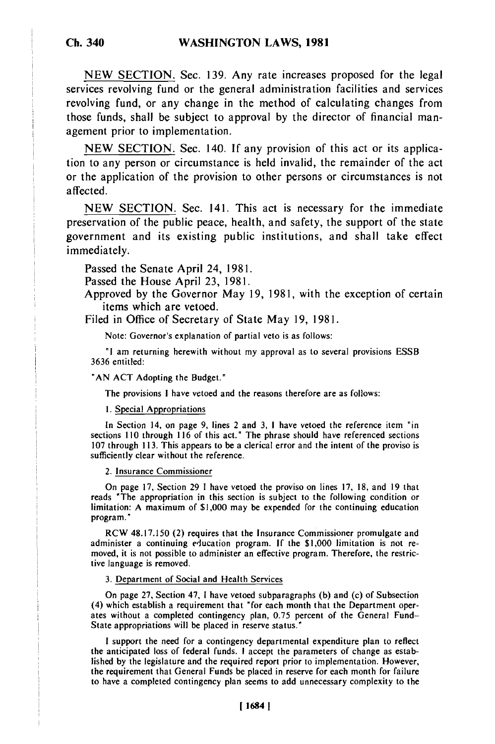NEW SECTION. Sec. 139. Any rate increases proposed for the legal services revolving fund or the general administration facilities and services revolving fund, or any change in the method of calculating changes from those funds, shall be subject to approval by the director of financial management prior to implementation.

NEW SECTION. Sec. 140. If any provision of this act or its application to any person or circumstance is held invalid, the remainder of the act or the application of the provision to other persons or circumstances is not affected.

NEW SECTION. Sec. 141. This act is necessary for the immediate preservation of the public peace, health, and safety, the support of the state government and its existing public institutions, and shall take effect immediately.

Passed the Senate April 24, 1981.

Passed the House April 23, 1981.

Approved by the Governor May 19, 1981, with the exception of certain items which are vetoed.

Filed in Office of Secretary of State May 19, 1981.

Note: Governor's explanation of partial veto is as follows:

"I am returning herewith without my approval as to several provisions ESSB 3636 entitled:

"AN ACT Adopting the Budget."

The provisions I have vetoed and the reasons therefore are as follows:

1. Special Appropriations

In Section 14, on page 9, lines 2 and 3, I have vetoed the reference item "in sections 110 through 116 of this act." The phrase should have referenced sections 107 through 113. This appears to be a clerical error and the intent of the proviso is sufficiently clear without the reference.

2. Insurance Commissioner

On page 17, Section 29 I have vetoed the proviso on lines 17, 18, and 19 that reads "The appropriation in this section is subject to the following condition or limitation: A maximum of $1,000 may be expended for the continuing education program."

RCW 48.17.150 (2) requires that the Insurance Commissioner promulgate and administer a continuing education program. If the $1,000 limitation is not removed, it is not possible to administer an effective program. Therefore, the restrictive language is removed.

3. Department of Social and Health Services

On page 27, Section 47, I have vetoed subparagraphs (b) and (c) of Subsection (4) which establish a requirement that "for each month that the Department operates without a completed contingency plan, 0.75 percent of the General Fund–State appropriations will be placed in reserve status."

I support the need for a contingency departmental expenditure plan to reflect the anticipated loss of federal funds. I accept the parameters of change as established by the legislature and the required report prior to implementation. However, the requirement that General Funds be placed in reserve for each month for failure to have a completed contingency plan seems to add unnecessary complexity to the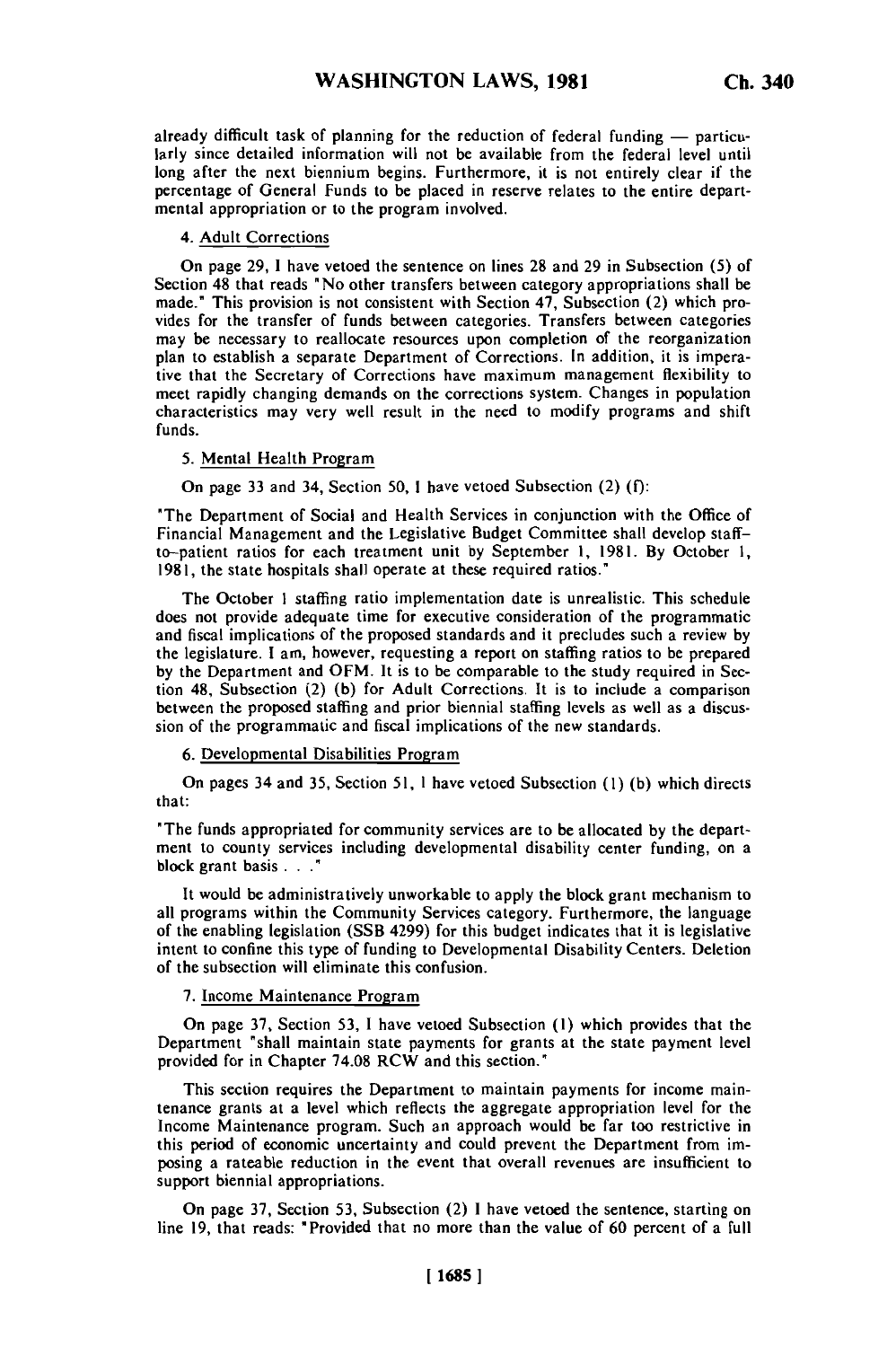already difficult task of planning for the reduction of federal funding — particularly since detailed information will not be available from the federal level until long after the next biennium begins. Furthermore, it is not entirely clear if the percentage of General Funds to be placed in reserve relates to the entire departmental appropriation or to the program involved.

4. Adult Corrections

On page 29, I have vetoed the sentence on lines 28 and 29 in Subsection (5) of Section 48 that reads "No other transfers between category appropriations shall be made." This provision is not consistent with Section 47, Subsection (2) which provides for the transfer of funds between categories. Transfers between categories may be necessary to reallocate resources upon completion of the reorganization plan to establish a separate Department of Corrections. In addition, it is imperative that the Secretary of Corrections have maximum management flexibility to meet rapidly changing demands on the corrections system. Changes in population characteristics may very well result in the need to modify programs and shift funds.

5. Mental Health Program

On page 33 and 34, Section 50, I have vetoed Subsection (2) (f):

"The Department of Social and Health Services in conjunction with the Office of Financial Management and the Legislative Budget Committee shall develop staff-to-patient ratios for each treatment unit by September 1, 1981. By October 1, 1981, the state hospitals shall operate at these required ratios."

The October 1 staffing ratio implementation date is unrealistic. This schedule does not provide adequate time for executive consideration of the programmatic and fiscal implications of the proposed standards and it precludes such a review by the legislature. I am, however, requesting a report on staffing ratios to be prepared by the Department and OFM. It is to be comparable to the study required in Section 48, Subsection (2) (b) for Adult Corrections. It is to include a comparison between the proposed staffing and prior biennial staffing levels as well as a discussion of the programmatic and fiscal implications of the new standards.

6. Developmental Disabilities Program

On pages 34 and 35, Section 51, I have vetoed Subsection (1) (b) which directs that:

"The funds appropriated for community services are to be allocated by the department to county services including developmental disability center funding, on a block grant basis . . ."

It would be administratively unworkable to apply the block grant mechanism to all programs within the Community Services category. Furthermore, the language of the enabling legislation (SSB 4299) for this budget indicates that it is legislative intent to confine this type of funding to Developmental Disability Centers. Deletion of the subsection will eliminate this confusion.

7. Income Maintenance Program

On page 37, Section 53, I have vetoed Subsection (1) which provides that the Department "shall maintain state payments for grants at the state payment level provided for in Chapter 74.08 RCW and this section."

This section requires the Department to maintain payments for income maintenance grants at a level which reflects the aggregate appropriation level for the Income Maintenance program. Such an approach would be far too restrictive in this period of economic uncertainty and could prevent the Department from imposing a rateable reduction in the event that overall revenues are insufficient to support biennial appropriations.

On page 37, Section 53, Subsection (2) I have vetoed the sentence, starting on line 19, that reads: "Provided that no more than the value of 60 percent of a full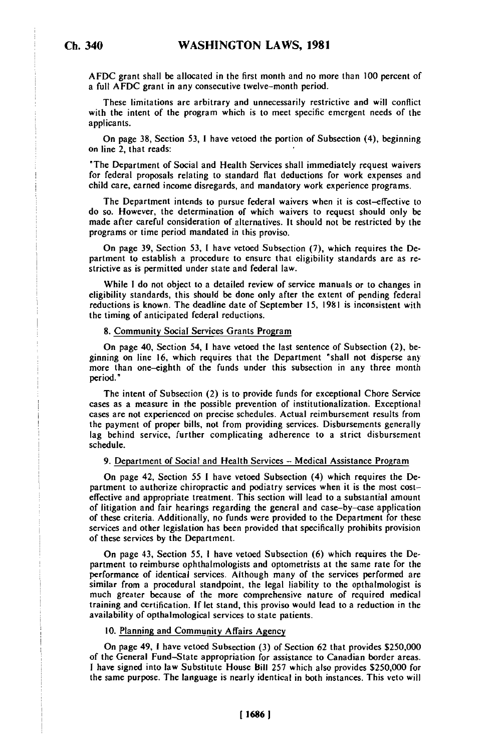AFDC grant shall be allocated in the first month and no more than 100 percent of a full AFDC grant in any consecutive twelve-month period.

These limitations are arbitrary and unnecessarily restrictive and will conflict with the intent of the program which is to meet specific emergent needs of the applicants.

On page 38, Section 53, I have vetoed the portion of Subsection (4), beginning on line 2, that reads:

"The Department of Social and Health Services shall immediately request waivers for federal proposals relating to standard flat deductions for work expenses and child care, earned income disregards, and mandatory work experience programs.

The Department intends to pursue federal waivers when it is cost–effective to do so. However, the determination of which waivers to request should only be made after careful consideration of alternatives. It should not be restricted by the programs or time period mandated in this proviso.

On page 39, Section 53, I have vetoed Subsection (7), which requires the Department to establish a procedure to ensure that eligibility standards are as restrictive as is permitted under state and federal law.

While I do not object to a detailed review of service manuals or to changes in eligibility standards, this should be done only after the extent of pending federal reductions is known. The deadline date of September 15, 1981 is inconsistent with the timing of anticipated federal reductions.

8. Community Social Services Grants Program

On page 40, Section 54, I have vetoed the last sentence of Subsection (2), beginning on line 16, which requires that the Department "shall not disperse any more than one–eighth of the funds under this subsection in any three month period."

The intent of Subsection (2) is to provide funds for exceptional Chore Service cases as a measure in the possible prevention of institutionalization. Exceptional cases are not experienced on precise schedules. Actual reimbursement results from the payment of proper bills, not from providing services. Disbursements generally lag behind service, further complicating adherence to a strict disbursement schedule.

9. Department of Social and Health Services – Medical Assistance Program

On page 42, Section 55 I have vetoed Subsection (4) which requires the Department to authorize chiropractic and podiatry services when it is the most cost–effective and appropriate treatment. This section will lead to a substantial amount of litigation and fair hearings regarding the general and case–by–case application of these criteria. Additionally, no funds were provided to the Department for these services and other legislation has been provided that specifically prohibits provision of these services by the Department.

On page 43, Section 55, I have vetoed Subsection (6) which requires the Department to reimburse ophthalmologists and optometrists at the same rate for the performance of identical services. Although many of the services performed are similar from a procedural standpoint, the legal liability to the opthalmologist is much greater because of the more comprehensive nature of required medical training and certification. If let stand, this proviso would lead to a reduction in the availability of opthalmological services to state patients.

10. Planning and Community Affairs Agency

On page 49, I have vetoed Subsection (3) of Section 62 that provides $250,000 of the General Fund–State appropriation for assistance to Canadian border areas. I have signed into law Substitute House Bill 257 which also provides $250,000 for the same purpose. The language is nearly identical in both instances. This veto will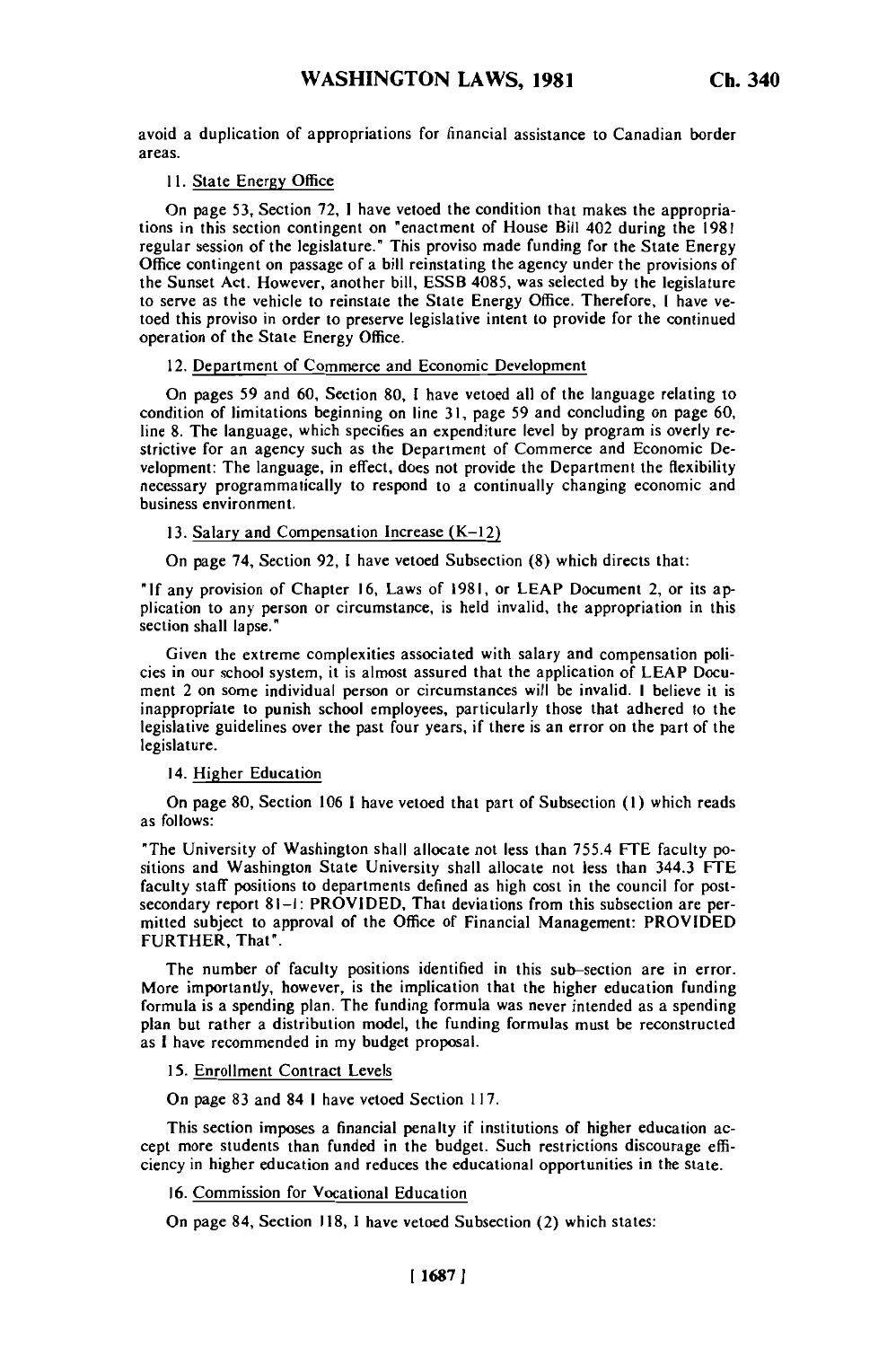avoid a duplication of appropriations for financial assistance to Canadian border areas.

11. State Energy Office

On page 53, Section 72, I have vetoed the condition that makes the appropriations in this section contingent on "enactment of House Bill 402 during the 1981 regular session of the legislature." This proviso made funding for the State Energy Office contingent on passage of a bill reinstating the agency under the provisions of the Sunset Act. However, another bill, ESSB 4085, was selected by the legislature to serve as the vehicle to reinstate the State Energy Office. Therefore, I have vetoed this proviso in order to preserve legislative intent to provide for the continued operation of the State Energy Office.

12. Department of Commerce and Economic Development

On pages 59 and 60, Section 80, I have vetoed all of the language relating to condition of limitations beginning on line 31, page 59 and concluding on page 60, line 8. The language, which specifies an expenditure level by program is overly restrictive for an agency such as the Department of Commerce and Economic Development: The language, in effect, does not provide the Department the flexibility necessary programmatically to respond to a continually changing economic and business environment.

13. Salary and Compensation Increase (K-12)

On page 74, Section 92, I have vetoed Subsection (8) which directs that:

"If any provision of Chapter 16, Laws of 1981, or LEAP Document 2, or its application to any person or circumstance, is held invalid, the appropriation in this section shall lapse."

Given the extreme complexities associated with salary and compensation policies in our school system, it is almost assured that the application of LEAP Document 2 on some individual person or circumstances will be invalid. I believe it is inappropriate to punish school employees, particularly those that adhered to the legislative guidelines over the past four years, if there is an error on the part of the legislature.

14. Higher Education

On page 80, Section 106 I have vetoed that part of Subsection (1) which reads as follows:

"The University of Washington shall allocate not less than 755.4 FTE faculty positions and Washington State University shall allocate not less than 344.3 FTE faculty staff positions to departments defined as high cost in the council for postsecondary report 81-1: PROVIDED, That deviations from this subsection are permitted subject to approval of the Office of Financial Management: PROVIDED FURTHER, That".

The number of faculty positions identified in this sub-section are in error. More importantly, however, is the implication that the higher education funding formula is a spending plan. The funding formula was never intended as a spending plan but rather a distribution model, the funding formulas must be reconstructed as I have recommended in my budget proposal.

15. Enrollment Contract Levels

On page 83 and 84 I have vetoed Section 117.

This section imposes a financial penalty if institutions of higher education accept more students than funded in the budget. Such restrictions discourage efficiency in higher education and reduces the educational opportunities in the state.

16. Commission for Vocational Education

On page 84, Section 118, I have vetoed Subsection (2) which states: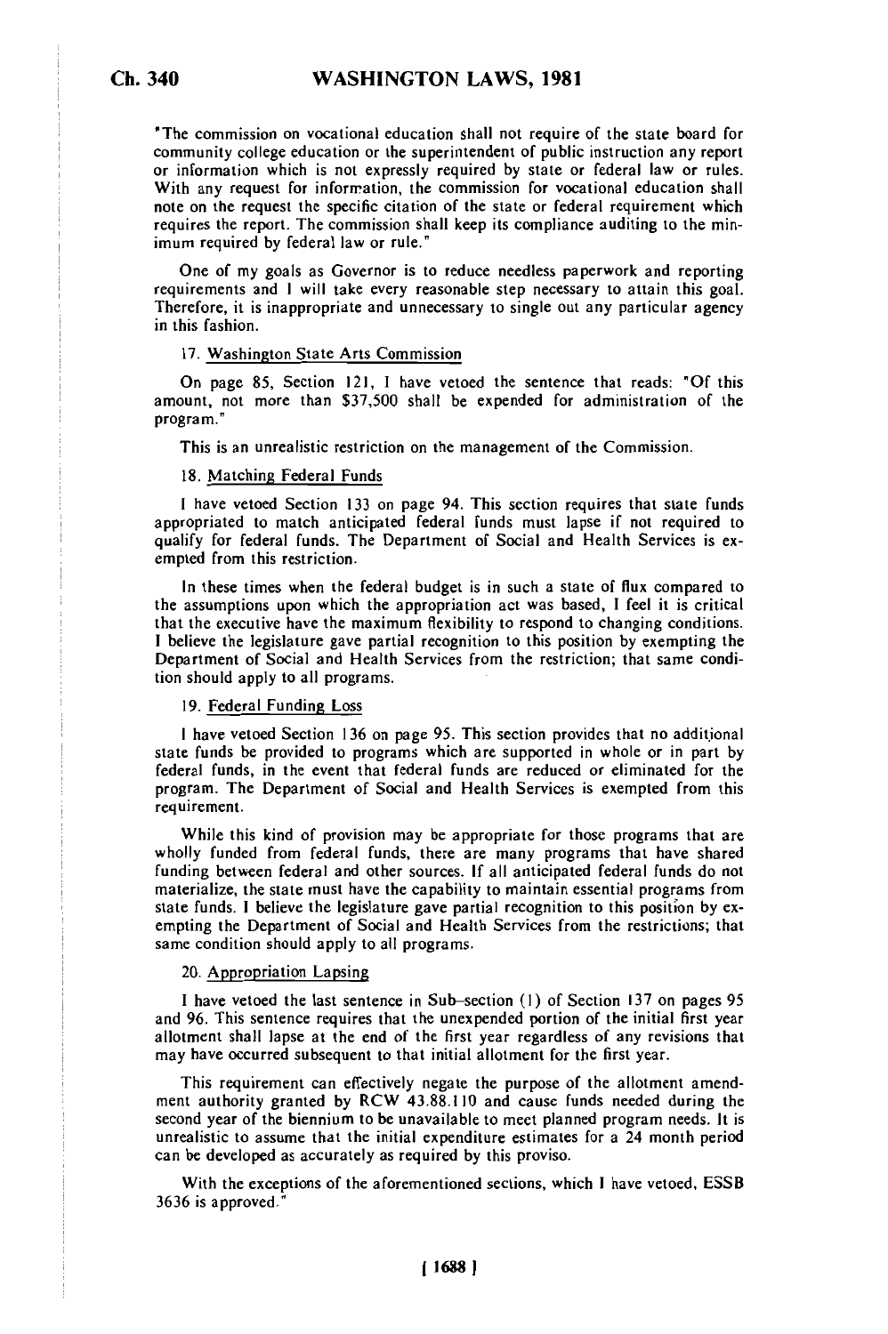"The commission on vocational education shall not require of the state board for community college education or the superintendent of public instruction any report or information which is not expressly required by state or federal law or rules. With any request for information, the commission for vocational education shall note on the request the specific citation of the state or federal requirement which requires the report. The commission shall keep its compliance auditing to the minimum required by federal law or rule."

One of my goals as Governor is to reduce needless paperwork and reporting requirements and I will take every reasonable step necessary to attain this goal. Therefore, it is inappropriate and unnecessary to single out any particular agency in this fashion.

17. Washington State Arts Commission

On page 85, Section 121, I have vetoed the sentence that reads: "Of this amount, not more than $37,500 shall be expended for administration of the program."

This is an unrealistic restriction on the management of the Commission.

18. Matching Federal Funds

I have vetoed Section 133 on page 94. This section requires that state funds appropriated to match anticipated federal funds must lapse if not required to qualify for federal funds. The Department of Social and Health Services is exempted from this restriction.

In these times when the federal budget is in such a state of flux compared to the assumptions upon which the appropriation act was based, I feel it is critical that the executive have the maximum flexibility to respond to changing conditions. I believe the legislature gave partial recognition to this position by exempting the Department of Social and Health Services from the restriction; that same condition should apply to all programs.

19. Federal Funding Loss

I have vetoed Section 136 on page 95. This section provides that no additional state funds be provided to programs which are supported in whole or in part by federal funds, in the event that federal funds are reduced or eliminated for the program. The Department of Social and Health Services is exempted from this requirement.

While this kind of provision may be appropriate for those programs that are wholly funded from federal funds, there are many programs that have shared funding between federal and other sources. If all anticipated federal funds do not materialize, the state must have the capability to maintain essential programs from state funds. I believe the legislature gave partial recognition to this position by exempting the Department of Social and Health Services from the restrictions; that same condition should apply to all programs.

20. Appropriation Lapsing

I have vetoed the last sentence in Sub-section (1) of Section 137 on pages 95 and 96. This sentence requires that the unexpended portion of the initial first year allotment shall lapse at the end of the first year regardless of any revisions that may have occurred subsequent to that initial allotment for the first year.

This requirement can effectively negate the purpose of the allotment amendment authority granted by RCW 43.88.110 and cause funds needed during the second year of the biennium to be unavailable to meet planned program needs. It is unrealistic to assume that the initial expenditure estimates for a 24 month period can be developed as accurately as required by this proviso.

With the exceptions of the aforementioned sections, which I have vetoed, ESSB 3636 is approved."